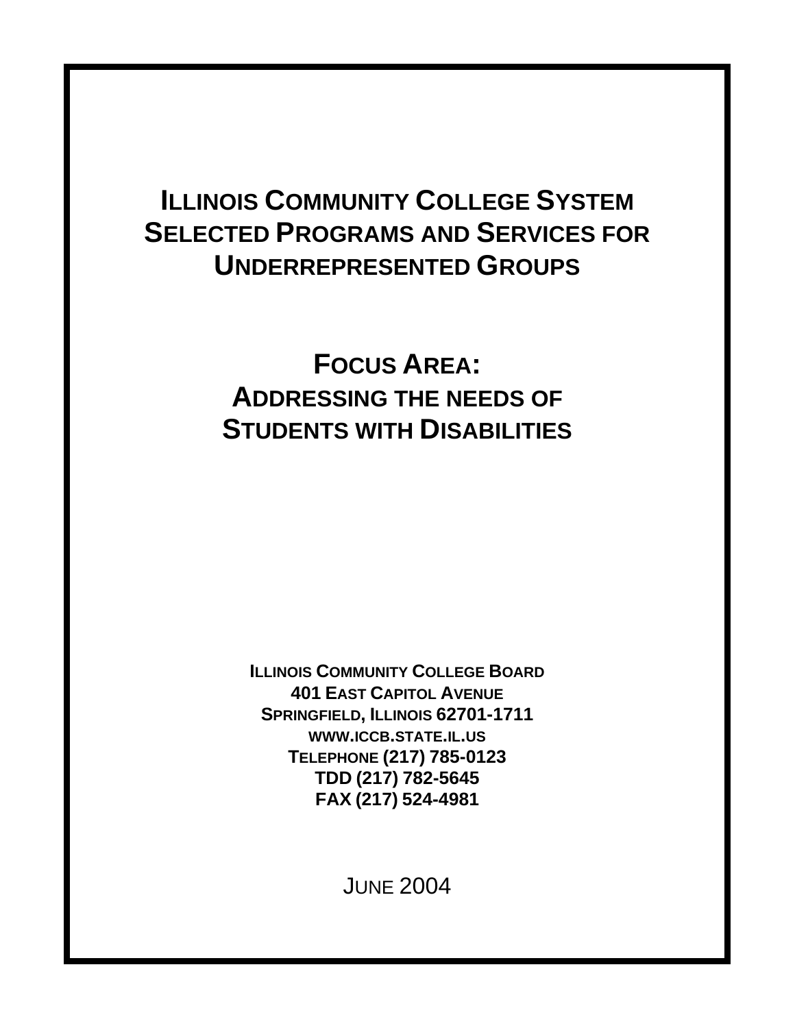# Illinois Community College System Selected Programs and Services for Underrepresented Groups

## Focus Area: Addressing the Needs of Students with Disabilities

**Illinois Community College Board**
**401 East Capitol Avenue**
**Springfield, Illinois 62701-1711**
**www.iccb.state.il.us**
**Telephone (217) 785-0123**
**TDD (217) 782-5645**
**FAX (217) 524-4981**

June 2004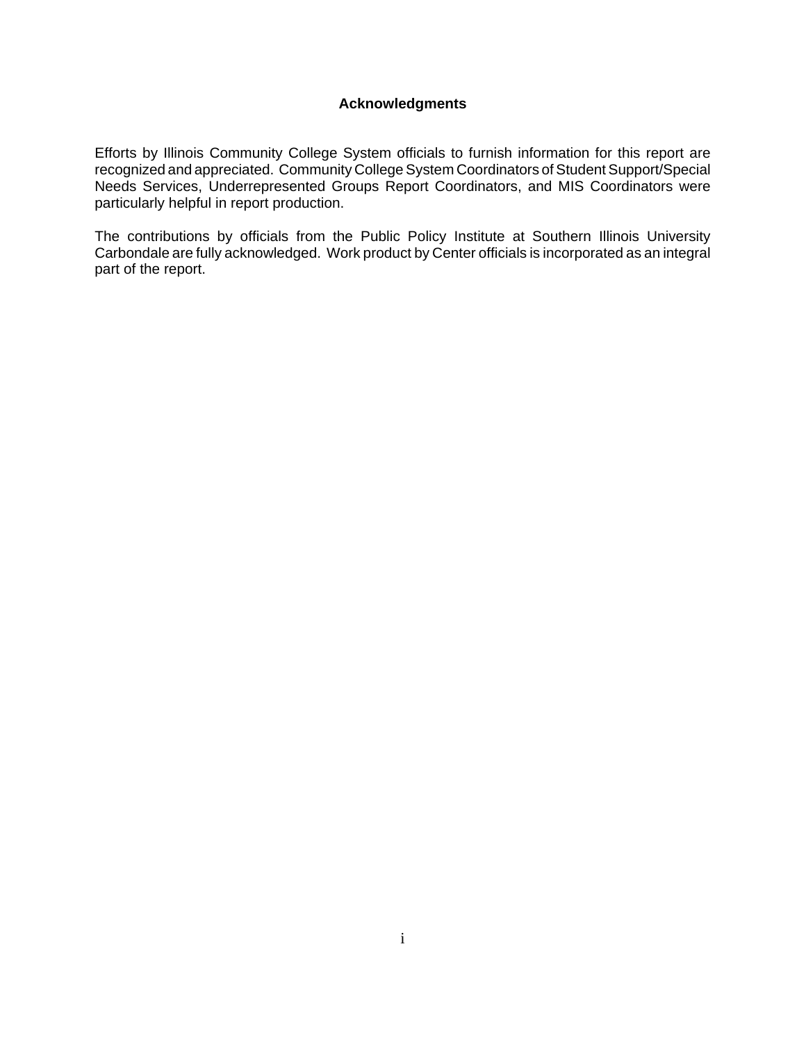## Acknowledgments

Efforts by Illinois Community College System officials to furnish information for this report are recognized and appreciated. Community College System Coordinators of Student Support/Special Needs Services, Underrepresented Groups Report Coordinators, and MIS Coordinators were particularly helpful in report production.

The contributions by officials from the Public Policy Institute at Southern Illinois University Carbondale are fully acknowledged. Work product by Center officials is incorporated as an integral part of the report.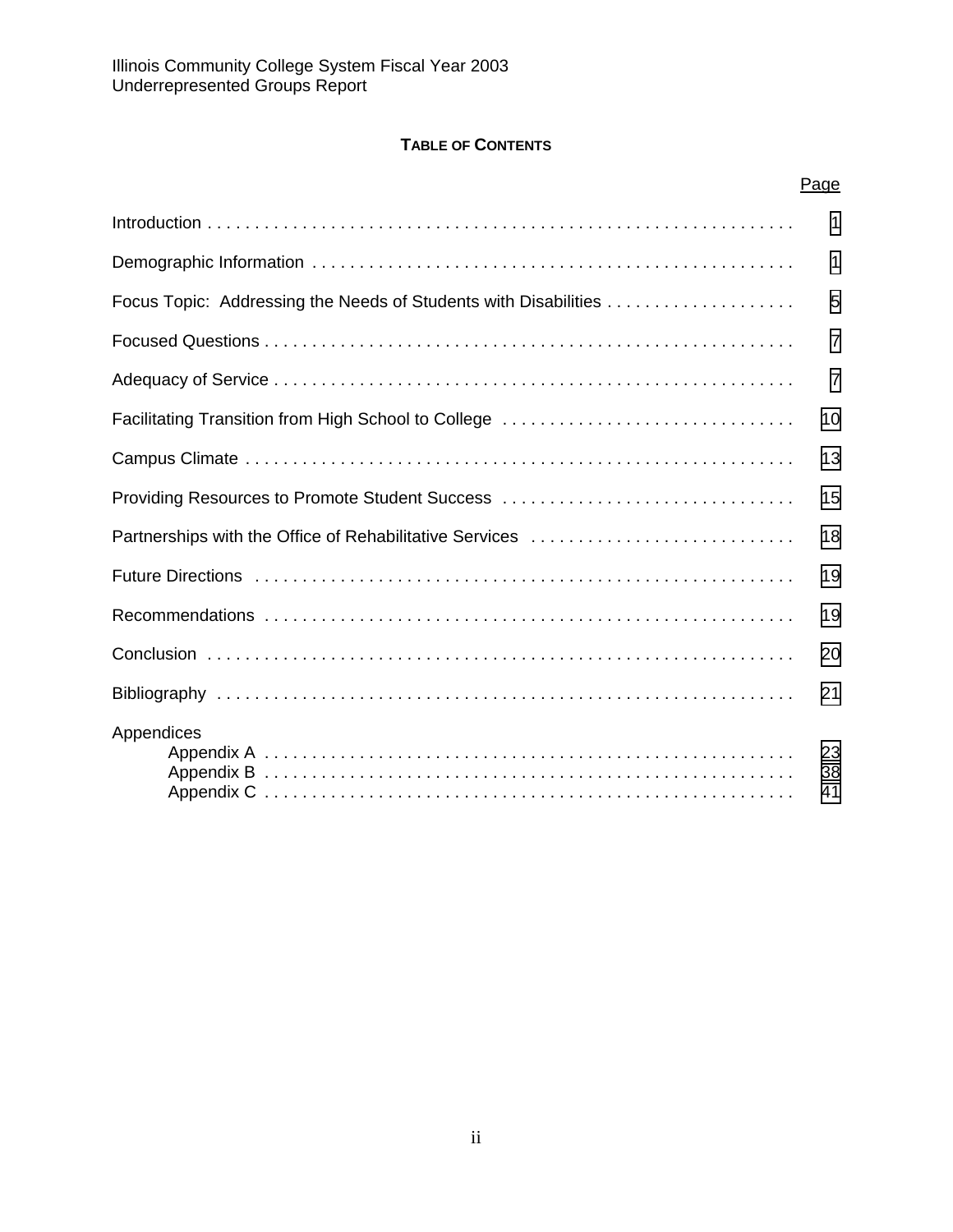Illinois Community College System Fiscal Year 2003
Underrepresented Groups Report

## TABLE OF CONTENTS

| | Page |
|---|---|
| Introduction | 1 |
| Demographic Information | 1 |
| Focus Topic: Addressing the Needs of Students with Disabilities | 5 |
| Focused Questions | 7 |
| Adequacy of Service | 7 |
| Facilitating Transition from High School to College | 10 |
| Campus Climate | 13 |
| Providing Resources to Promote Student Success | 15 |
| Partnerships with the Office of Rehabilitative Services | 18 |
| Future Directions | 19 |
| Recommendations | 19 |
| Conclusion | 20 |
| Bibliography | 21 |
| Appendices | |
| Appendix A | 23 |
| Appendix B | 38 |
| Appendix C | 41 |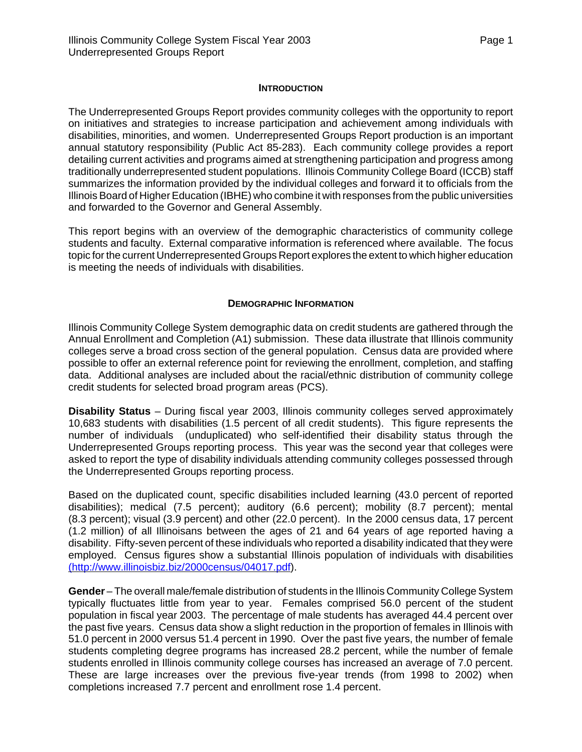## INTRODUCTION

The Underrepresented Groups Report provides community colleges with the opportunity to report on initiatives and strategies to increase participation and achievement among individuals with disabilities, minorities, and women. Underrepresented Groups Report production is an important annual statutory responsibility (Public Act 85-283). Each community college provides a report detailing current activities and programs aimed at strengthening participation and progress among traditionally underrepresented student populations. Illinois Community College Board (ICCB) staff summarizes the information provided by the individual colleges and forward it to officials from the Illinois Board of Higher Education (IBHE) who combine it with responses from the public universities and forwarded to the Governor and General Assembly.

This report begins with an overview of the demographic characteristics of community college students and faculty. External comparative information is referenced where available. The focus topic for the current Underrepresented Groups Report explores the extent to which higher education is meeting the needs of individuals with disabilities.

## DEMOGRAPHIC INFORMATION

Illinois Community College System demographic data on credit students are gathered through the Annual Enrollment and Completion (A1) submission. These data illustrate that Illinois community colleges serve a broad cross section of the general population. Census data are provided where possible to offer an external reference point for reviewing the enrollment, completion, and staffing data. Additional analyses are included about the racial/ethnic distribution of community college credit students for selected broad program areas (PCS).

**Disability Status** – During fiscal year 2003, Illinois community colleges served approximately 10,683 students with disabilities (1.5 percent of all credit students). This figure represents the number of individuals (unduplicated) who self-identified their disability status through the Underrepresented Groups reporting process. This year was the second year that colleges were asked to report the type of disability individuals attending community colleges possessed through the Underrepresented Groups reporting process.

Based on the duplicated count, specific disabilities included learning (43.0 percent of reported disabilities); medical (7.5 percent); auditory (6.6 percent); mobility (8.7 percent); mental (8.3 percent); visual (3.9 percent) and other (22.0 percent). In the 2000 census data, 17 percent (1.2 million) of all Illinoisans between the ages of 21 and 64 years of age reported having a disability. Fifty-seven percent of these individuals who reported a disability indicated that they were employed. Census figures show a substantial Illinois population of individuals with disabilities (http://www.illinoisbiz.biz/2000census/04017.pdf).

**Gender** – The overall male/female distribution of students in the Illinois Community College System typically fluctuates little from year to year. Females comprised 56.0 percent of the student population in fiscal year 2003. The percentage of male students has averaged 44.4 percent over the past five years. Census data show a slight reduction in the proportion of females in Illinois with 51.0 percent in 2000 versus 51.4 percent in 1990. Over the past five years, the number of female students completing degree programs has increased 28.2 percent, while the number of female students enrolled in Illinois community college courses has increased an average of 7.0 percent. These are large increases over the previous five-year trends (from 1998 to 2002) when completions increased 7.7 percent and enrollment rose 1.4 percent.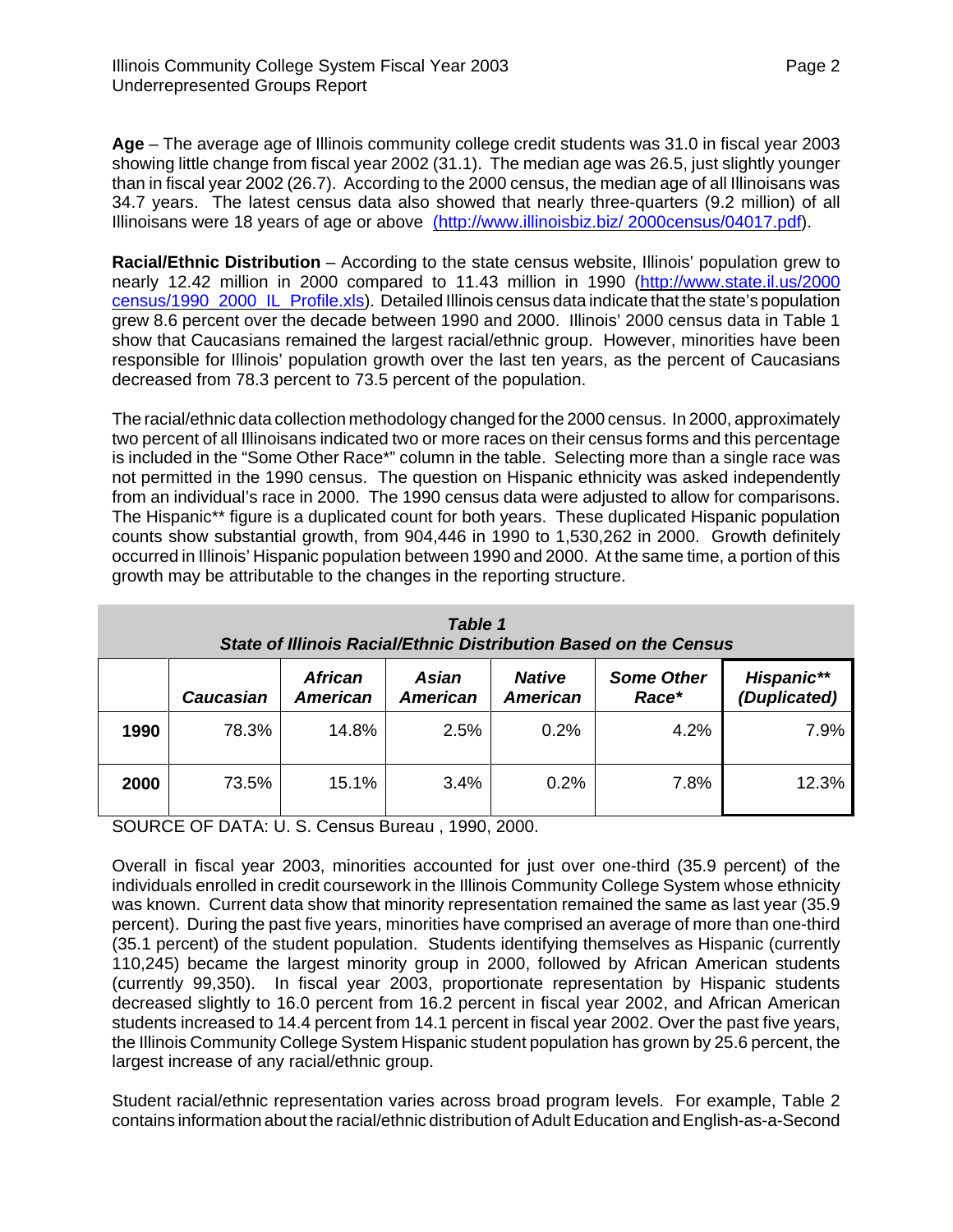**Age** – The average age of Illinois community college credit students was 31.0 in fiscal year 2003 showing little change from fiscal year 2002 (31.1). The median age was 26.5, just slightly younger than in fiscal year 2002 (26.7). According to the 2000 census, the median age of all Illinoisans was 34.7 years. The latest census data also showed that nearly three-quarters (9.2 million) of all Illinoisans were 18 years of age or above (http://www.illinoisbiz.biz/ 2000census/04017.pdf).

**Racial/Ethnic Distribution** – According to the state census website, Illinois' population grew to nearly 12.42 million in 2000 compared to 11.43 million in 1990 (http://www.state.il.us/2000 census/1990_2000_IL_Profile.xls). Detailed Illinois census data indicate that the state's population grew 8.6 percent over the decade between 1990 and 2000. Illinois' 2000 census data in Table 1 show that Caucasians remained the largest racial/ethnic group. However, minorities have been responsible for Illinois' population growth over the last ten years, as the percent of Caucasians decreased from 78.3 percent to 73.5 percent of the population.

The racial/ethnic data collection methodology changed for the 2000 census. In 2000, approximately two percent of all Illinoisans indicated two or more races on their census forms and this percentage is included in the "Some Other Race*" column in the table. Selecting more than a single race was not permitted in the 1990 census. The question on Hispanic ethnicity was asked independently from an individual's race in 2000. The 1990 census data were adjusted to allow for comparisons. The Hispanic** figure is a duplicated count for both years. These duplicated Hispanic population counts show substantial growth, from 904,446 in 1990 to 1,530,262 in 2000. Growth definitely occurred in Illinois' Hispanic population between 1990 and 2000. At the same time, a portion of this growth may be attributable to the changes in the reporting structure.

***Table 1***
***State of Illinois Racial/Ethnic Distribution Based on the Census***

| | *Caucasian* | *African American* | *Asian American* | *Native American* | *Some Other Race** | *Hispanic** (Duplicated)* |
|---|---|---|---|---|---|---|
| **1990** | 78.3% | 14.8% | 2.5% | 0.2% | 4.2% | 7.9% |
| **2000** | 73.5% | 15.1% | 3.4% | 0.2% | 7.8% | 12.3% |

SOURCE OF DATA: U. S. Census Bureau , 1990, 2000.

Overall in fiscal year 2003, minorities accounted for just over one-third (35.9 percent) of the individuals enrolled in credit coursework in the Illinois Community College System whose ethnicity was known. Current data show that minority representation remained the same as last year (35.9 percent). During the past five years, minorities have comprised an average of more than one-third (35.1 percent) of the student population. Students identifying themselves as Hispanic (currently 110,245) became the largest minority group in 2000, followed by African American students (currently 99,350). In fiscal year 2003, proportionate representation by Hispanic students decreased slightly to 16.0 percent from 16.2 percent in fiscal year 2002, and African American students increased to 14.4 percent from 14.1 percent in fiscal year 2002. Over the past five years, the Illinois Community College System Hispanic student population has grown by 25.6 percent, the largest increase of any racial/ethnic group.

Student racial/ethnic representation varies across broad program levels. For example, Table 2 contains information about the racial/ethnic distribution of Adult Education and English-as-a-Second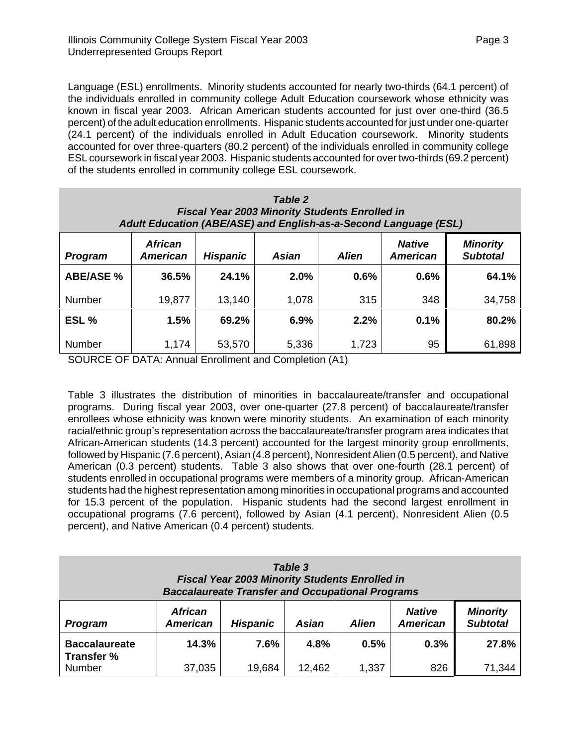Language (ESL) enrollments. Minority students accounted for nearly two-thirds (64.1 percent) of the individuals enrolled in community college Adult Education coursework whose ethnicity was known in fiscal year 2003. African American students accounted for just over one-third (36.5 percent) of the adult education enrollments. Hispanic students accounted for just under one-quarter (24.1 percent) of the individuals enrolled in Adult Education coursework. Minority students accounted for over three-quarters (80.2 percent) of the individuals enrolled in community college ESL coursework in fiscal year 2003. Hispanic students accounted for over two-thirds (69.2 percent) of the students enrolled in community college ESL coursework.

***Table 2***
***Fiscal Year 2003 Minority Students Enrolled in***
***Adult Education (ABE/ASE) and English-as-a-Second Language (ESL)***

| *Program* | *African American* | *Hispanic* | *Asian* | *Alien* | *Native American* | *Minority Subtotal* |
|---|---|---|---|---|---|---|
| **ABE/ASE %** | **36.5%** | **24.1%** | **2.0%** | **0.6%** | **0.6%** | **64.1%** |
| Number | 19,877 | 13,140 | 1,078 | 315 | 348 | 34,758 |
| **ESL %** | **1.5%** | **69.2%** | **6.9%** | **2.2%** | **0.1%** | **80.2%** |
| Number | 1,174 | 53,570 | 5,336 | 1,723 | 95 | 61,898 |

SOURCE OF DATA: Annual Enrollment and Completion (A1)

Table 3 illustrates the distribution of minorities in baccalaureate/transfer and occupational programs. During fiscal year 2003, over one-quarter (27.8 percent) of baccalaureate/transfer enrollees whose ethnicity was known were minority students. An examination of each minority racial/ethnic group's representation across the baccalaureate/transfer program area indicates that African-American students (14.3 percent) accounted for the largest minority group enrollments, followed by Hispanic (7.6 percent), Asian (4.8 percent), Nonresident Alien (0.5 percent), and Native American (0.3 percent) students. Table 3 also shows that over one-fourth (28.1 percent) of students enrolled in occupational programs were members of a minority group. African-American students had the highest representation among minorities in occupational programs and accounted for 15.3 percent of the population. Hispanic students had the second largest enrollment in occupational programs (7.6 percent), followed by Asian (4.1 percent), Nonresident Alien (0.5 percent), and Native American (0.4 percent) students.

***Table 3***
***Fiscal Year 2003 Minority Students Enrolled in***
***Baccalaureate Transfer and Occupational Programs***

| *Program* | *African American* | *Hispanic* | *Asian* | *Alien* | *Native American* | *Minority Subtotal* |
|---|---|---|---|---|---|---|
| **Baccalaureate Transfer %** | **14.3%** | **7.6%** | **4.8%** | **0.5%** | **0.3%** | **27.8%** |
| Number | 37,035 | 19,684 | 12,462 | 1,337 | 826 | 71,344 |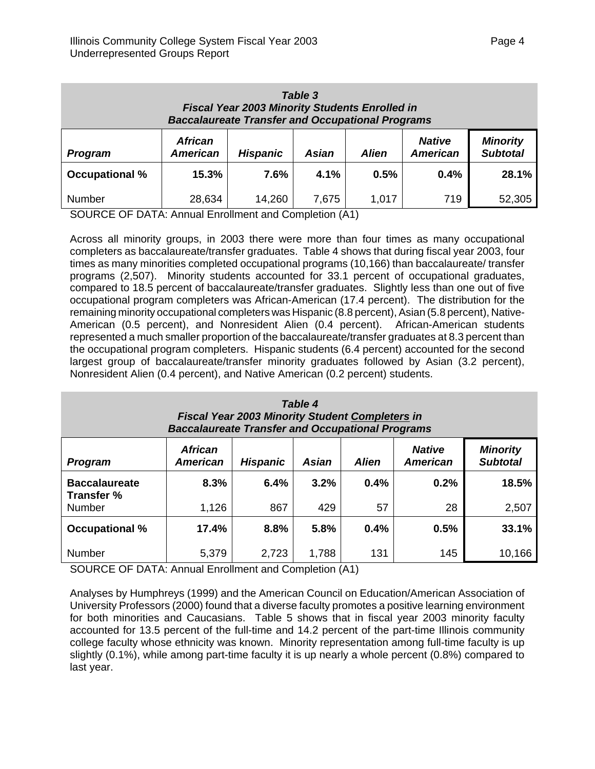**Table 3**
***Fiscal Year 2003 Minority Students Enrolled in Baccalaureate Transfer and Occupational Programs***

| *Program* | *African American* | *Hispanic* | *Asian* | *Alien* | *Native American* | *Minority Subtotal* |
|---|---|---|---|---|---|---|
| **Occupational %** | **15.3%** | **7.6%** | **4.1%** | **0.5%** | **0.4%** | **28.1%** |
| Number | 28,634 | 14,260 | 7,675 | 1,017 | 719 | 52,305 |

SOURCE OF DATA: Annual Enrollment and Completion (A1)

Across all minority groups, in 2003 there were more than four times as many occupational completers as baccalaureate/transfer graduates. Table 4 shows that during fiscal year 2003, four times as many minorities completed occupational programs (10,166) than baccalaureate/ transfer programs (2,507). Minority students accounted for 33.1 percent of occupational graduates, compared to 18.5 percent of baccalaureate/transfer graduates. Slightly less than one out of five occupational program completers was African-American (17.4 percent). The distribution for the remaining minority occupational completers was Hispanic (8.8 percent), Asian (5.8 percent), Native-American (0.5 percent), and Nonresident Alien (0.4 percent). African-American students represented a much smaller proportion of the baccalaureate/transfer graduates at 8.3 percent than the occupational program completers. Hispanic students (6.4 percent) accounted for the second largest group of baccalaureate/transfer minority graduates followed by Asian (3.2 percent), Nonresident Alien (0.4 percent), and Native American (0.2 percent) students.

**Table 4**
***Fiscal Year 2003 Minority Student Completers in Baccalaureate Transfer and Occupational Programs***

| *Program* | *African American* | *Hispanic* | *Asian* | *Alien* | *Native American* | *Minority Subtotal* |
|---|---|---|---|---|---|---|
| **Baccalaureate Transfer %** | **8.3%** | **6.4%** | **3.2%** | **0.4%** | **0.2%** | **18.5%** |
| Number | 1,126 | 867 | 429 | 57 | 28 | 2,507 |
| **Occupational %** | **17.4%** | **8.8%** | **5.8%** | **0.4%** | **0.5%** | **33.1%** |
| Number | 5,379 | 2,723 | 1,788 | 131 | 145 | 10,166 |

SOURCE OF DATA: Annual Enrollment and Completion (A1)

Analyses by Humphreys (1999) and the American Council on Education/American Association of University Professors (2000) found that a diverse faculty promotes a positive learning environment for both minorities and Caucasians. Table 5 shows that in fiscal year 2003 minority faculty accounted for 13.5 percent of the full-time and 14.2 percent of the part-time Illinois community college faculty whose ethnicity was known. Minority representation among full-time faculty is up slightly (0.1%), while among part-time faculty it is up nearly a whole percent (0.8%) compared to last year.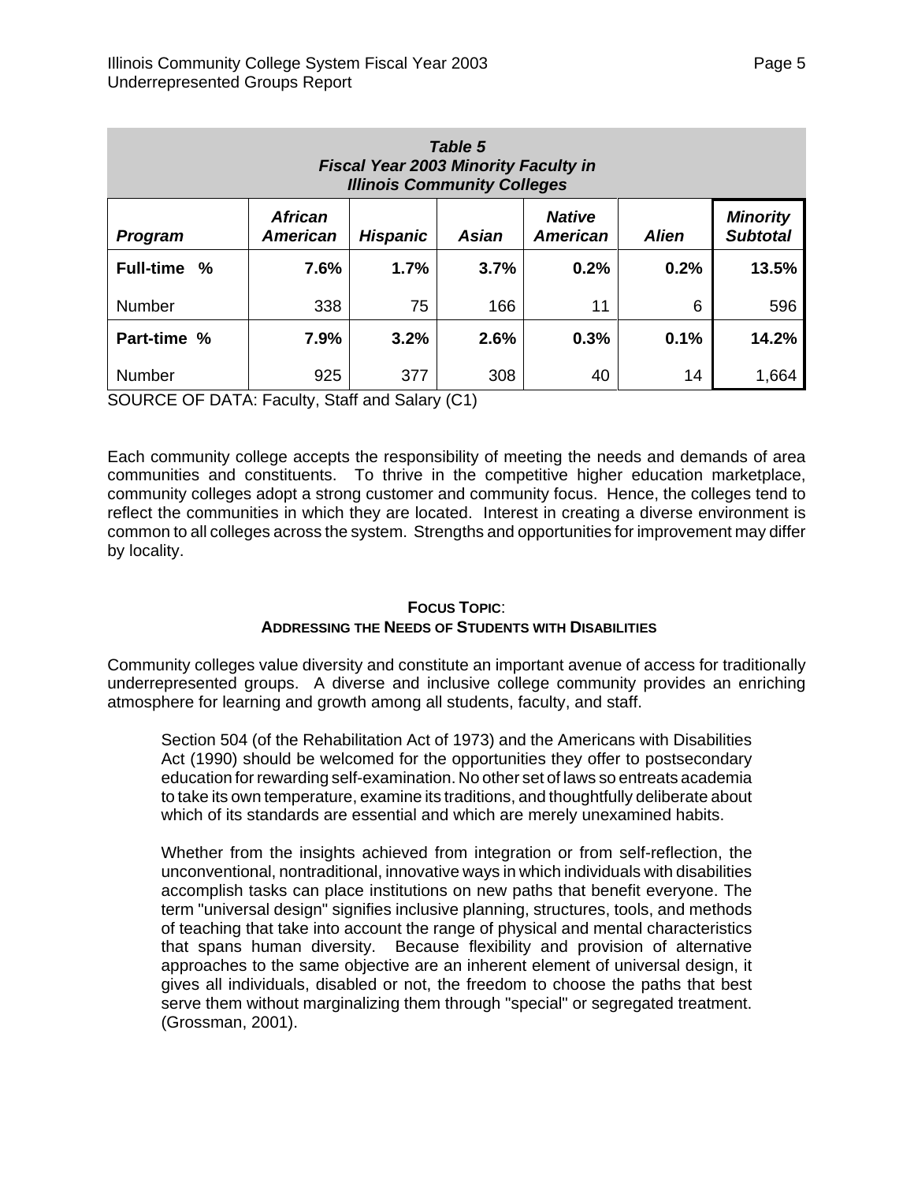**Table 5**
***Fiscal Year 2003 Minority Faculty in Illinois Community Colleges***

| *Program* | *African American* | *Hispanic* | *Asian* | *Native American* | *Alien* | *Minority Subtotal* |
|---|---|---|---|---|---|---|
| **Full-time %** | **7.6%** | **1.7%** | **3.7%** | **0.2%** | **0.2%** | **13.5%** |
| Number | 338 | 75 | 166 | 11 | 6 | 596 |
| **Part-time %** | **7.9%** | **3.2%** | **2.6%** | **0.3%** | **0.1%** | **14.2%** |
| Number | 925 | 377 | 308 | 40 | 14 | 1,664 |

SOURCE OF DATA: Faculty, Staff and Salary (C1)

Each community college accepts the responsibility of meeting the needs and demands of area communities and constituents. To thrive in the competitive higher education marketplace, community colleges adopt a strong customer and community focus. Hence, the colleges tend to reflect the communities in which they are located. Interest in creating a diverse environment is common to all colleges across the system. Strengths and opportunities for improvement may differ by locality.

## FOCUS TOPIC: ADDRESSING THE NEEDS OF STUDENTS WITH DISABILITIES

Community colleges value diversity and constitute an important avenue of access for traditionally underrepresented groups. A diverse and inclusive college community provides an enriching atmosphere for learning and growth among all students, faculty, and staff.

> Section 504 (of the Rehabilitation Act of 1973) and the Americans with Disabilities Act (1990) should be welcomed for the opportunities they offer to postsecondary education for rewarding self-examination. No other set of laws so entreats academia to take its own temperature, examine its traditions, and thoughtfully deliberate about which of its standards are essential and which are merely unexamined habits.
>
> Whether from the insights achieved from integration or from self-reflection, the unconventional, nontraditional, innovative ways in which individuals with disabilities accomplish tasks can place institutions on new paths that benefit everyone. The term "universal design" signifies inclusive planning, structures, tools, and methods of teaching that take into account the range of physical and mental characteristics that spans human diversity. Because flexibility and provision of alternative approaches to the same objective are an inherent element of universal design, it gives all individuals, disabled or not, the freedom to choose the paths that best serve them without marginalizing them through "special" or segregated treatment. (Grossman, 2001).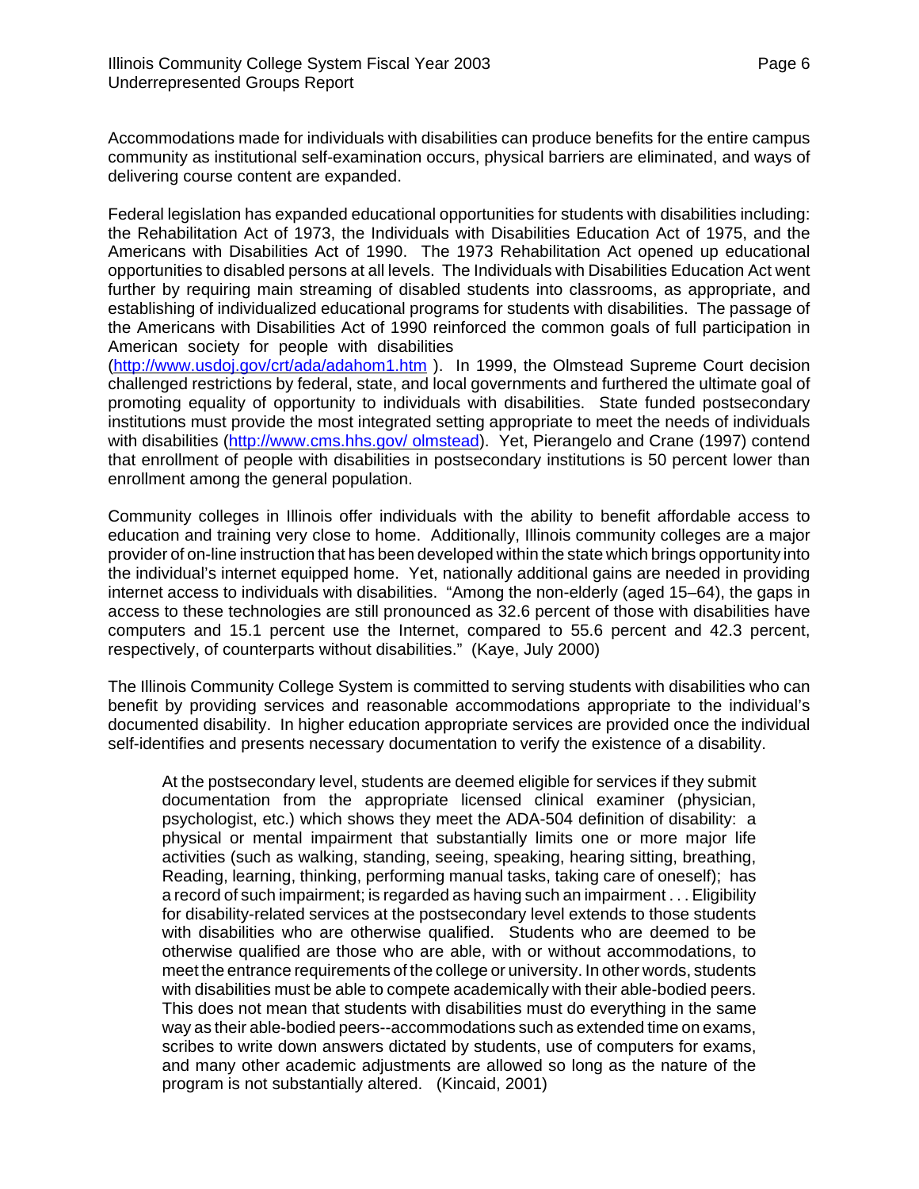Accommodations made for individuals with disabilities can produce benefits for the entire campus community as institutional self-examination occurs, physical barriers are eliminated, and ways of delivering course content are expanded.

Federal legislation has expanded educational opportunities for students with disabilities including: the Rehabilitation Act of 1973, the Individuals with Disabilities Education Act of 1975, and the Americans with Disabilities Act of 1990. The 1973 Rehabilitation Act opened up educational opportunities to disabled persons at all levels. The Individuals with Disabilities Education Act went further by requiring main streaming of disabled students into classrooms, as appropriate, and establishing of individualized educational programs for students with disabilities. The passage of the Americans with Disabilities Act of 1990 reinforced the common goals of full participation in American society for people with disabilities (http://www.usdoj.gov/crt/ada/adahom1.htm ). In 1999, the Olmstead Supreme Court decision challenged restrictions by federal, state, and local governments and furthered the ultimate goal of promoting equality of opportunity to individuals with disabilities. State funded postsecondary institutions must provide the most integrated setting appropriate to meet the needs of individuals with disabilities (http://www.cms.hhs.gov/ olmstead). Yet, Pierangelo and Crane (1997) contend that enrollment of people with disabilities in postsecondary institutions is 50 percent lower than enrollment among the general population.

Community colleges in Illinois offer individuals with the ability to benefit affordable access to education and training very close to home. Additionally, Illinois community colleges are a major provider of on-line instruction that has been developed within the state which brings opportunity into the individual's internet equipped home. Yet, nationally additional gains are needed in providing internet access to individuals with disabilities. "Among the non-elderly (aged 15–64), the gaps in access to these technologies are still pronounced as 32.6 percent of those with disabilities have computers and 15.1 percent use the Internet, compared to 55.6 percent and 42.3 percent, respectively, of counterparts without disabilities." (Kaye, July 2000)

The Illinois Community College System is committed to serving students with disabilities who can benefit by providing services and reasonable accommodations appropriate to the individual's documented disability. In higher education appropriate services are provided once the individual self-identifies and presents necessary documentation to verify the existence of a disability.

> At the postsecondary level, students are deemed eligible for services if they submit documentation from the appropriate licensed clinical examiner (physician, psychologist, etc.) which shows they meet the ADA-504 definition of disability: a physical or mental impairment that substantially limits one or more major life activities (such as walking, standing, seeing, speaking, hearing sitting, breathing, Reading, learning, thinking, performing manual tasks, taking care of oneself); has a record of such impairment; is regarded as having such an impairment . . . Eligibility for disability-related services at the postsecondary level extends to those students with disabilities who are otherwise qualified. Students who are deemed to be otherwise qualified are those who are able, with or without accommodations, to meet the entrance requirements of the college or university. In other words, students with disabilities must be able to compete academically with their able-bodied peers. This does not mean that students with disabilities must do everything in the same way as their able-bodied peers--accommodations such as extended time on exams, scribes to write down answers dictated by students, use of computers for exams, and many other academic adjustments are allowed so long as the nature of the program is not substantially altered. (Kincaid, 2001)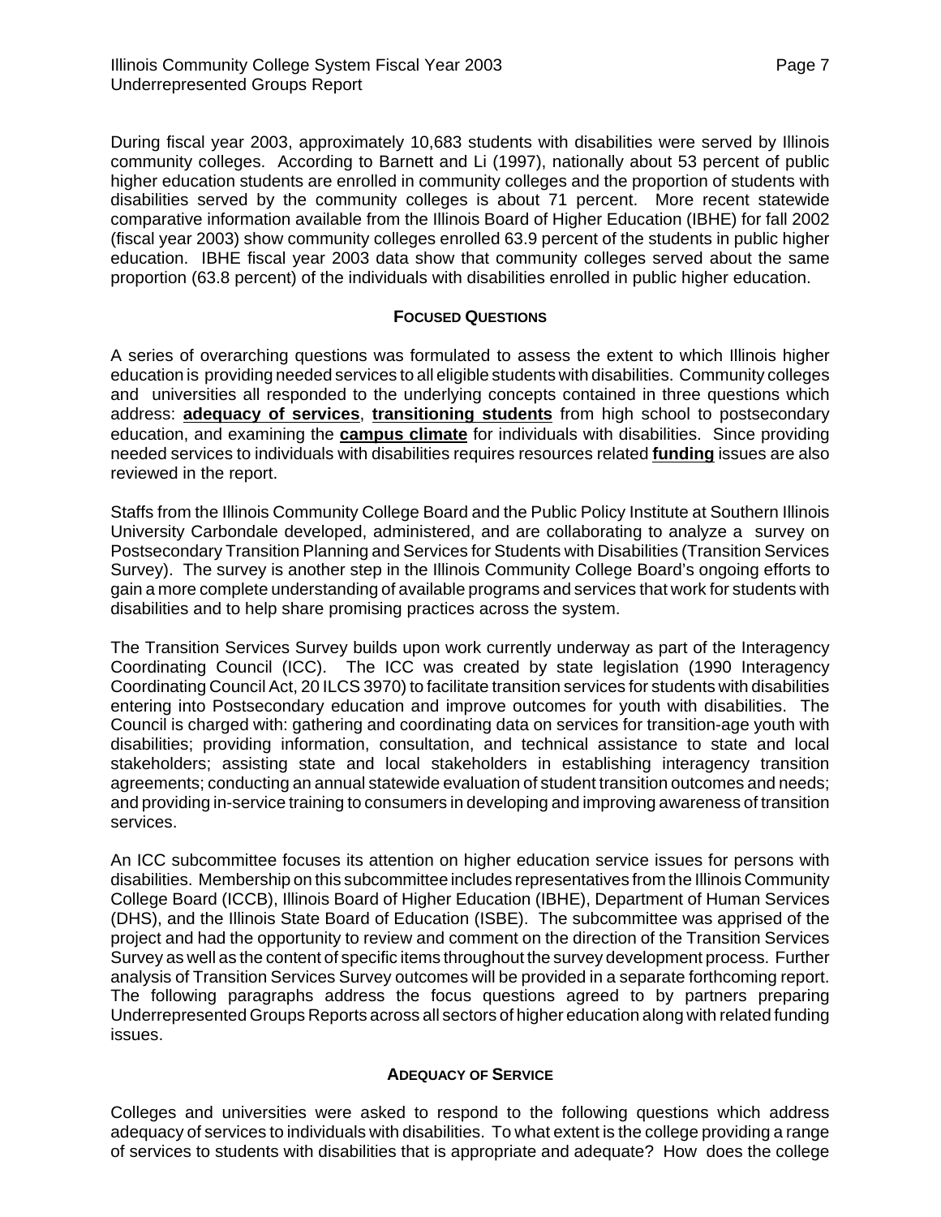During fiscal year 2003, approximately 10,683 students with disabilities were served by Illinois community colleges. According to Barnett and Li (1997), nationally about 53 percent of public higher education students are enrolled in community colleges and the proportion of students with disabilities served by the community colleges is about 71 percent. More recent statewide comparative information available from the Illinois Board of Higher Education (IBHE) for fall 2002 (fiscal year 2003) show community colleges enrolled 63.9 percent of the students in public higher education. IBHE fiscal year 2003 data show that community colleges served about the same proportion (63.8 percent) of the individuals with disabilities enrolled in public higher education.

## FOCUSED QUESTIONS

A series of overarching questions was formulated to assess the extent to which Illinois higher education is providing needed services to all eligible students with disabilities. Community colleges and universities all responded to the underlying concepts contained in three questions which address: **adequacy of services**, **transitioning students** from high school to postsecondary education, and examining the **campus climate** for individuals with disabilities. Since providing needed services to individuals with disabilities requires resources related **funding** issues are also reviewed in the report.

Staffs from the Illinois Community College Board and the Public Policy Institute at Southern Illinois University Carbondale developed, administered, and are collaborating to analyze a survey on Postsecondary Transition Planning and Services for Students with Disabilities (Transition Services Survey). The survey is another step in the Illinois Community College Board's ongoing efforts to gain a more complete understanding of available programs and services that work for students with disabilities and to help share promising practices across the system.

The Transition Services Survey builds upon work currently underway as part of the Interagency Coordinating Council (ICC). The ICC was created by state legislation (1990 Interagency Coordinating Council Act, 20 ILCS 3970) to facilitate transition services for students with disabilities entering into Postsecondary education and improve outcomes for youth with disabilities. The Council is charged with: gathering and coordinating data on services for transition-age youth with disabilities; providing information, consultation, and technical assistance to state and local stakeholders; assisting state and local stakeholders in establishing interagency transition agreements; conducting an annual statewide evaluation of student transition outcomes and needs; and providing in-service training to consumers in developing and improving awareness of transition services.

An ICC subcommittee focuses its attention on higher education service issues for persons with disabilities. Membership on this subcommittee includes representatives from the Illinois Community College Board (ICCB), Illinois Board of Higher Education (IBHE), Department of Human Services (DHS), and the Illinois State Board of Education (ISBE). The subcommittee was apprised of the project and had the opportunity to review and comment on the direction of the Transition Services Survey as well as the content of specific items throughout the survey development process. Further analysis of Transition Services Survey outcomes will be provided in a separate forthcoming report. The following paragraphs address the focus questions agreed to by partners preparing Underrepresented Groups Reports across all sectors of higher education along with related funding issues.

## ADEQUACY OF SERVICE

Colleges and universities were asked to respond to the following questions which address adequacy of services to individuals with disabilities. To what extent is the college providing a range of services to students with disabilities that is appropriate and adequate? How does the college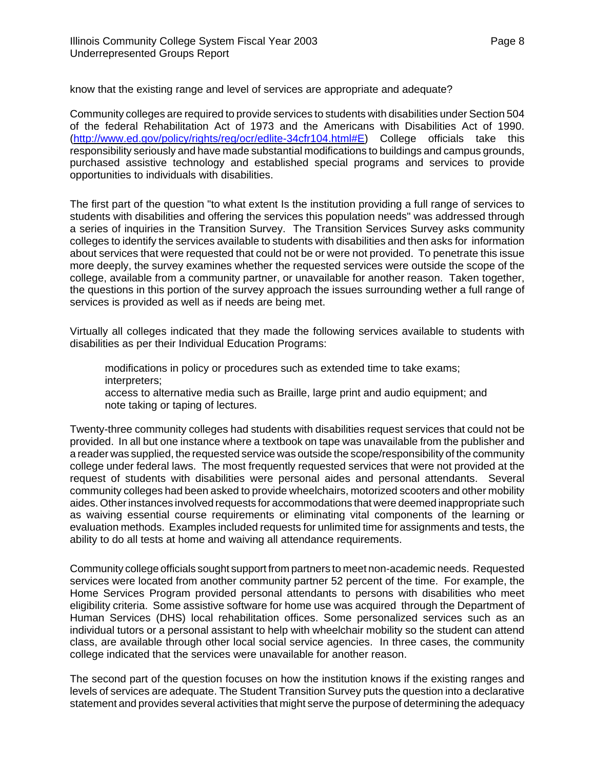know that the existing range and level of services are appropriate and adequate?

Community colleges are required to provide services to students with disabilities under Section 504 of the federal Rehabilitation Act of 1973 and the Americans with Disabilities Act of 1990. (http://www.ed.gov/policy/rights/reg/ocr/edlite-34cfr104.html#E) College officials take this responsibility seriously and have made substantial modifications to buildings and campus grounds, purchased assistive technology and established special programs and services to provide opportunities to individuals with disabilities.

The first part of the question "to what extent Is the institution providing a full range of services to students with disabilities and offering the services this population needs" was addressed through a series of inquiries in the Transition Survey. The Transition Services Survey asks community colleges to identify the services available to students with disabilities and then asks for information about services that were requested that could not be or were not provided. To penetrate this issue more deeply, the survey examines whether the requested services were outside the scope of the college, available from a community partner, or unavailable for another reason. Taken together, the questions in this portion of the survey approach the issues surrounding wether a full range of services is provided as well as if needs are being met.

Virtually all colleges indicated that they made the following services available to students with disabilities as per their Individual Education Programs:

modifications in policy or procedures such as extended time to take exams;  
interpreters;  
access to alternative media such as Braille, large print and audio equipment; and  
note taking or taping of lectures.

Twenty-three community colleges had students with disabilities request services that could not be provided. In all but one instance where a textbook on tape was unavailable from the publisher and a reader was supplied, the requested service was outside the scope/responsibility of the community college under federal laws. The most frequently requested services that were not provided at the request of students with disabilities were personal aides and personal attendants. Several community colleges had been asked to provide wheelchairs, motorized scooters and other mobility aides. Other instances involved requests for accommodations that were deemed inappropriate such as waiving essential course requirements or eliminating vital components of the learning or evaluation methods. Examples included requests for unlimited time for assignments and tests, the ability to do all tests at home and waiving all attendance requirements.

Community college officials sought support from partners to meet non-academic needs. Requested services were located from another community partner 52 percent of the time. For example, the Home Services Program provided personal attendants to persons with disabilities who meet eligibility criteria. Some assistive software for home use was acquired through the Department of Human Services (DHS) local rehabilitation offices. Some personalized services such as an individual tutors or a personal assistant to help with wheelchair mobility so the student can attend class, are available through other local social service agencies. In three cases, the community college indicated that the services were unavailable for another reason.

The second part of the question focuses on how the institution knows if the existing ranges and levels of services are adequate. The Student Transition Survey puts the question into a declarative statement and provides several activities that might serve the purpose of determining the adequacy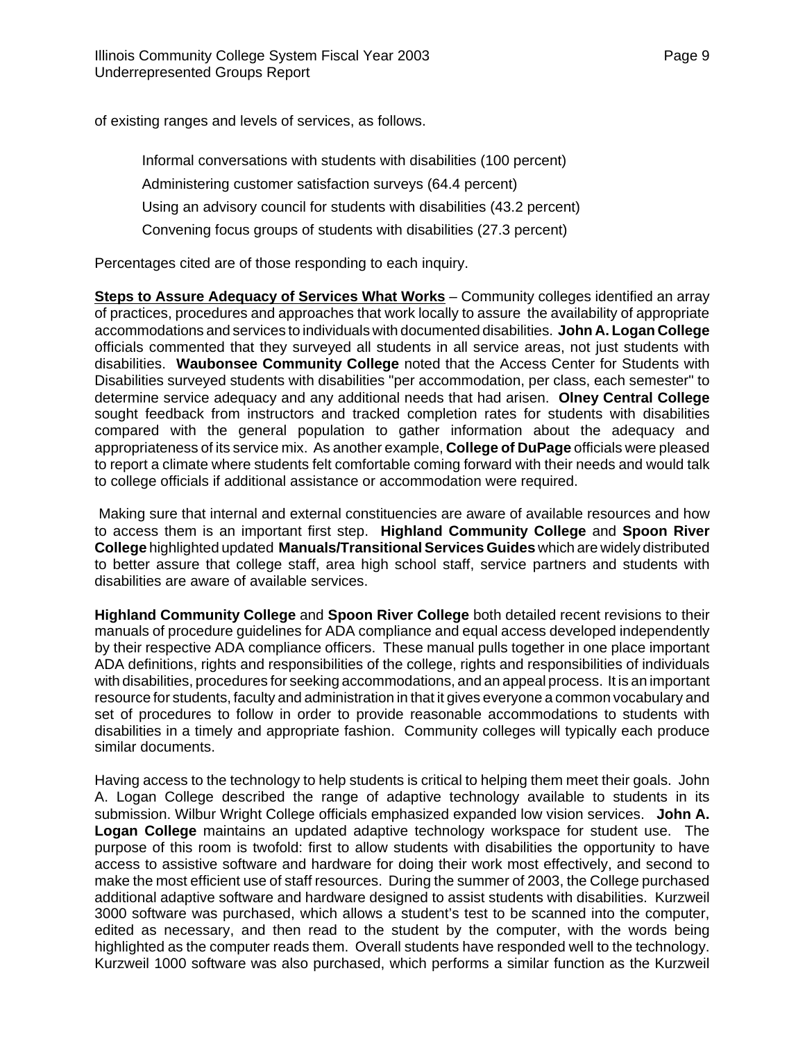of existing ranges and levels of services, as follows.

Informal conversations with students with disabilities (100 percent)

Administering customer satisfaction surveys (64.4 percent)

Using an advisory council for students with disabilities (43.2 percent)

Convening focus groups of students with disabilities (27.3 percent)

Percentages cited are of those responding to each inquiry.

**Steps to Assure Adequacy of Services What Works** – Community colleges identified an array of practices, procedures and approaches that work locally to assure the availability of appropriate accommodations and services to individuals with documented disabilities. **John A. Logan College** officials commented that they surveyed all students in all service areas, not just students with disabilities. **Waubonsee Community College** noted that the Access Center for Students with Disabilities surveyed students with disabilities "per accommodation, per class, each semester" to determine service adequacy and any additional needs that had arisen. **Olney Central College** sought feedback from instructors and tracked completion rates for students with disabilities compared with the general population to gather information about the adequacy and appropriateness of its service mix. As another example, **College of DuPage** officials were pleased to report a climate where students felt comfortable coming forward with their needs and would talk to college officials if additional assistance or accommodation were required.

Making sure that internal and external constituencies are aware of available resources and how to access them is an important first step. **Highland Community College** and **Spoon River College** highlighted updated **Manuals/Transitional Services Guides** which are widely distributed to better assure that college staff, area high school staff, service partners and students with disabilities are aware of available services.

**Highland Community College** and **Spoon River College** both detailed recent revisions to their manuals of procedure guidelines for ADA compliance and equal access developed independently by their respective ADA compliance officers. These manual pulls together in one place important ADA definitions, rights and responsibilities of the college, rights and responsibilities of individuals with disabilities, procedures for seeking accommodations, and an appeal process. It is an important resource for students, faculty and administration in that it gives everyone a common vocabulary and set of procedures to follow in order to provide reasonable accommodations to students with disabilities in a timely and appropriate fashion. Community colleges will typically each produce similar documents.

Having access to the technology to help students is critical to helping them meet their goals. John A. Logan College described the range of adaptive technology available to students in its submission. Wilbur Wright College officials emphasized expanded low vision services. **John A. Logan College** maintains an updated adaptive technology workspace for student use. The purpose of this room is twofold: first to allow students with disabilities the opportunity to have access to assistive software and hardware for doing their work most effectively, and second to make the most efficient use of staff resources. During the summer of 2003, the College purchased additional adaptive software and hardware designed to assist students with disabilities. Kurzweil 3000 software was purchased, which allows a student's test to be scanned into the computer, edited as necessary, and then read to the student by the computer, with the words being highlighted as the computer reads them. Overall students have responded well to the technology. Kurzweil 1000 software was also purchased, which performs a similar function as the Kurzweil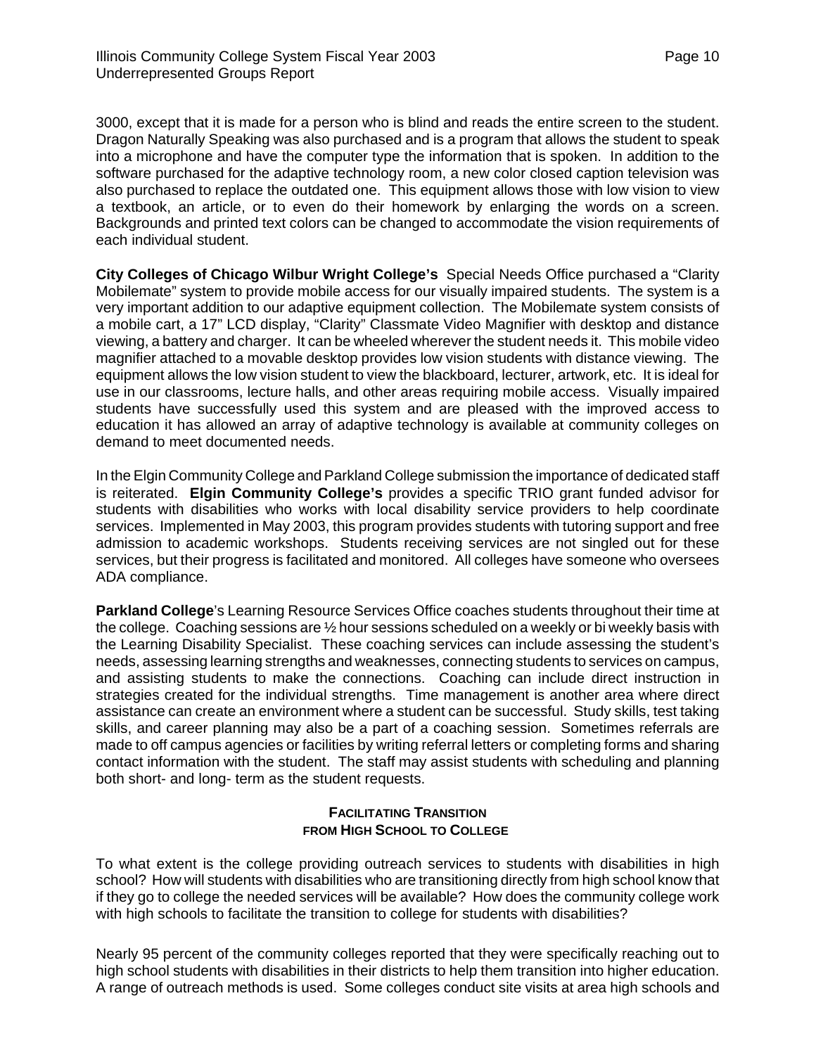3000, except that it is made for a person who is blind and reads the entire screen to the student. Dragon Naturally Speaking was also purchased and is a program that allows the student to speak into a microphone and have the computer type the information that is spoken. In addition to the software purchased for the adaptive technology room, a new color closed caption television was also purchased to replace the outdated one. This equipment allows those with low vision to view a textbook, an article, or to even do their homework by enlarging the words on a screen. Backgrounds and printed text colors can be changed to accommodate the vision requirements of each individual student.

**City Colleges of Chicago Wilbur Wright College's** Special Needs Office purchased a "Clarity Mobilemate" system to provide mobile access for our visually impaired students. The system is a very important addition to our adaptive equipment collection. The Mobilemate system consists of a mobile cart, a 17" LCD display, "Clarity" Classmate Video Magnifier with desktop and distance viewing, a battery and charger. It can be wheeled wherever the student needs it. This mobile video magnifier attached to a movable desktop provides low vision students with distance viewing. The equipment allows the low vision student to view the blackboard, lecturer, artwork, etc. It is ideal for use in our classrooms, lecture halls, and other areas requiring mobile access. Visually impaired students have successfully used this system and are pleased with the improved access to education it has allowed an array of adaptive technology is available at community colleges on demand to meet documented needs.

In the Elgin Community College and Parkland College submission the importance of dedicated staff is reiterated. **Elgin Community College's** provides a specific TRIO grant funded advisor for students with disabilities who works with local disability service providers to help coordinate services. Implemented in May 2003, this program provides students with tutoring support and free admission to academic workshops. Students receiving services are not singled out for these services, but their progress is facilitated and monitored. All colleges have someone who oversees ADA compliance.

**Parkland College**'s Learning Resource Services Office coaches students throughout their time at the college. Coaching sessions are ½ hour sessions scheduled on a weekly or bi weekly basis with the Learning Disability Specialist. These coaching services can include assessing the student's needs, assessing learning strengths and weaknesses, connecting students to services on campus, and assisting students to make the connections. Coaching can include direct instruction in strategies created for the individual strengths. Time management is another area where direct assistance can create an environment where a student can be successful. Study skills, test taking skills, and career planning may also be a part of a coaching session. Sometimes referrals are made to off campus agencies or facilities by writing referral letters or completing forms and sharing contact information with the student. The staff may assist students with scheduling and planning both short- and long- term as the student requests.

## Facilitating Transition from High School to College

To what extent is the college providing outreach services to students with disabilities in high school? How will students with disabilities who are transitioning directly from high school know that if they go to college the needed services will be available? How does the community college work with high schools to facilitate the transition to college for students with disabilities?

Nearly 95 percent of the community colleges reported that they were specifically reaching out to high school students with disabilities in their districts to help them transition into higher education. A range of outreach methods is used. Some colleges conduct site visits at area high schools and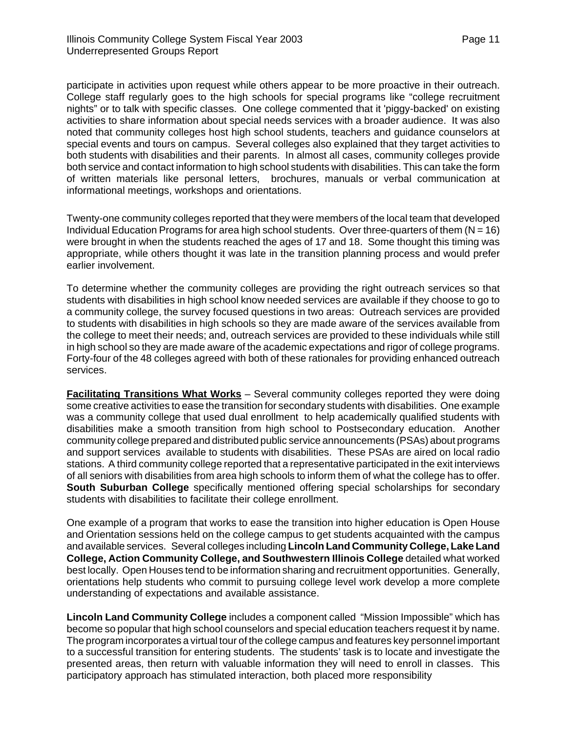participate in activities upon request while others appear to be more proactive in their outreach. College staff regularly goes to the high schools for special programs like "college recruitment nights" or to talk with specific classes. One college commented that it 'piggy-backed' on existing activities to share information about special needs services with a broader audience. It was also noted that community colleges host high school students, teachers and guidance counselors at special events and tours on campus. Several colleges also explained that they target activities to both students with disabilities and their parents. In almost all cases, community colleges provide both service and contact information to high school students with disabilities. This can take the form of written materials like personal letters, brochures, manuals or verbal communication at informational meetings, workshops and orientations.

Twenty-one community colleges reported that they were members of the local team that developed Individual Education Programs for area high school students. Over three-quarters of them (N = 16) were brought in when the students reached the ages of 17 and 18. Some thought this timing was appropriate, while others thought it was late in the transition planning process and would prefer earlier involvement.

To determine whether the community colleges are providing the right outreach services so that students with disabilities in high school know needed services are available if they choose to go to a community college, the survey focused questions in two areas: Outreach services are provided to students with disabilities in high schools so they are made aware of the services available from the college to meet their needs; and, outreach services are provided to these individuals while still in high school so they are made aware of the academic expectations and rigor of college programs. Forty-four of the 48 colleges agreed with both of these rationales for providing enhanced outreach services.

**<u>Facilitating Transitions What Works</u>** – Several community colleges reported they were doing some creative activities to ease the transition for secondary students with disabilities. One example was a community college that used dual enrollment to help academically qualified students with disabilities make a smooth transition from high school to Postsecondary education. Another community college prepared and distributed public service announcements (PSAs) about programs and support services available to students with disabilities. These PSAs are aired on local radio stations. A third community college reported that a representative participated in the exit interviews of all seniors with disabilities from area high schools to inform them of what the college has to offer. **South Suburban College** specifically mentioned offering special scholarships for secondary students with disabilities to facilitate their college enrollment.

One example of a program that works to ease the transition into higher education is Open House and Orientation sessions held on the college campus to get students acquainted with the campus and available services. Several colleges including **Lincoln Land Community College, Lake Land College, Action Community College, and Southwestern Illinois College** detailed what worked best locally. Open Houses tend to be information sharing and recruitment opportunities. Generally, orientations help students who commit to pursuing college level work develop a more complete understanding of expectations and available assistance.

**Lincoln Land Community College** includes a component called "Mission Impossible" which has become so popular that high school counselors and special education teachers request it by name. The program incorporates a virtual tour of the college campus and features key personnel important to a successful transition for entering students. The students' task is to locate and investigate the presented areas, then return with valuable information they will need to enroll in classes. This participatory approach has stimulated interaction, both placed more responsibility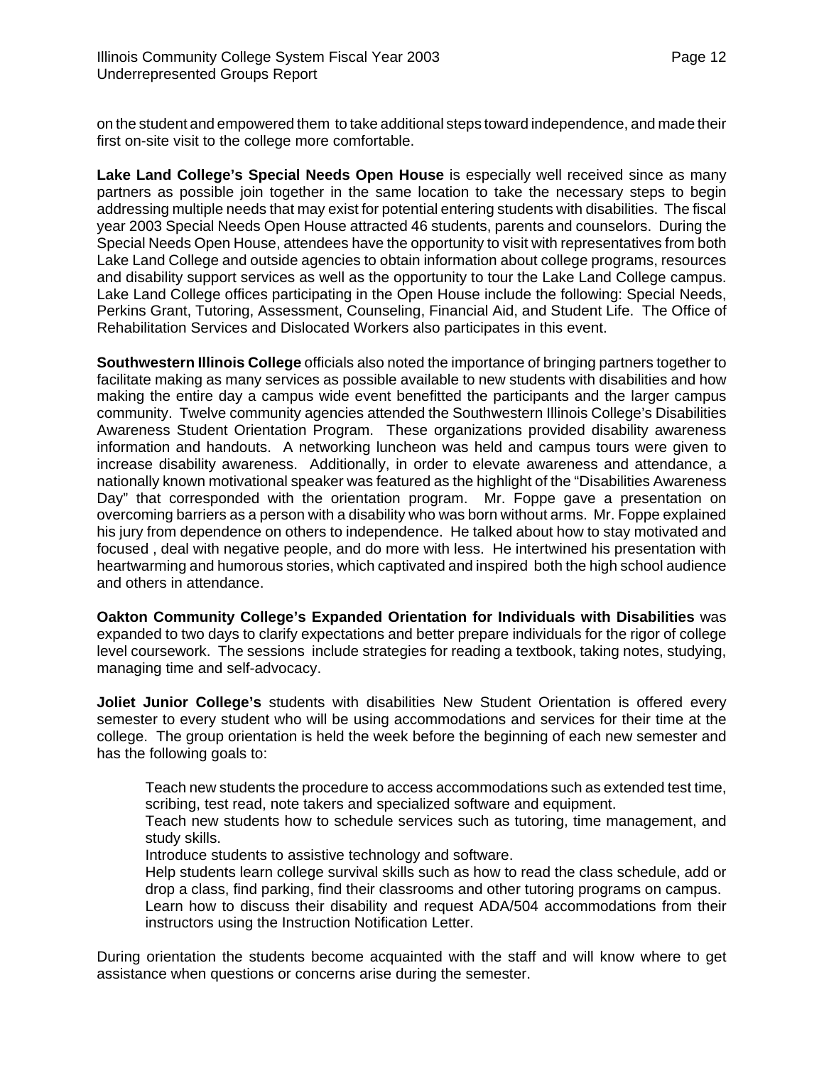on the student and empowered them to take additional steps toward independence, and made their first on-site visit to the college more comfortable.

**Lake Land College's Special Needs Open House** is especially well received since as many partners as possible join together in the same location to take the necessary steps to begin addressing multiple needs that may exist for potential entering students with disabilities. The fiscal year 2003 Special Needs Open House attracted 46 students, parents and counselors. During the Special Needs Open House, attendees have the opportunity to visit with representatives from both Lake Land College and outside agencies to obtain information about college programs, resources and disability support services as well as the opportunity to tour the Lake Land College campus. Lake Land College offices participating in the Open House include the following: Special Needs, Perkins Grant, Tutoring, Assessment, Counseling, Financial Aid, and Student Life. The Office of Rehabilitation Services and Dislocated Workers also participates in this event.

**Southwestern Illinois College** officials also noted the importance of bringing partners together to facilitate making as many services as possible available to new students with disabilities and how making the entire day a campus wide event benefitted the participants and the larger campus community. Twelve community agencies attended the Southwestern Illinois College's Disabilities Awareness Student Orientation Program. These organizations provided disability awareness information and handouts. A networking luncheon was held and campus tours were given to increase disability awareness. Additionally, in order to elevate awareness and attendance, a nationally known motivational speaker was featured as the highlight of the "Disabilities Awareness Day" that corresponded with the orientation program. Mr. Foppe gave a presentation on overcoming barriers as a person with a disability who was born without arms. Mr. Foppe explained his jury from dependence on others to independence. He talked about how to stay motivated and focused , deal with negative people, and do more with less. He intertwined his presentation with heartwarming and humorous stories, which captivated and inspired both the high school audience and others in attendance.

**Oakton Community College's Expanded Orientation for Individuals with Disabilities** was expanded to two days to clarify expectations and better prepare individuals for the rigor of college level coursework. The sessions include strategies for reading a textbook, taking notes, studying, managing time and self-advocacy.

**Joliet Junior College's** students with disabilities New Student Orientation is offered every semester to every student who will be using accommodations and services for their time at the college. The group orientation is held the week before the beginning of each new semester and has the following goals to:

- Teach new students the procedure to access accommodations such as extended test time, scribing, test read, note takers and specialized software and equipment.
- Teach new students how to schedule services such as tutoring, time management, and study skills.
- Introduce students to assistive technology and software.
- Help students learn college survival skills such as how to read the class schedule, add or drop a class, find parking, find their classrooms and other tutoring programs on campus.
- Learn how to discuss their disability and request ADA/504 accommodations from their instructors using the Instruction Notification Letter.

During orientation the students become acquainted with the staff and will know where to get assistance when questions or concerns arise during the semester.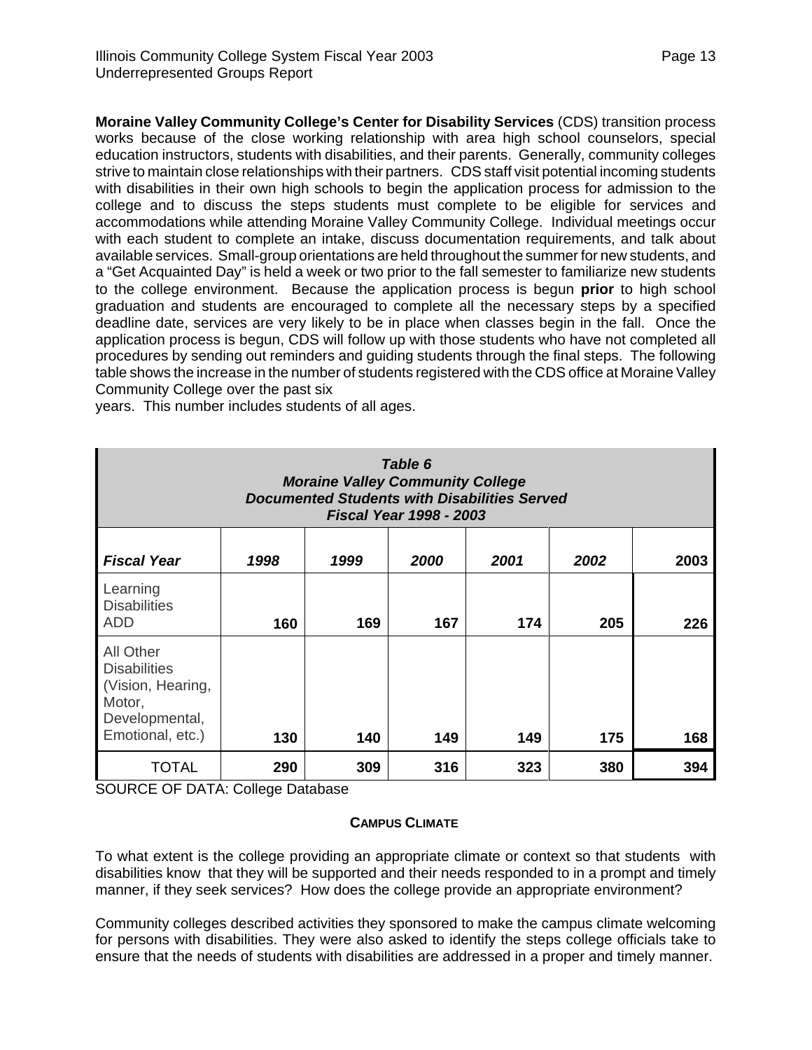**Moraine Valley Community College's Center for Disability Services** (CDS) transition process works because of the close working relationship with area high school counselors, special education instructors, students with disabilities, and their parents. Generally, community colleges strive to maintain close relationships with their partners. CDS staff visit potential incoming students with disabilities in their own high schools to begin the application process for admission to the college and to discuss the steps students must complete to be eligible for services and accommodations while attending Moraine Valley Community College. Individual meetings occur with each student to complete an intake, discuss documentation requirements, and talk about available services. Small-group orientations are held throughout the summer for new students, and a "Get Acquainted Day" is held a week or two prior to the fall semester to familiarize new students to the college environment. Because the application process is begun **prior** to high school graduation and students are encouraged to complete all the necessary steps by a specified deadline date, services are very likely to be in place when classes begin in the fall. Once the application process is begun, CDS will follow up with those students who have not completed all procedures by sending out reminders and guiding students through the final steps. The following table shows the increase in the number of students registered with the CDS office at Moraine Valley Community College over the past six years. This number includes students of all ages.

***Table 6***
***Moraine Valley Community College***
***Documented Students with Disabilities Served***
***Fiscal Year 1998 - 2003***

| ***Fiscal Year*** | ***1998*** | ***1999*** | ***2000*** | ***2001*** | ***2002*** | **2003** |
|---|---|---|---|---|---|---|
| Learning Disabilities ADD | **160** | **169** | **167** | **174** | **205** | **226** |
| All Other Disabilities (Vision, Hearing, Motor, Developmental, Emotional, etc.) | **130** | **140** | **149** | **149** | **175** | **168** |
| TOTAL | **290** | **309** | **316** | **323** | **380** | **394** |

SOURCE OF DATA: College Database

#### CAMPUS CLIMATE

To what extent is the college providing an appropriate climate or context so that students with disabilities know that they will be supported and their needs responded to in a prompt and timely manner, if they seek services? How does the college provide an appropriate environment?

Community colleges described activities they sponsored to make the campus climate welcoming for persons with disabilities. They were also asked to identify the steps college officials take to ensure that the needs of students with disabilities are addressed in a proper and timely manner.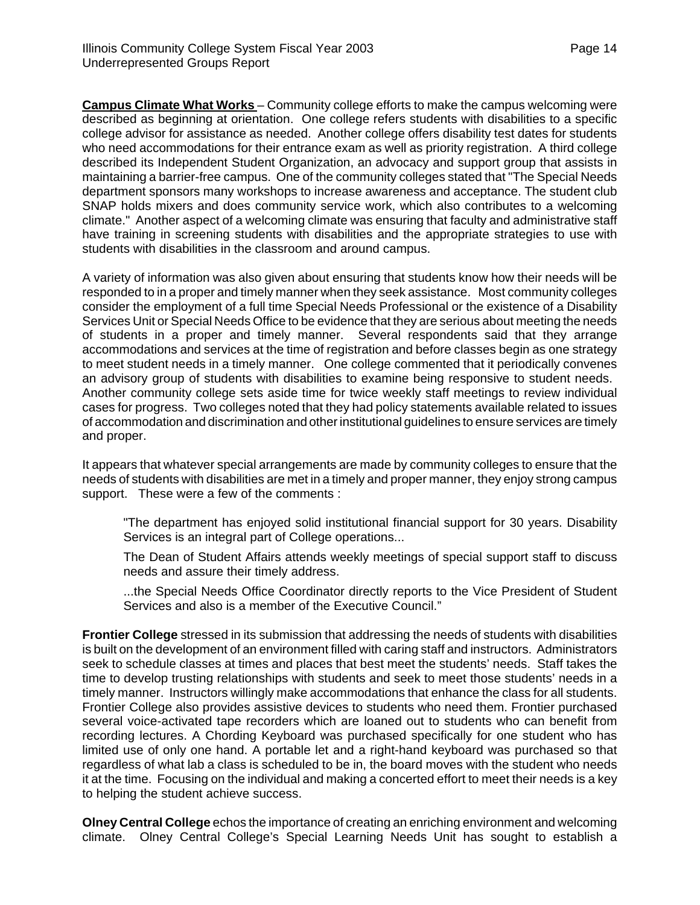**Campus Climate What Works** – Community college efforts to make the campus welcoming were described as beginning at orientation. One college refers students with disabilities to a specific college advisor for assistance as needed. Another college offers disability test dates for students who need accommodations for their entrance exam as well as priority registration. A third college described its Independent Student Organization, an advocacy and support group that assists in maintaining a barrier-free campus. One of the community colleges stated that "The Special Needs department sponsors many workshops to increase awareness and acceptance. The student club SNAP holds mixers and does community service work, which also contributes to a welcoming climate." Another aspect of a welcoming climate was ensuring that faculty and administrative staff have training in screening students with disabilities and the appropriate strategies to use with students with disabilities in the classroom and around campus.

A variety of information was also given about ensuring that students know how their needs will be responded to in a proper and timely manner when they seek assistance. Most community colleges consider the employment of a full time Special Needs Professional or the existence of a Disability Services Unit or Special Needs Office to be evidence that they are serious about meeting the needs of students in a proper and timely manner. Several respondents said that they arrange accommodations and services at the time of registration and before classes begin as one strategy to meet student needs in a timely manner. One college commented that it periodically convenes an advisory group of students with disabilities to examine being responsive to student needs. Another community college sets aside time for twice weekly staff meetings to review individual cases for progress. Two colleges noted that they had policy statements available related to issues of accommodation and discrimination and other institutional guidelines to ensure services are timely and proper.

It appears that whatever special arrangements are made by community colleges to ensure that the needs of students with disabilities are met in a timely and proper manner, they enjoy strong campus support. These were a few of the comments :

> "The department has enjoyed solid institutional financial support for 30 years. Disability Services is an integral part of College operations...
>
> The Dean of Student Affairs attends weekly meetings of special support staff to discuss needs and assure their timely address.
>
> ...the Special Needs Office Coordinator directly reports to the Vice President of Student Services and also is a member of the Executive Council."

**Frontier College** stressed in its submission that addressing the needs of students with disabilities is built on the development of an environment filled with caring staff and instructors. Administrators seek to schedule classes at times and places that best meet the students' needs. Staff takes the time to develop trusting relationships with students and seek to meet those students' needs in a timely manner. Instructors willingly make accommodations that enhance the class for all students. Frontier College also provides assistive devices to students who need them. Frontier purchased several voice-activated tape recorders which are loaned out to students who can benefit from recording lectures. A Chording Keyboard was purchased specifically for one student who has limited use of only one hand. A portable let and a right-hand keyboard was purchased so that regardless of what lab a class is scheduled to be in, the board moves with the student who needs it at the time. Focusing on the individual and making a concerted effort to meet their needs is a key to helping the student achieve success.

**Olney Central College** echos the importance of creating an enriching environment and welcoming climate. Olney Central College's Special Learning Needs Unit has sought to establish a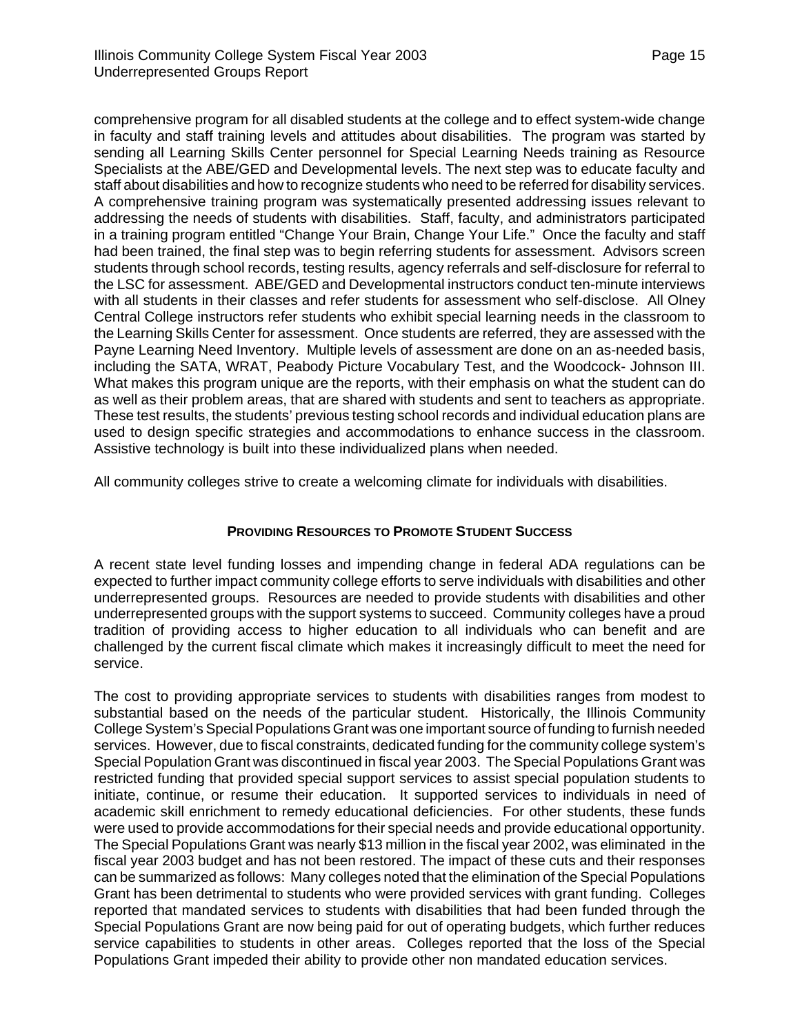comprehensive program for all disabled students at the college and to effect system-wide change in faculty and staff training levels and attitudes about disabilities. The program was started by sending all Learning Skills Center personnel for Special Learning Needs training as Resource Specialists at the ABE/GED and Developmental levels. The next step was to educate faculty and staff about disabilities and how to recognize students who need to be referred for disability services. A comprehensive training program was systematically presented addressing issues relevant to addressing the needs of students with disabilities. Staff, faculty, and administrators participated in a training program entitled "Change Your Brain, Change Your Life." Once the faculty and staff had been trained, the final step was to begin referring students for assessment. Advisors screen students through school records, testing results, agency referrals and self-disclosure for referral to the LSC for assessment. ABE/GED and Developmental instructors conduct ten-minute interviews with all students in their classes and refer students for assessment who self-disclose. All Olney Central College instructors refer students who exhibit special learning needs in the classroom to the Learning Skills Center for assessment. Once students are referred, they are assessed with the Payne Learning Need Inventory. Multiple levels of assessment are done on an as-needed basis, including the SATA, WRAT, Peabody Picture Vocabulary Test, and the Woodcock- Johnson III. What makes this program unique are the reports, with their emphasis on what the student can do as well as their problem areas, that are shared with students and sent to teachers as appropriate. These test results, the students' previous testing school records and individual education plans are used to design specific strategies and accommodations to enhance success in the classroom. Assistive technology is built into these individualized plans when needed.

All community colleges strive to create a welcoming climate for individuals with disabilities.

## PROVIDING RESOURCES TO PROMOTE STUDENT SUCCESS

A recent state level funding losses and impending change in federal ADA regulations can be expected to further impact community college efforts to serve individuals with disabilities and other underrepresented groups. Resources are needed to provide students with disabilities and other underrepresented groups with the support systems to succeed. Community colleges have a proud tradition of providing access to higher education to all individuals who can benefit and are challenged by the current fiscal climate which makes it increasingly difficult to meet the need for service.

The cost to providing appropriate services to students with disabilities ranges from modest to substantial based on the needs of the particular student. Historically, the Illinois Community College System's Special Populations Grant was one important source of funding to furnish needed services. However, due to fiscal constraints, dedicated funding for the community college system's Special Population Grant was discontinued in fiscal year 2003. The Special Populations Grant was restricted funding that provided special support services to assist special population students to initiate, continue, or resume their education. It supported services to individuals in need of academic skill enrichment to remedy educational deficiencies. For other students, these funds were used to provide accommodations for their special needs and provide educational opportunity. The Special Populations Grant was nearly $13 million in the fiscal year 2002, was eliminated in the fiscal year 2003 budget and has not been restored. The impact of these cuts and their responses can be summarized as follows: Many colleges noted that the elimination of the Special Populations Grant has been detrimental to students who were provided services with grant funding. Colleges reported that mandated services to students with disabilities that had been funded through the Special Populations Grant are now being paid for out of operating budgets, which further reduces service capabilities to students in other areas. Colleges reported that the loss of the Special Populations Grant impeded their ability to provide other non mandated education services.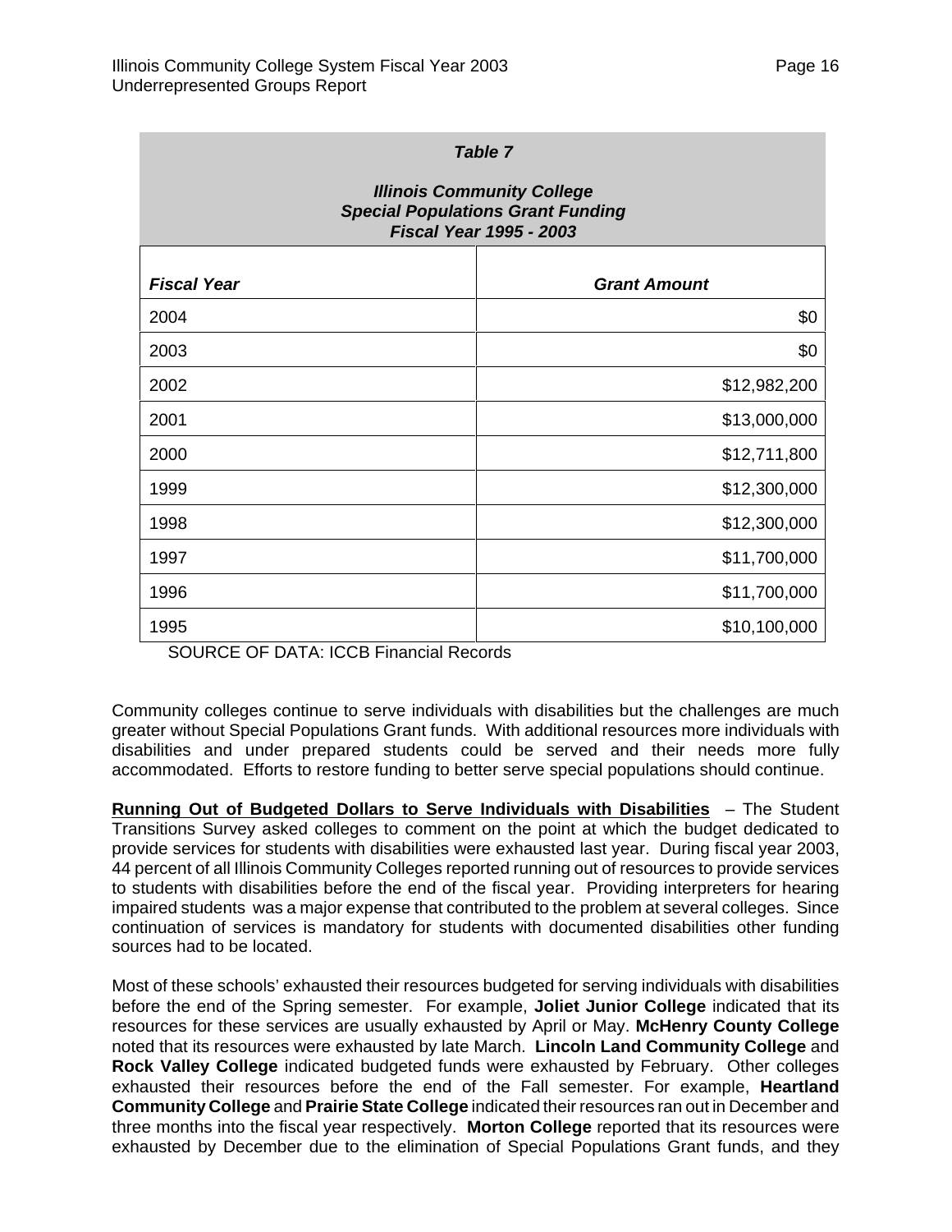**_Table 7_**

**_Illinois Community College_**
**_Special Populations Grant Funding_**
**_Fiscal Year 1995 - 2003_**

| ***Fiscal Year*** | ***Grant Amount*** |
|---|---:|
| 2004 | $0 |
| 2003 | $0 |
| 2002 | $12,982,200 |
| 2001 | $13,000,000 |
| 2000 | $12,711,800 |
| 1999 | $12,300,000 |
| 1998 | $12,300,000 |
| 1997 | $11,700,000 |
| 1996 | $11,700,000 |
| 1995 | $10,100,000 |

SOURCE OF DATA: ICCB Financial Records

Community colleges continue to serve individuals with disabilities but the challenges are much greater without Special Populations Grant funds. With additional resources more individuals with disabilities and under prepared students could be served and their needs more fully accommodated. Efforts to restore funding to better serve special populations should continue.

**Running Out of Budgeted Dollars to Serve Individuals with Disabilities** – The Student Transitions Survey asked colleges to comment on the point at which the budget dedicated to provide services for students with disabilities were exhausted last year. During fiscal year 2003, 44 percent of all Illinois Community Colleges reported running out of resources to provide services to students with disabilities before the end of the fiscal year. Providing interpreters for hearing impaired students was a major expense that contributed to the problem at several colleges. Since continuation of services is mandatory for students with documented disabilities other funding sources had to be located.

Most of these schools' exhausted their resources budgeted for serving individuals with disabilities before the end of the Spring semester. For example, **Joliet Junior College** indicated that its resources for these services are usually exhausted by April or May. **McHenry County College** noted that its resources were exhausted by late March. **Lincoln Land Community College** and **Rock Valley College** indicated budgeted funds were exhausted by February. Other colleges exhausted their resources before the end of the Fall semester. For example, **Heartland Community College** and **Prairie State College** indicated their resources ran out in December and three months into the fiscal year respectively. **Morton College** reported that its resources were exhausted by December due to the elimination of Special Populations Grant funds, and they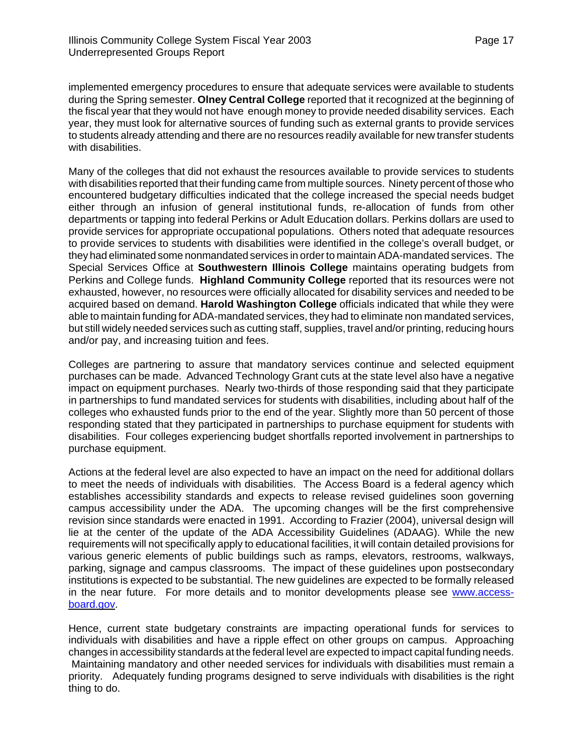implemented emergency procedures to ensure that adequate services were available to students during the Spring semester. **Olney Central College** reported that it recognized at the beginning of the fiscal year that they would not have enough money to provide needed disability services. Each year, they must look for alternative sources of funding such as external grants to provide services to students already attending and there are no resources readily available for new transfer students with disabilities.

Many of the colleges that did not exhaust the resources available to provide services to students with disabilities reported that their funding came from multiple sources. Ninety percent of those who encountered budgetary difficulties indicated that the college increased the special needs budget either through an infusion of general institutional funds, re-allocation of funds from other departments or tapping into federal Perkins or Adult Education dollars. Perkins dollars are used to provide services for appropriate occupational populations. Others noted that adequate resources to provide services to students with disabilities were identified in the college's overall budget, or they had eliminated some nonmandated services in order to maintain ADA-mandated services. The Special Services Office at **Southwestern Illinois College** maintains operating budgets from Perkins and College funds. **Highland Community College** reported that its resources were not exhausted, however, no resources were officially allocated for disability services and needed to be acquired based on demand. **Harold Washington College** officials indicated that while they were able to maintain funding for ADA-mandated services, they had to eliminate non mandated services, but still widely needed services such as cutting staff, supplies, travel and/or printing, reducing hours and/or pay, and increasing tuition and fees.

Colleges are partnering to assure that mandatory services continue and selected equipment purchases can be made. Advanced Technology Grant cuts at the state level also have a negative impact on equipment purchases. Nearly two-thirds of those responding said that they participate in partnerships to fund mandated services for students with disabilities, including about half of the colleges who exhausted funds prior to the end of the year. Slightly more than 50 percent of those responding stated that they participated in partnerships to purchase equipment for students with disabilities. Four colleges experiencing budget shortfalls reported involvement in partnerships to purchase equipment.

Actions at the federal level are also expected to have an impact on the need for additional dollars to meet the needs of individuals with disabilities. The Access Board is a federal agency which establishes accessibility standards and expects to release revised guidelines soon governing campus accessibility under the ADA. The upcoming changes will be the first comprehensive revision since standards were enacted in 1991. According to Frazier (2004), universal design will lie at the center of the update of the ADA Accessibility Guidelines (ADAAG). While the new requirements will not specifically apply to educational facilities, it will contain detailed provisions for various generic elements of public buildings such as ramps, elevators, restrooms, walkways, parking, signage and campus classrooms. The impact of these guidelines upon postsecondary institutions is expected to be substantial. The new guidelines are expected to be formally released in the near future. For more details and to monitor developments please see [www.access-board.gov](http://www.access-board.gov).

Hence, current state budgetary constraints are impacting operational funds for services to individuals with disabilities and have a ripple effect on other groups on campus. Approaching changes in accessibility standards at the federal level are expected to impact capital funding needs. Maintaining mandatory and other needed services for individuals with disabilities must remain a priority. Adequately funding programs designed to serve individuals with disabilities is the right thing to do.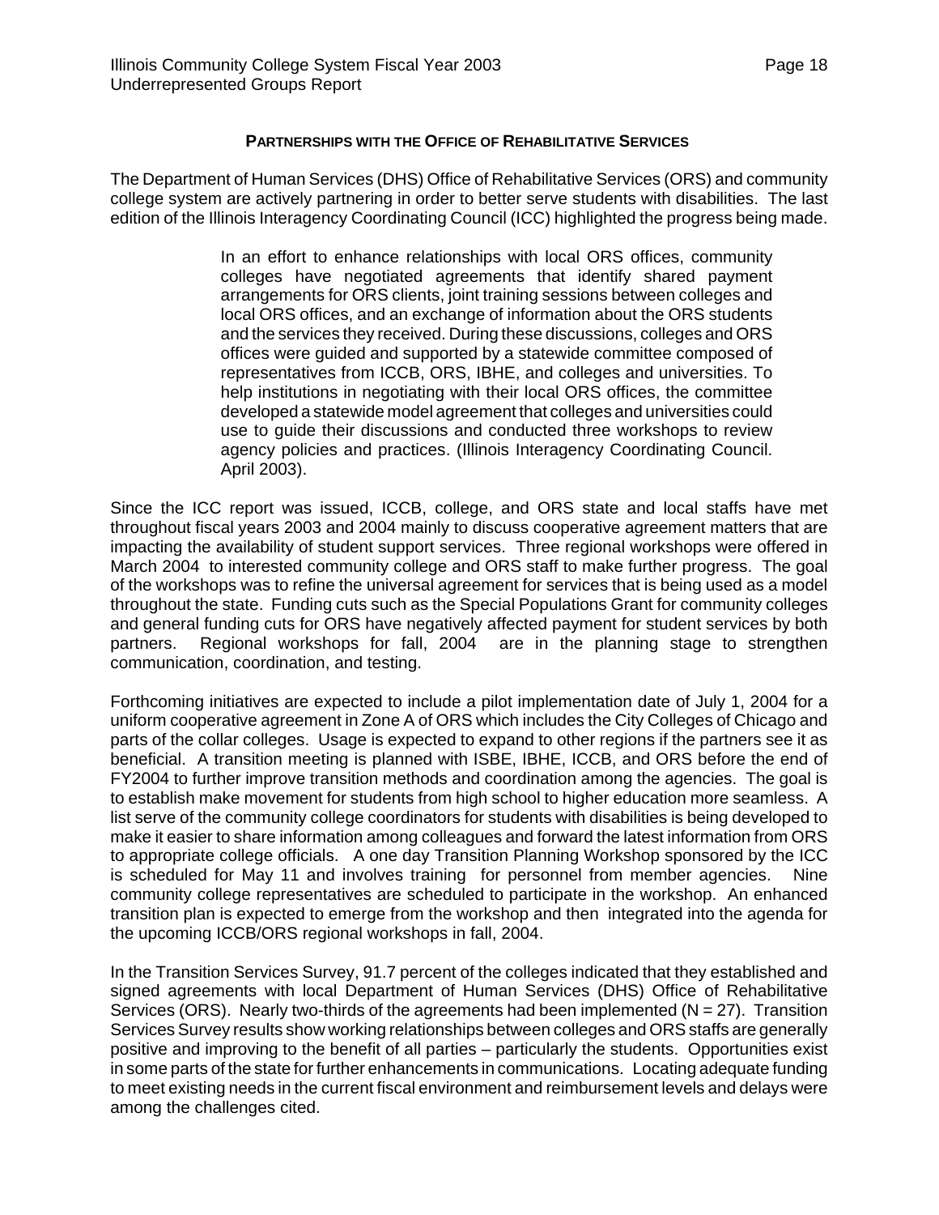## Partnerships with the Office of Rehabilitative Services

The Department of Human Services (DHS) Office of Rehabilitative Services (ORS) and community college system are actively partnering in order to better serve students with disabilities. The last edition of the Illinois Interagency Coordinating Council (ICC) highlighted the progress being made.

> In an effort to enhance relationships with local ORS offices, community colleges have negotiated agreements that identify shared payment arrangements for ORS clients, joint training sessions between colleges and local ORS offices, and an exchange of information about the ORS students and the services they received. During these discussions, colleges and ORS offices were guided and supported by a statewide committee composed of representatives from ICCB, ORS, IBHE, and colleges and universities. To help institutions in negotiating with their local ORS offices, the committee developed a statewide model agreement that colleges and universities could use to guide their discussions and conducted three workshops to review agency policies and practices. (Illinois Interagency Coordinating Council. April 2003).

Since the ICC report was issued, ICCB, college, and ORS state and local staffs have met throughout fiscal years 2003 and 2004 mainly to discuss cooperative agreement matters that are impacting the availability of student support services. Three regional workshops were offered in March 2004 to interested community college and ORS staff to make further progress. The goal of the workshops was to refine the universal agreement for services that is being used as a model throughout the state. Funding cuts such as the Special Populations Grant for community colleges and general funding cuts for ORS have negatively affected payment for student services by both partners. Regional workshops for fall, 2004 are in the planning stage to strengthen communication, coordination, and testing.

Forthcoming initiatives are expected to include a pilot implementation date of July 1, 2004 for a uniform cooperative agreement in Zone A of ORS which includes the City Colleges of Chicago and parts of the collar colleges. Usage is expected to expand to other regions if the partners see it as beneficial. A transition meeting is planned with ISBE, IBHE, ICCB, and ORS before the end of FY2004 to further improve transition methods and coordination among the agencies. The goal is to establish make movement for students from high school to higher education more seamless. A list serve of the community college coordinators for students with disabilities is being developed to make it easier to share information among colleagues and forward the latest information from ORS to appropriate college officials. A one day Transition Planning Workshop sponsored by the ICC is scheduled for May 11 and involves training for personnel from member agencies. Nine community college representatives are scheduled to participate in the workshop. An enhanced transition plan is expected to emerge from the workshop and then integrated into the agenda for the upcoming ICCB/ORS regional workshops in fall, 2004.

In the Transition Services Survey, 91.7 percent of the colleges indicated that they established and signed agreements with local Department of Human Services (DHS) Office of Rehabilitative Services (ORS). Nearly two-thirds of the agreements had been implemented (N = 27). Transition Services Survey results show working relationships between colleges and ORS staffs are generally positive and improving to the benefit of all parties – particularly the students. Opportunities exist in some parts of the state for further enhancements in communications. Locating adequate funding to meet existing needs in the current fiscal environment and reimbursement levels and delays were among the challenges cited.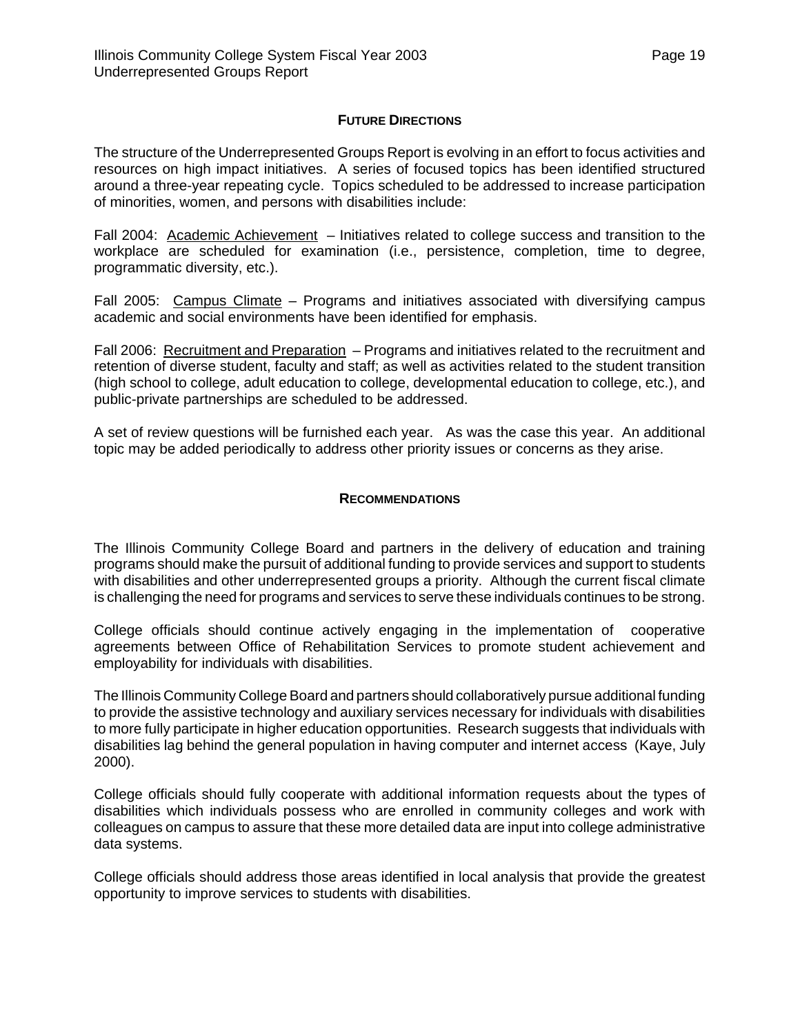## FUTURE DIRECTIONS

The structure of the Underrepresented Groups Report is evolving in an effort to focus activities and resources on high impact initiatives. A series of focused topics has been identified structured around a three-year repeating cycle. Topics scheduled to be addressed to increase participation of minorities, women, and persons with disabilities include:

Fall 2004: Academic Achievement – Initiatives related to college success and transition to the workplace are scheduled for examination (i.e., persistence, completion, time to degree, programmatic diversity, etc.).

Fall 2005: Campus Climate – Programs and initiatives associated with diversifying campus academic and social environments have been identified for emphasis.

Fall 2006: Recruitment and Preparation – Programs and initiatives related to the recruitment and retention of diverse student, faculty and staff; as well as activities related to the student transition (high school to college, adult education to college, developmental education to college, etc.), and public-private partnerships are scheduled to be addressed.

A set of review questions will be furnished each year. As was the case this year. An additional topic may be added periodically to address other priority issues or concerns as they arise.

## RECOMMENDATIONS

The Illinois Community College Board and partners in the delivery of education and training programs should make the pursuit of additional funding to provide services and support to students with disabilities and other underrepresented groups a priority. Although the current fiscal climate is challenging the need for programs and services to serve these individuals continues to be strong.

College officials should continue actively engaging in the implementation of cooperative agreements between Office of Rehabilitation Services to promote student achievement and employability for individuals with disabilities.

The Illinois Community College Board and partners should collaboratively pursue additional funding to provide the assistive technology and auxiliary services necessary for individuals with disabilities to more fully participate in higher education opportunities. Research suggests that individuals with disabilities lag behind the general population in having computer and internet access (Kaye, July 2000).

College officials should fully cooperate with additional information requests about the types of disabilities which individuals possess who are enrolled in community colleges and work with colleagues on campus to assure that these more detailed data are input into college administrative data systems.

College officials should address those areas identified in local analysis that provide the greatest opportunity to improve services to students with disabilities.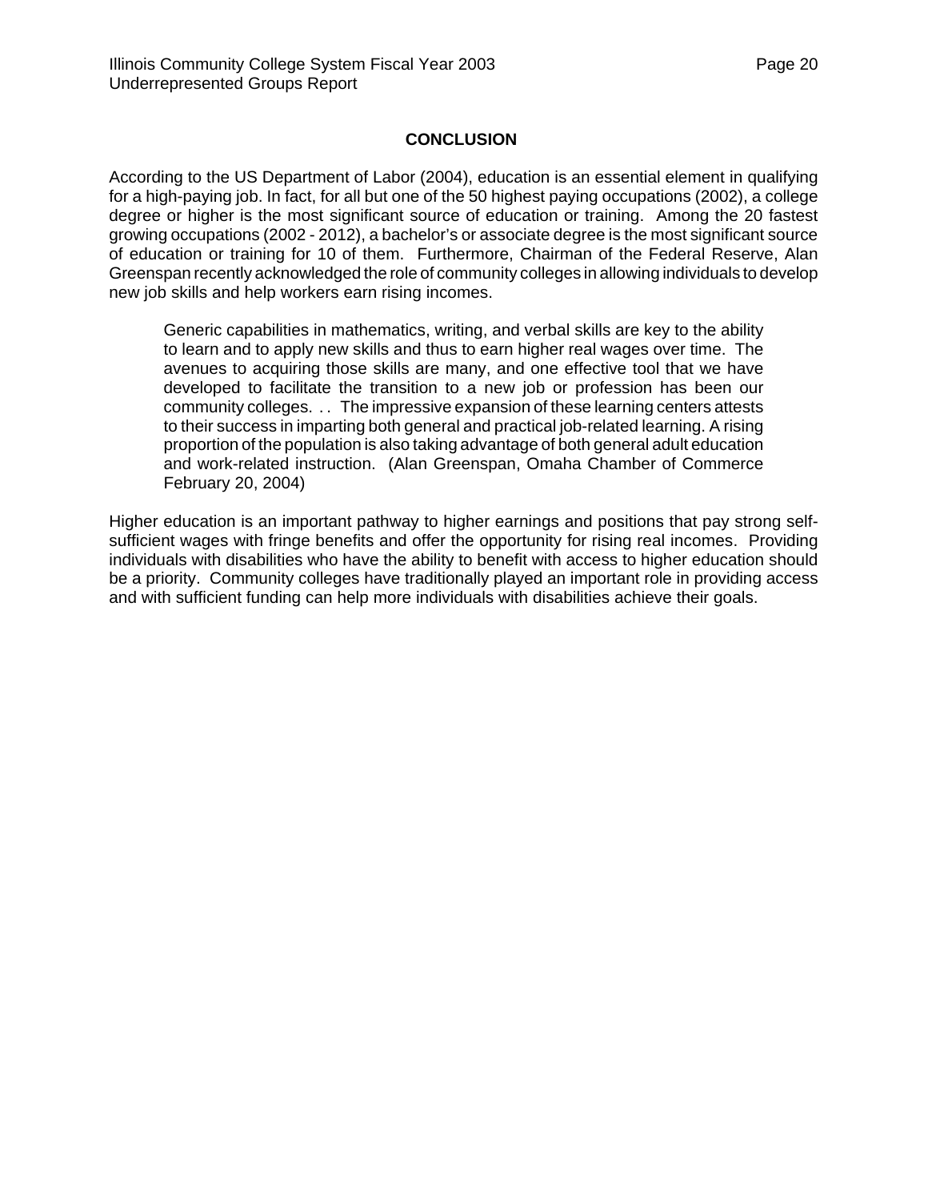## CONCLUSION

According to the US Department of Labor (2004), education is an essential element in qualifying for a high-paying job. In fact, for all but one of the 50 highest paying occupations (2002), a college degree or higher is the most significant source of education or training. Among the 20 fastest growing occupations (2002 - 2012), a bachelor's or associate degree is the most significant source of education or training for 10 of them. Furthermore, Chairman of the Federal Reserve, Alan Greenspan recently acknowledged the role of community colleges in allowing individuals to develop new job skills and help workers earn rising incomes.

> Generic capabilities in mathematics, writing, and verbal skills are key to the ability to learn and to apply new skills and thus to earn higher real wages over time. The avenues to acquiring those skills are many, and one effective tool that we have developed to facilitate the transition to a new job or profession has been our community colleges. . . The impressive expansion of these learning centers attests to their success in imparting both general and practical job-related learning. A rising proportion of the population is also taking advantage of both general adult education and work-related instruction. (Alan Greenspan, Omaha Chamber of Commerce February 20, 2004)

Higher education is an important pathway to higher earnings and positions that pay strong self-sufficient wages with fringe benefits and offer the opportunity for rising real incomes. Providing individuals with disabilities who have the ability to benefit with access to higher education should be a priority. Community colleges have traditionally played an important role in providing access and with sufficient funding can help more individuals with disabilities achieve their goals.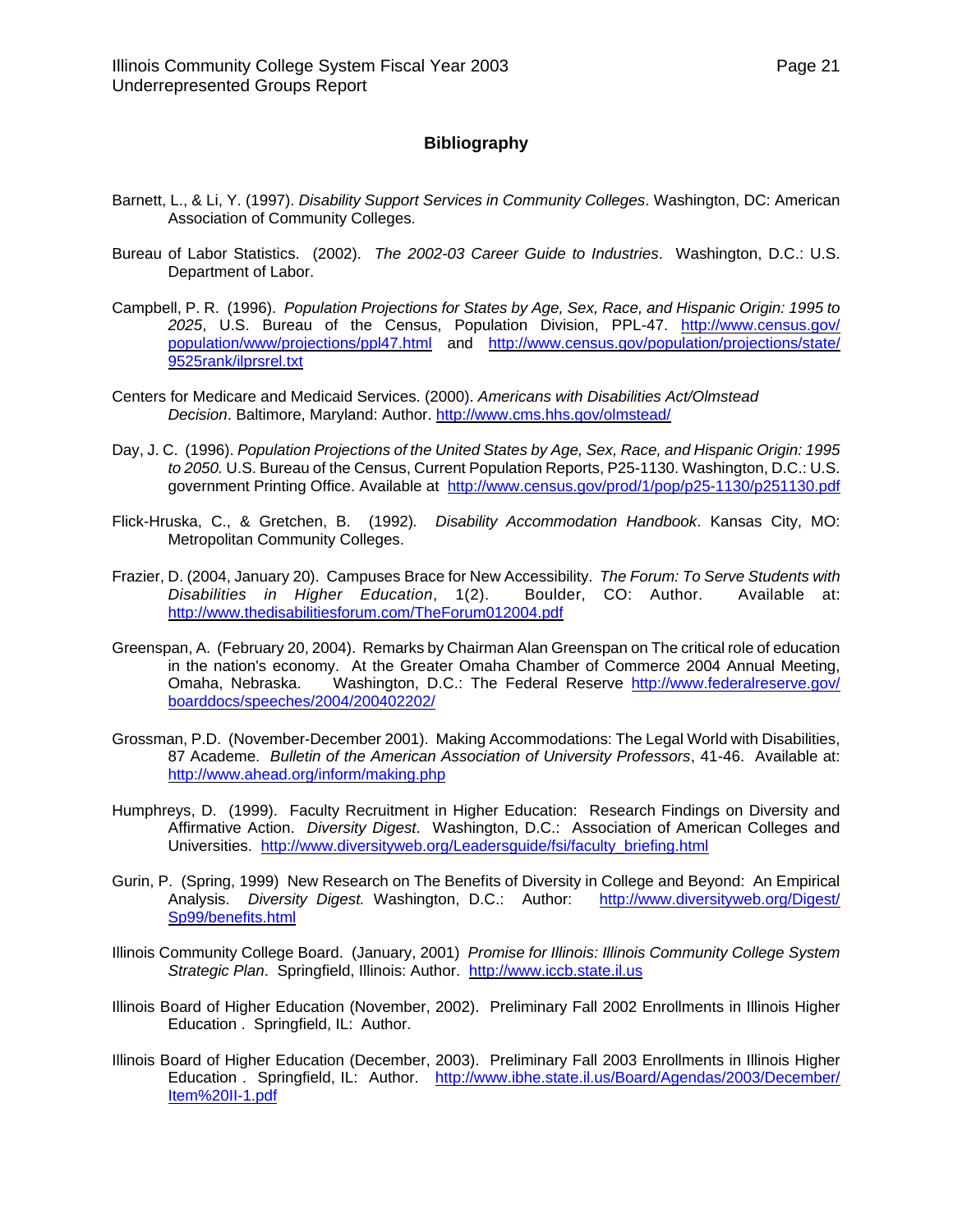## Bibliography

Barnett, L., & Li, Y. (1997). *Disability Support Services in Community Colleges*. Washington, DC: American Association of Community Colleges.

Bureau of Labor Statistics. (2002). *The 2002-03 Career Guide to Industries*. Washington, D.C.: U.S. Department of Labor.

Campbell, P. R. (1996). *Population Projections for States by Age, Sex, Race, and Hispanic Origin: 1995 to 2025*, U.S. Bureau of the Census, Population Division, PPL-47. http://www.census.gov/population/www/projections/ppl47.html and http://www.census.gov/population/projections/state/9525rank/ilprsrel.txt

Centers for Medicare and Medicaid Services. (2000). *Americans with Disabilities Act/Olmstead Decision*. Baltimore, Maryland: Author. http://www.cms.hhs.gov/olmstead/

Day, J. C. (1996). *Population Projections of the United States by Age, Sex, Race, and Hispanic Origin: 1995 to 2050.* U.S. Bureau of the Census, Current Population Reports, P25-1130. Washington, D.C.: U.S. government Printing Office. Available at http://www.census.gov/prod/1/pop/p25-1130/p251130.pdf

Flick-Hruska, C., & Gretchen, B. (1992). *Disability Accommodation Handbook*. Kansas City, MO: Metropolitan Community Colleges.

Frazier, D. (2004, January 20). Campuses Brace for New Accessibility. *The Forum: To Serve Students with Disabilities in Higher Education*, 1(2). Boulder, CO: Author. Available at: http://www.thedisabilitiesforum.com/TheForum012004.pdf

Greenspan, A. (February 20, 2004). Remarks by Chairman Alan Greenspan on The critical role of education in the nation's economy. At the Greater Omaha Chamber of Commerce 2004 Annual Meeting, Omaha, Nebraska. Washington, D.C.: The Federal Reserve http://www.federalreserve.gov/boarddocs/speeches/2004/200402202/

Grossman, P.D. (November-December 2001). Making Accommodations: The Legal World with Disabilities, 87 Academe. *Bulletin of the American Association of University Professors*, 41-46. Available at: http://www.ahead.org/inform/making.php

Humphreys, D. (1999). Faculty Recruitment in Higher Education: Research Findings on Diversity and Affirmative Action. *Diversity Digest*. Washington, D.C.: Association of American Colleges and Universities. http://www.diversityweb.org/Leadersguide/fsi/faculty_briefing.html

Gurin, P. (Spring, 1999) New Research on The Benefits of Diversity in College and Beyond: An Empirical Analysis. *Diversity Digest.* Washington, D.C.: Author: http://www.diversityweb.org/Digest/Sp99/benefits.html

Illinois Community College Board. (January, 2001) *Promise for Illinois: Illinois Community College System Strategic Plan*. Springfield, Illinois: Author. http://www.iccb.state.il.us

Illinois Board of Higher Education (November, 2002). Preliminary Fall 2002 Enrollments in Illinois Higher Education . Springfield, IL: Author.

Illinois Board of Higher Education (December, 2003). Preliminary Fall 2003 Enrollments in Illinois Higher Education . Springfield, IL: Author. http://www.ibhe.state.il.us/Board/Agendas/2003/December/Item%20II-1.pdf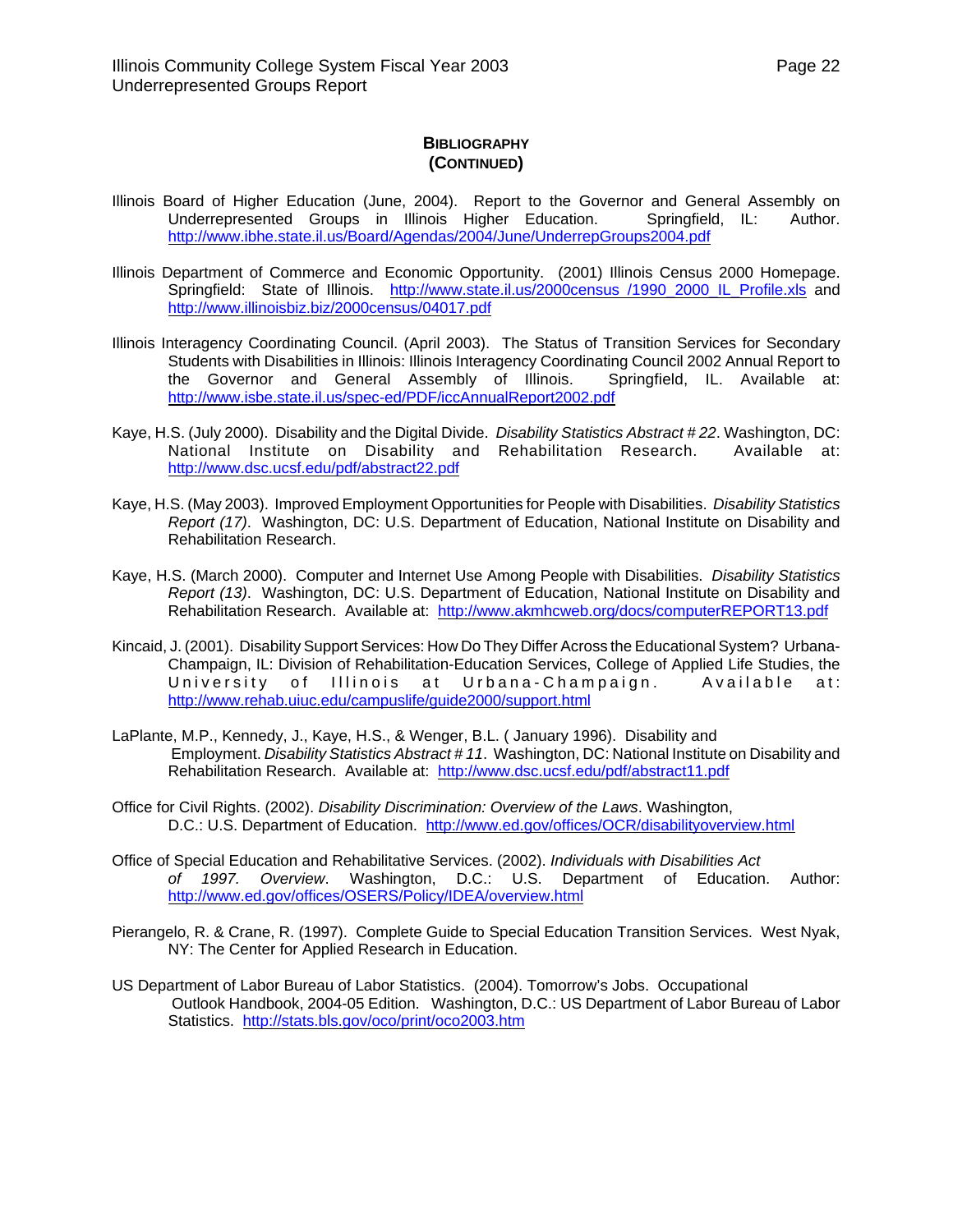**BIBLIOGRAPHY (CONTINUED)**

Illinois Board of Higher Education (June, 2004). Report to the Governor and General Assembly on Underrepresented Groups in Illinois Higher Education. Springfield, IL: Author. http://www.ibhe.state.il.us/Board/Agendas/2004/June/UnderrepGroups2004.pdf

Illinois Department of Commerce and Economic Opportunity. (2001) Illinois Census 2000 Homepage. Springfield: State of Illinois. http://www.state.il.us/2000census /1990_2000_IL_Profile.xls and http://www.illinoisbiz.biz/2000census/04017.pdf

Illinois Interagency Coordinating Council. (April 2003). The Status of Transition Services for Secondary Students with Disabilities in Illinois: Illinois Interagency Coordinating Council 2002 Annual Report to the Governor and General Assembly of Illinois. Springfield, IL. Available at: http://www.isbe.state.il.us/spec-ed/PDF/iccAnnualReport2002.pdf

Kaye, H.S. (July 2000). Disability and the Digital Divide. *Disability Statistics Abstract # 22*. Washington, DC: National Institute on Disability and Rehabilitation Research. Available at: http://www.dsc.ucsf.edu/pdf/abstract22.pdf

Kaye, H.S. (May 2003). Improved Employment Opportunities for People with Disabilities. *Disability Statistics Report (17)*. Washington, DC: U.S. Department of Education, National Institute on Disability and Rehabilitation Research.

Kaye, H.S. (March 2000). Computer and Internet Use Among People with Disabilities. *Disability Statistics Report (13)*. Washington, DC: U.S. Department of Education, National Institute on Disability and Rehabilitation Research. Available at: http://www.akmhcweb.org/docs/computerREPORT13.pdf

Kincaid, J. (2001). Disability Support Services: How Do They Differ Across the Educational System? Urbana-Champaign, IL: Division of Rehabilitation-Education Services, College of Applied Life Studies, the University of Illinois at Urbana-Champaign. Available at: http://www.rehab.uiuc.edu/campuslife/guide2000/support.html

LaPlante, M.P., Kennedy, J., Kaye, H.S., & Wenger, B.L. ( January 1996). Disability and Employment. *Disability Statistics Abstract # 11*. Washington, DC: National Institute on Disability and Rehabilitation Research. Available at: http://www.dsc.ucsf.edu/pdf/abstract11.pdf

Office for Civil Rights. (2002). *Disability Discrimination: Overview of the Laws*. Washington, D.C.: U.S. Department of Education. http://www.ed.gov/offices/OCR/disabilityoverview.html

Office of Special Education and Rehabilitative Services. (2002). *Individuals with Disabilities Act of 1997. Overview*. Washington, D.C.: U.S. Department of Education. Author: http://www.ed.gov/offices/OSERS/Policy/IDEA/overview.html

Pierangelo, R. & Crane, R. (1997). Complete Guide to Special Education Transition Services. West Nyak, NY: The Center for Applied Research in Education.

US Department of Labor Bureau of Labor Statistics. (2004). Tomorrow's Jobs. Occupational Outlook Handbook, 2004-05 Edition. Washington, D.C.: US Department of Labor Bureau of Labor Statistics. http://stats.bls.gov/oco/print/oco2003.htm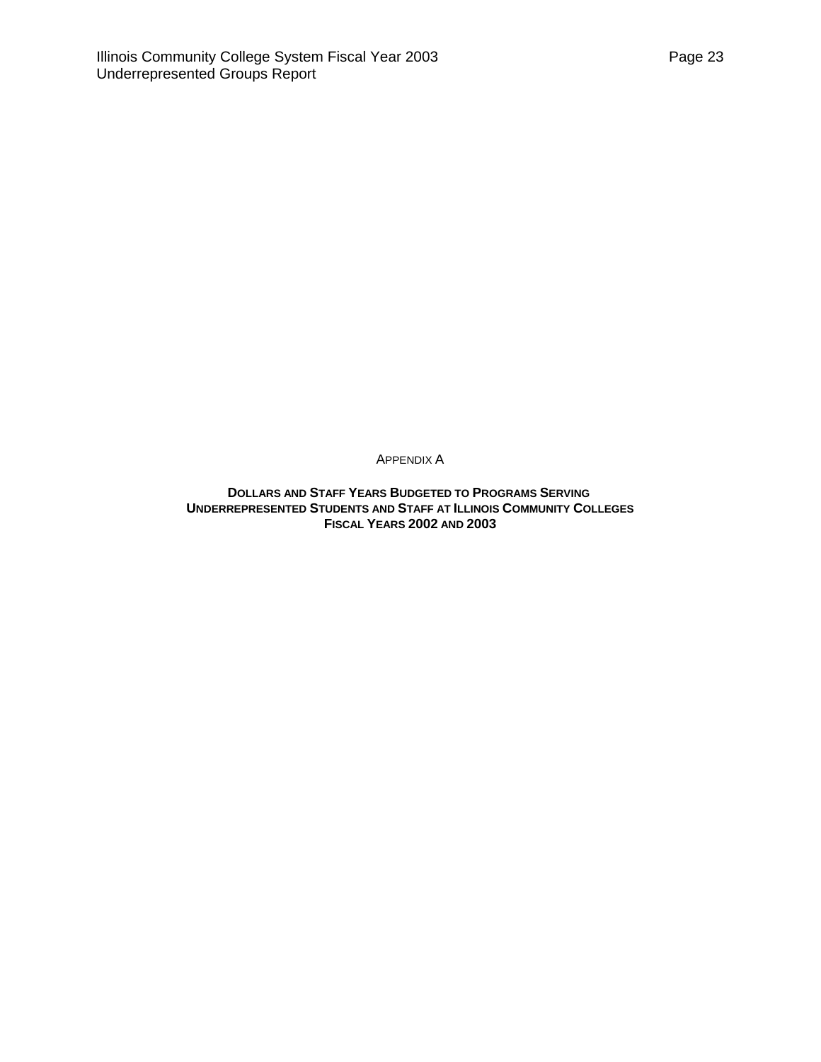APPENDIX A

**DOLLARS AND STAFF YEARS BUDGETED TO PROGRAMS SERVING UNDERREPRESENTED STUDENTS AND STAFF AT ILLINOIS COMMUNITY COLLEGES FISCAL YEARS 2002 AND 2003**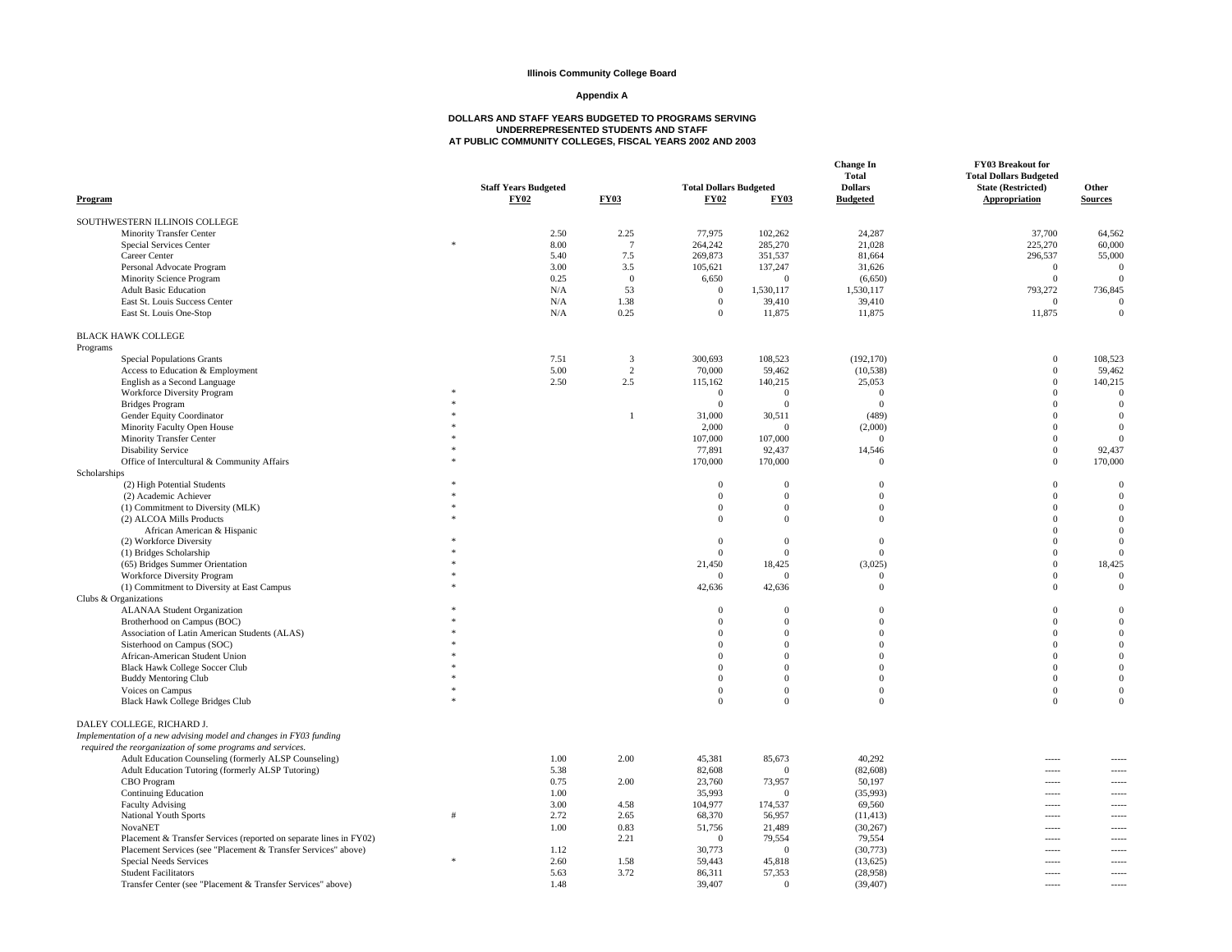**Illinois Community College Board**

**Appendix A**

**DOLLARS AND STAFF YEARS BUDGETED TO PROGRAMS SERVING UNDERREPRESENTED STUDENTS AND STAFF AT PUBLIC COMMUNITY COLLEGES, FISCAL YEARS 2002 AND 2003**

| Program | | Staff Years Budgeted FY02 | FY03 | Total Dollars Budgeted FY02 | FY03 | Change In Total Dollars Budgeted | FY03 Breakout for Total Dollars Budgeted State (Restricted) Appropriation | Other Sources |
|---|---|---|---|---|---|---|---|---|
| SOUTHWESTERN ILLINOIS COLLEGE | | | | | | | | |
| Minority Transfer Center | | 2.50 | 2.25 | 77,975 | 102,262 | 24,287 | 37,700 | 64,562 |
| Special Services Center | * | 8.00 | 7 | 264,242 | 285,270 | 21,028 | 225,270 | 60,000 |
| Career Center | | 5.40 | 7.5 | 269,873 | 351,537 | 81,664 | 296,537 | 55,000 |
| Personal Advocate Program | | 3.00 | 3.5 | 105,621 | 137,247 | 31,626 | 0 | 0 |
| Minority Science Program | | 0.25 | 0 | 6,650 | 0 | (6,650) | 0 | 0 |
| Adult Basic Education | | N/A | 53 | 0 | 1,530,117 | 1,530,117 | 793,272 | 736,845 |
| East St. Louis Success Center | | N/A | 1.38 | 0 | 39,410 | 39,410 | 0 | 0 |
| East St. Louis One-Stop | | N/A | 0.25 | 0 | 11,875 | 11,875 | 11,875 | 0 |
| BLACK HAWK COLLEGE | | | | | | | | |
| Programs | | | | | | | | |
| Special Populations Grants | | 7.51 | 3 | 300,693 | 108,523 | (192,170) | 0 | 108,523 |
| Access to Education & Employment | | 5.00 | 2 | 70,000 | 59,462 | (10,538) | 0 | 59,462 |
| English as a Second Language | | 2.50 | 2.5 | 115,162 | 140,215 | 25,053 | 0 | 140,215 |
| Workforce Diversity Program | * | | | 0 | 0 | 0 | 0 | 0 |
| Bridges Program | * | | | 0 | 0 | 0 | 0 | 0 |
| Gender Equity Coordinator | * | | 1 | 31,000 | 30,511 | (489) | 0 | 0 |
| Minority Faculty Open House | * | | | 2,000 | 0 | (2,000) | 0 | 0 |
| Minority Transfer Center | * | | | 107,000 | 107,000 | 0 | 0 | 0 |
| Disability Service | * | | | 77,891 | 92,437 | 14,546 | 0 | 92,437 |
| Office of Intercultural & Community Affairs | * | | | 170,000 | 170,000 | 0 | 0 | 170,000 |
| Scholarships | | | | | | | | |
| (2) High Potential Students | * | | | 0 | 0 | 0 | 0 | 0 |
| (2) Academic Achiever | * | | | 0 | 0 | 0 | 0 | 0 |
| (1) Commitment to Diversity (MLK) | * | | | 0 | 0 | 0 | 0 | 0 |
| (2) ALCOA Mills Products | * | | | 0 | 0 | 0 | 0 | 0 |
| African American & Hispanic | | | | | | | 0 | 0 |
| (2) Workforce Diversity | * | | | 0 | 0 | 0 | 0 | 0 |
| (1) Bridges Scholarship | * | | | 0 | 0 | 0 | 0 | 0 |
| (65) Bridges Summer Orientation | * | | | 21,450 | 18,425 | (3,025) | 0 | 18,425 |
| Workforce Diversity Program | * | | | 0 | 0 | 0 | 0 | 0 |
| (1) Commitment to Diversity at East Campus | * | | | 42,636 | 42,636 | 0 | 0 | 0 |
| Clubs & Organizations | | | | | | | | |
| ALANAA Student Organization | * | | | 0 | 0 | 0 | 0 | 0 |
| Brotherhood on Campus (BOC) | * | | | 0 | 0 | 0 | 0 | 0 |
| Association of Latin American Students (ALAS) | * | | | 0 | 0 | 0 | 0 | 0 |
| Sisterhood on Campus (SOC) | * | | | 0 | 0 | 0 | 0 | 0 |
| African-American Student Union | * | | | 0 | 0 | 0 | 0 | 0 |
| Black Hawk College Soccer Club | * | | | 0 | 0 | 0 | 0 | 0 |
| Buddy Mentoring Club | * | | | 0 | 0 | 0 | 0 | 0 |
| Voices on Campus | * | | | 0 | 0 | 0 | 0 | 0 |
| Black Hawk College Bridges Club | * | | | 0 | 0 | 0 | 0 | 0 |
| DALEY COLLEGE, RICHARD J. | | | | | | | | |
| *Implementation of a new advising model and changes in FY03 funding required the reorganization of some programs and services.* | | | | | | | | |
| Adult Education Counseling (formerly ALSP Counseling) | | 1.00 | 2.00 | 45,381 | 85,673 | 40,292 | ----- | ----- |
| Adult Education Tutoring (formerly ALSP Tutoring) | | 5.38 | | 82,608 | 0 | (82,608) | ----- | ----- |
| CBO Program | | 0.75 | 2.00 | 23,760 | 73,957 | 50,197 | ----- | ----- |
| Continuing Education | | 1.00 | | 35,993 | 0 | (35,993) | ----- | ----- |
| Faculty Advising | | 3.00 | 4.58 | 104,977 | 174,537 | 69,560 | ----- | ----- |
| National Youth Sports | # | 2.72 | 2.65 | 68,370 | 56,957 | (11,413) | ----- | ----- |
| NovaNET | | 1.00 | 0.83 | 51,756 | 21,489 | (30,267) | ----- | ----- |
| Placement & Transfer Services (reported on separate lines in FY02) | | | 2.21 | 0 | 79,554 | 79,554 | ----- | ----- |
| Placement Services (see "Placement & Transfer Services" above) | | 1.12 | | 30,773 | 0 | (30,773) | ----- | ----- |
| Special Needs Services | * | 2.60 | 1.58 | 59,443 | 45,818 | (13,625) | ----- | ----- |
| Student Facilitators | | 5.63 | 3.72 | 86,311 | 57,353 | (28,958) | ----- | ----- |
| Transfer Center (see "Placement & Transfer Services" above) | | 1.48 | | 39,407 | 0 | (39,407) | ----- | ----- |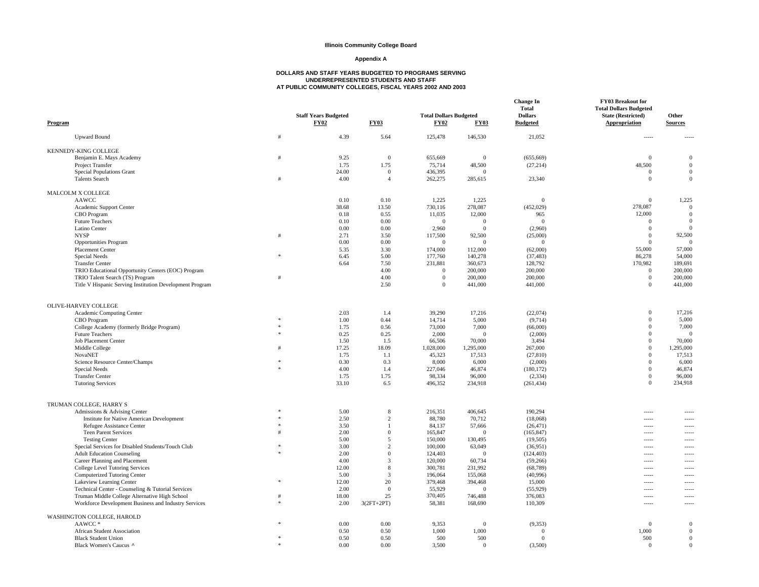**Illinois Community College Board**

**Appendix A**

**DOLLARS AND STAFF YEARS BUDGETED TO PROGRAMS SERVING UNDERREPRESENTED STUDENTS AND STAFF AT PUBLIC COMMUNITY COLLEGES, FISCAL YEARS 2002 AND 2003**

| Program | | Staff Years Budgeted FY02 | FY03 | Total Dollars Budgeted FY02 | FY03 | Change In Total Dollars Budgeted | FY03 Breakout for Total Dollars Budgeted State (Restricted) Appropriation | Other Sources |
|---|---|---|---|---|---|---|---|---|
| Upward Bound | # | 4.39 | 5.64 | 125,478 | 146,530 | 21,052 | ----- | ----- |
| KENNEDY-KING COLLEGE | | | | | | | | |
| Benjamin E. Mays Academy | # | 9.25 | 0 | 655,669 | 0 | (655,669) | 0 | 0 |
| Project Transfer | | 1.75 | 1.75 | 75,714 | 48,500 | (27,214) | 48,500 | 0 |
| Special Populations Grant | | 24.00 | 0 | 436,395 | 0 | | 0 | 0 |
| Talents Search | # | 4.00 | 4 | 262,275 | 285,615 | 23,340 | 0 | 0 |
| MALCOLM X COLLEGE | | | | | | | | |
| AAWCC | | 0.10 | 0.10 | 1,225 | 1,225 | 0 | 0 | 1,225 |
| Academic Support Center | | 38.68 | 13.50 | 730,116 | 278,087 | (452,029) | 278,087 | 0 |
| CBO Program | | 0.18 | 0.55 | 11,035 | 12,000 | 965 | 12,000 | 0 |
| Future Teachers | | 0.10 | 0.00 | 0 | 0 | 0 | 0 | 0 |
| Latino Center | | 0.00 | 0.00 | 2,960 | 0 | (2,960) | 0 | 0 |
| NYSP | # | 2.71 | 3.50 | 117,500 | 92,500 | (25,000) | 0 | 92,500 |
| Opportunities Program | | 0.00 | 0.00 | 0 | 0 | 0 | 0 | 0 |
| Placement Center | | 5.35 | 3.30 | 174,000 | 112,000 | (62,000) | 55,000 | 57,000 |
| Special Needs | * | 6.45 | 5.00 | 177,760 | 140,278 | (37,483) | 86,278 | 54,000 |
| Transfer Center | | 6.64 | 7.50 | 231,881 | 360,673 | 128,792 | 170,982 | 189,691 |
| TRIO Educational Opportunity Centers (EOC) Program | | | 4.00 | 0 | 200,000 | 200,000 | 0 | 200,000 |
| TRIO Talent Search (TS) Program | # | | 4.00 | 0 | 200,000 | 200,000 | 0 | 200,000 |
| Title V Hispanic Serving Institution Development Program | | | 2.50 | 0 | 441,000 | 441,000 | 0 | 441,000 |
| OLIVE-HARVEY COLLEGE | | | | | | | | |
| Academic Computing Center | | 2.03 | 1.4 | 39,290 | 17,216 | (22,074) | 0 | 17,216 |
| CBO Program | * | 1.00 | 0.44 | 14,714 | 5,000 | (9,714) | 0 | 5,000 |
| College Academy (formerly Bridge Program) | * | 1.75 | 0.56 | 73,000 | 7,000 | (66,000) | 0 | 7,000 |
| Future Teachers | * | 0.25 | 0.25 | 2,000 | 0 | (2,000) | 0 | 0 |
| Job Placement Center | | 1.50 | 1.5 | 66,506 | 70,000 | 3,494 | 0 | 70,000 |
| Middle College | # | 17.25 | 18.09 | 1,028,000 | 1,295,000 | 267,000 | 0 | 1,295,000 |
| NovaNET | | 1.75 | 1.1 | 45,323 | 17,513 | (27,810) | 0 | 17,513 |
| Science Resource Center/Champs | * | 0.30 | 0.3 | 8,000 | 6,000 | (2,000) | 0 | 6,000 |
| Special Needs | * | 4.00 | 1.4 | 227,046 | 46,874 | (180,172) | 0 | 46,874 |
| Transfer Center | | 1.75 | 1.75 | 98,334 | 96,000 | (2,334) | 0 | 96,000 |
| Tutoring Services | | 33.10 | 6.5 | 496,352 | 234,918 | (261,434) | 0 | 234,918 |
| TRUMAN COLLEGE, HARRY S | | | | | | | | |
| Admissions & Advising Center | * | 5.00 | 8 | 216,351 | 406,645 | 190,294 | ----- | ----- |
| Institute for Native American Development | * | 2.50 | 2 | 88,780 | 70,712 | (18,068) | ----- | ----- |
| Refugee Assistance Center | * | 3.50 | 1 | 84,137 | 57,666 | (26,471) | ----- | ----- |
| Teen Parent Services | # | 2.00 | 0 | 165,847 | 0 | (165,847) | ----- | ----- |
| Testing Center | | 5.00 | 5 | 150,000 | 130,495 | (19,505) | ----- | ----- |
| Special Services for Disabled Students/Touch Club | * | 3.00 | 2 | 100,000 | 63,049 | (36,951) | ----- | ----- |
| Adult Education Counseling | * | 2.00 | 0 | 124,403 | 0 | (124,403) | ----- | ----- |
| Career Planning and Placement | | 4.00 | 3 | 120,000 | 60,734 | (59,266) | ----- | ----- |
| College Level Tutoring Services | | 12.00 | 8 | 300,781 | 231,992 | (68,789) | ----- | ----- |
| Computerized Tutoring Center | | 5.00 | 3 | 196,064 | 155,068 | (40,996) | ----- | ----- |
| Lakeview Learning Center | * | 12.00 | 20 | 379,468 | 394,468 | 15,000 | ----- | ----- |
| Technical Center - Counseling & Tutorial Services | | 2.00 | 0 | 55,929 | 0 | (55,929) | ----- | ----- |
| Truman Middle College Alternative High School | # | 18.00 | 25 | 370,405 | 746,488 | 376,083 | ----- | ----- |
| Workforce Development Business and Industry Services | * | 2.00 | 3(2FT+2PT) | 58,381 | 168,690 | 110,309 | ----- | ----- |
| WASHINGTON COLLEGE, HAROLD | | | | | | | | |
| AAWCC * | * | 0.00 | 0.00 | 9,353 | 0 | (9,353) | 0 | 0 |
| African Student Association | | 0.50 | 0.50 | 1,000 | 1,000 | 0 | 1,000 | 0 |
| Black Student Union | * | 0.50 | 0.50 | 500 | 500 | 0 | 500 | 0 |
| Black Women's Caucus ^ | * | 0.00 | 0.00 | 3,500 | 0 | (3,500) | 0 | 0 |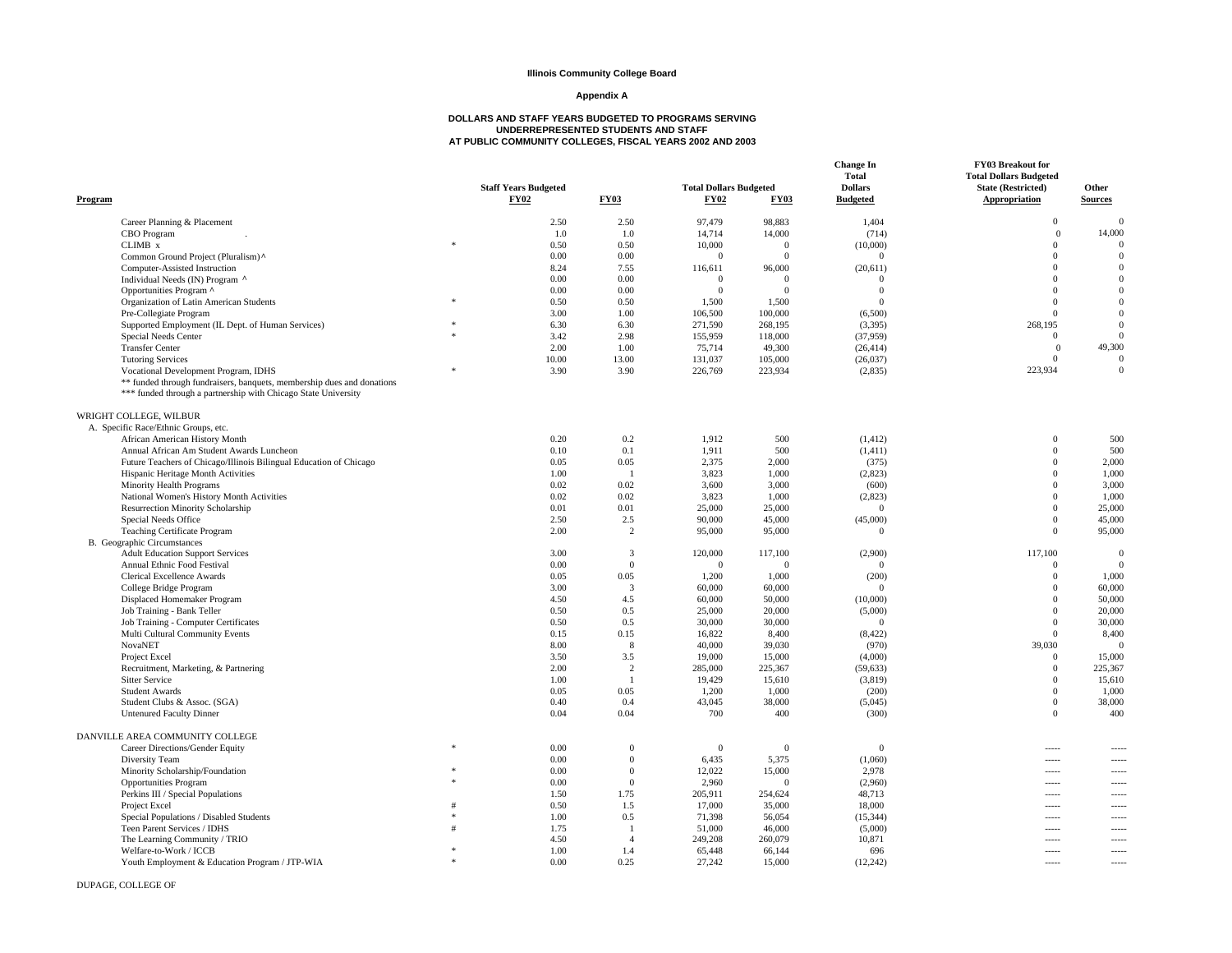**Illinois Community College Board**

**Appendix A**

**DOLLARS AND STAFF YEARS BUDGETED TO PROGRAMS SERVING UNDERREPRESENTED STUDENTS AND STAFF AT PUBLIC COMMUNITY COLLEGES, FISCAL YEARS 2002 AND 2003**

| Program | | Staff Years Budgeted FY02 | Staff Years Budgeted FY03 | Total Dollars Budgeted FY02 | Total Dollars Budgeted FY03 | Change In Total Dollars Budgeted | FY03 Breakout for Total Dollars Budgeted State (Restricted) Appropriation | Other Sources |
|---|---|---|---|---|---|---|---|---|
| Career Planning & Placement | | 2.50 | 2.50 | 97,479 | 98,883 | 1,404 | 0 | 0 |
| CBO Program . | | 1.0 | 1.0 | 14,714 | 14,000 | (714) | 0 | 14,000 |
| CLIMB x | * | 0.50 | 0.50 | 10,000 | 0 | (10,000) | 0 | 0 |
| Common Ground Project (Pluralism)^ | | 0.00 | 0.00 | 0 | 0 | 0 | 0 | 0 |
| Computer-Assisted Instruction | | 8.24 | 7.55 | 116,611 | 96,000 | (20,611) | 0 | 0 |
| Individual Needs (IN) Program ^ | | 0.00 | 0.00 | 0 | 0 | 0 | 0 | 0 |
| Opportunities Program ^ | | 0.00 | 0.00 | 0 | 0 | 0 | 0 | 0 |
| Organization of Latin American Students | * | 0.50 | 0.50 | 1,500 | 1,500 | 0 | 0 | 0 |
| Pre-Collegiate Program | | 3.00 | 1.00 | 106,500 | 100,000 | (6,500) | 0 | 0 |
| Supported Employment (IL Dept. of Human Services) | * | 6.30 | 6.30 | 271,590 | 268,195 | (3,395) | 268,195 | 0 |
| Special Needs Center | * | 3.42 | 2.98 | 155,959 | 118,000 | (37,959) | 0 | 0 |
| Transfer Center | | 2.00 | 1.00 | 75,714 | 49,300 | (26,414) | 0 | 49,300 |
| Tutoring Services | | 10.00 | 13.00 | 131,037 | 105,000 | (26,037) | 0 | 0 |
| Vocational Development Program, IDHS | * | 3.90 | 3.90 | 226,769 | 223,934 | (2,835) | 223,934 | 0 |
| ** funded through fundraisers, banquets, membership dues and donations | | | | | | | | |
| *** funded through a partnership with Chicago State University | | | | | | | | |
| | | | | | | | | |
| WRIGHT COLLEGE, WILBUR | | | | | | | | |
| A. Specific Race/Ethnic Groups, etc. | | | | | | | | |
| African American History Month | | 0.20 | 0.2 | 1,912 | 500 | (1,412) | 0 | 500 |
| Annual African Am Student Awards Luncheon | | 0.10 | 0.1 | 1,911 | 500 | (1,411) | 0 | 500 |
| Future Teachers of Chicago/Illinois Bilingual Education of Chicago | | 0.05 | 0.05 | 2,375 | 2,000 | (375) | 0 | 2,000 |
| Hispanic Heritage Month Activities | | 1.00 | 1 | 3,823 | 1,000 | (2,823) | 0 | 1,000 |
| Minority Health Programs | | 0.02 | 0.02 | 3,600 | 3,000 | (600) | 0 | 3,000 |
| National Women's History Month Activities | | 0.02 | 0.02 | 3,823 | 1,000 | (2,823) | 0 | 1,000 |
| Resurrection Minority Scholarship | | 0.01 | 0.01 | 25,000 | 25,000 | 0 | 0 | 25,000 |
| Special Needs Office | | 2.50 | 2.5 | 90,000 | 45,000 | (45,000) | 0 | 45,000 |
| Teaching Certificate Program | | 2.00 | 2 | 95,000 | 95,000 | 0 | 0 | 95,000 |
| B. Geographic Circumstances | | | | | | | | |
| Adult Education Support Services | | 3.00 | 3 | 120,000 | 117,100 | (2,900) | 117,100 | 0 |
| Annual Ethnic Food Festival | | 0.00 | 0 | 0 | 0 | 0 | 0 | 0 |
| Clerical Excellence Awards | | 0.05 | 0.05 | 1,200 | 1,000 | (200) | 0 | 1,000 |
| College Bridge Program | | 3.00 | 3 | 60,000 | 60,000 | 0 | 0 | 60,000 |
| Displaced Homemaker Program | | 4.50 | 4.5 | 60,000 | 50,000 | (10,000) | 0 | 50,000 |
| Job Training - Bank Teller | | 0.50 | 0.5 | 25,000 | 20,000 | (5,000) | 0 | 20,000 |
| Job Training - Computer Certificates | | 0.50 | 0.5 | 30,000 | 30,000 | 0 | 0 | 30,000 |
| Multi Cultural Community Events | | 0.15 | 0.15 | 16,822 | 8,400 | (8,422) | 0 | 8,400 |
| NovaNET | | 8.00 | 8 | 40,000 | 39,030 | (970) | 39,030 | 0 |
| Project Excel | | 3.50 | 3.5 | 19,000 | 15,000 | (4,000) | 0 | 15,000 |
| Recruitment, Marketing, & Partnering | | 2.00 | 2 | 285,000 | 225,367 | (59,633) | 0 | 225,367 |
| Sitter Service | | 1.00 | 1 | 19,429 | 15,610 | (3,819) | 0 | 15,610 |
| Student Awards | | 0.05 | 0.05 | 1,200 | 1,000 | (200) | 0 | 1,000 |
| Student Clubs & Assoc. (SGA) | | 0.40 | 0.4 | 43,045 | 38,000 | (5,045) | 0 | 38,000 |
| Untenured Faculty Dinner | | 0.04 | 0.04 | 700 | 400 | (300) | 0 | 400 |
| | | | | | | | | |
| DANVILLE AREA COMMUNITY COLLEGE | | | | | | | | |
| Career Directions/Gender Equity | * | 0.00 | 0 | 0 | 0 | 0 | ----- | ----- |
| Diversity Team | | 0.00 | 0 | 6,435 | 5,375 | (1,060) | ----- | ----- |
| Minority Scholarship/Foundation | * | 0.00 | 0 | 12,022 | 15,000 | 2,978 | ----- | ----- |
| Opportunities Program | * | 0.00 | 0 | 2,960 | 0 | (2,960) | ----- | ----- |
| Perkins III / Special Populations | | 1.50 | 1.75 | 205,911 | 254,624 | 48,713 | ----- | ----- |
| Project Excel | # | 0.50 | 1.5 | 17,000 | 35,000 | 18,000 | ----- | ----- |
| Special Populations / Disabled Students | * | 1.00 | 0.5 | 71,398 | 56,054 | (15,344) | ----- | ----- |
| Teen Parent Services / IDHS | # | 1.75 | 1 | 51,000 | 46,000 | (5,000) | ----- | ----- |
| The Learning Community / TRIO | | 4.50 | 4 | 249,208 | 260,079 | 10,871 | ----- | ----- |
| Welfare-to-Work / ICCB | * | 1.00 | 1.4 | 65,448 | 66,144 | 696 | ----- | ----- |
| Youth Employment & Education Program / JTP-WIA | * | 0.00 | 0.25 | 27,242 | 15,000 | (12,242) | ----- | ----- |
| | | | | | | | | |
| DUPAGE, COLLEGE OF | | | | | | | | |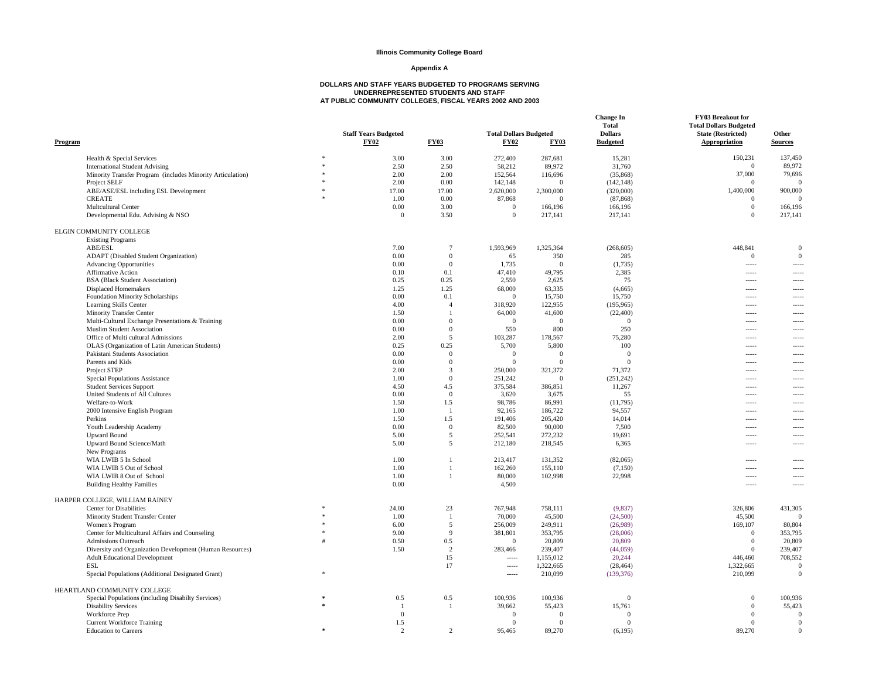**Illinois Community College Board**

**Appendix A**

**DOLLARS AND STAFF YEARS BUDGETED TO PROGRAMS SERVING UNDERREPRESENTED STUDENTS AND STAFF AT PUBLIC COMMUNITY COLLEGES, FISCAL YEARS 2002 AND 2003**

| Program | | Staff Years Budgeted FY02 | FY03 | Total Dollars Budgeted FY02 | FY03 | Change In Total Dollars Budgeted | FY03 Breakout for Total Dollars Budgeted State (Restricted) Appropriation | Other Sources |
|---|---|---|---|---|---|---|---|---|
| Health & Special Services | * | 3.00 | 3.00 | 272,400 | 287,681 | 15,281 | 150,231 | 137,450 |
| International Student Advising | * | 2.50 | 2.50 | 58,212 | 89,972 | 31,760 | 0 | 89,972 |
| Minority Transfer Program (includes Minority Articulation) | * | 2.00 | 2.00 | 152,564 | 116,696 | (35,868) | 37,000 | 79,696 |
| Project SELF | * | 2.00 | 0.00 | 142,148 | 0 | (142,148) | 0 | 0 |
| ABE/ASE/ESL including ESL Development | * | 17.00 | 17.00 | 2,620,000 | 2,300,000 | (320,000) | 1,400,000 | 900,000 |
| CREATE | * | 1.00 | 0.00 | 87,868 | 0 | (87,868) | 0 | 0 |
| Multcultural Center | | 0.00 | 3.00 | 0 | 166,196 | 166,196 | 0 | 166,196 |
| Developmental Edu. Advising & NSO | | 0 | 3.50 | 0 | 217,141 | 217,141 | 0 | 217,141 |
| ELGIN COMMUNITY COLLEGE | | | | | | | | |
| Existing Programs | | | | | | | | |
| ABE/ESL | | 7.00 | 7 | 1,593,969 | 1,325,364 | (268,605) | 448,841 | 0 |
| ADAPT (Disabled Student Organization) | | 0.00 | 0 | 65 | 350 | 285 | 0 | 0 |
| Advancing Opportunities | | 0.00 | 0 | 1,735 | 0 | (1,735) | ----- | ----- |
| Affirmative Action | | 0.10 | 0.1 | 47,410 | 49,795 | 2,385 | ----- | ----- |
| BSA (Black Student Association) | | 0.25 | 0.25 | 2,550 | 2,625 | 75 | ----- | ----- |
| Displaced Homemakers | | 1.25 | 1.25 | 68,000 | 63,335 | (4,665) | ----- | ----- |
| Foundation Minority Scholarships | | 0.00 | 0.1 | 0 | 15,750 | 15,750 | ----- | ----- |
| Learning Skills Center | | 4.00 | 4 | 318,920 | 122,955 | (195,965) | ----- | ----- |
| Minority Transfer Center | | 1.50 | 1 | 64,000 | 41,600 | (22,400) | ----- | ----- |
| Multi-Cultural Exchange Presentations & Training | | 0.00 | 0 | 0 | 0 | 0 | ----- | ----- |
| Muslim Student Association | | 0.00 | 0 | 550 | 800 | 250 | ----- | ----- |
| Office of Multi cultural Admissions | | 2.00 | 5 | 103,287 | 178,567 | 75,280 | ----- | ----- |
| OLAS (Organization of Latin American Students) | | 0.25 | 0.25 | 5,700 | 5,800 | 100 | ----- | ----- |
| Pakistani Students Association | | 0.00 | 0 | 0 | 0 | 0 | ----- | ----- |
| Parents and Kids | | 0.00 | 0 | 0 | 0 | 0 | ----- | ----- |
| Project STEP | | 2.00 | 3 | 250,000 | 321,372 | 71,372 | ----- | ----- |
| Special Populations Assistance | | 1.00 | 0 | 251,242 | 0 | (251,242) | ----- | ----- |
| Student Services Support | | 4.50 | 4.5 | 375,584 | 386,851 | 11,267 | ----- | ----- |
| United Students of All Cultures | | 0.00 | 0 | 3,620 | 3,675 | 55 | ----- | ----- |
| Welfare-to-Work | | 1.50 | 1.5 | 98,786 | 86,991 | (11,795) | ----- | ----- |
| 2000 Intensive English Program | | 1.00 | 1 | 92,165 | 186,722 | 94,557 | ----- | ----- |
| Perkins | | 1.50 | 1.5 | 191,406 | 205,420 | 14,014 | ----- | ----- |
| Youth Leadership Academy | | 0.00 | 0 | 82,500 | 90,000 | 7,500 | ----- | ----- |
| Upward Bound | | 5.00 | 5 | 252,541 | 272,232 | 19,691 | ----- | ----- |
| Upward Bound Science/Math | | 5.00 | 5 | 212,180 | 218,545 | 6,365 | ----- | ----- |
| New Programs | | | | | | | | |
| WIA LWIB 5 In School | | 1.00 | 1 | 213,417 | 131,352 | (82,065) | ----- | ----- |
| WIA LWIB 5 Out of School | | 1.00 | 1 | 162,260 | 155,110 | (7,150) | ----- | ----- |
| WIA LWIB 8 Out of School | | 1.00 | 1 | 80,000 | 102,998 | 22,998 | ----- | ----- |
| Building Healthy Families | | 0.00 | | 4,500 | | | ----- | ----- |
| HARPER COLLEGE, WILLIAM RAINEY | | | | | | | | |
| Center for Disabilities | * | 24.00 | 23 | 767,948 | 758,111 | (9,837) | 326,806 | 431,305 |
| Minority Student Transfer Center | * | 1.00 | 1 | 70,000 | 45,500 | (24,500) | 45,500 | 0 |
| Women's Program | * | 6.00 | 5 | 256,009 | 249,911 | (26,989) | 169,107 | 80,804 |
| Center for Multicultural Affairs and Counseling | * | 9.00 | 9 | 381,801 | 353,795 | (28,006) | 0 | 353,795 |
| Admissions Outreach | # | 0.50 | 0.5 | 0 | 20,809 | 20,809 | 0 | 20,809 |
| Diversity and Organization Development (Human Resources) | | 1.50 | 2 | 283,466 | 239,407 | (44,059) | 0 | 239,407 |
| Adult Educational Development | | | 15 | ----- | 1,155,012 | 20,244 | 446,460 | 708,552 |
| ESL | | | 17 | ----- | 1,322,665 | (28,464) | 1,322,665 | 0 |
| Special Populations (Additional Designated Grant) | * | | | ----- | 210,099 | (139,376) | 210,099 | 0 |
| HEARTLAND COMMUNITY COLLEGE | | | | | | | | |
| Special Populations (including Disabilty Services) | * | 0.5 | 0.5 | 100,936 | 100,936 | 0 | 0 | 100,936 |
| Disability Services | * | 1 | 1 | 39,662 | 55,423 | 15,761 | 0 | 55,423 |
| Workforce Prep | | 0 | | 0 | 0 | 0 | 0 | 0 |
| Current Workforce Training | | 1.5 | | 0 | 0 | 0 | 0 | 0 |
| Education to Careers | * | 2 | 2 | 95,465 | 89,270 | (6,195) | 89,270 | 0 |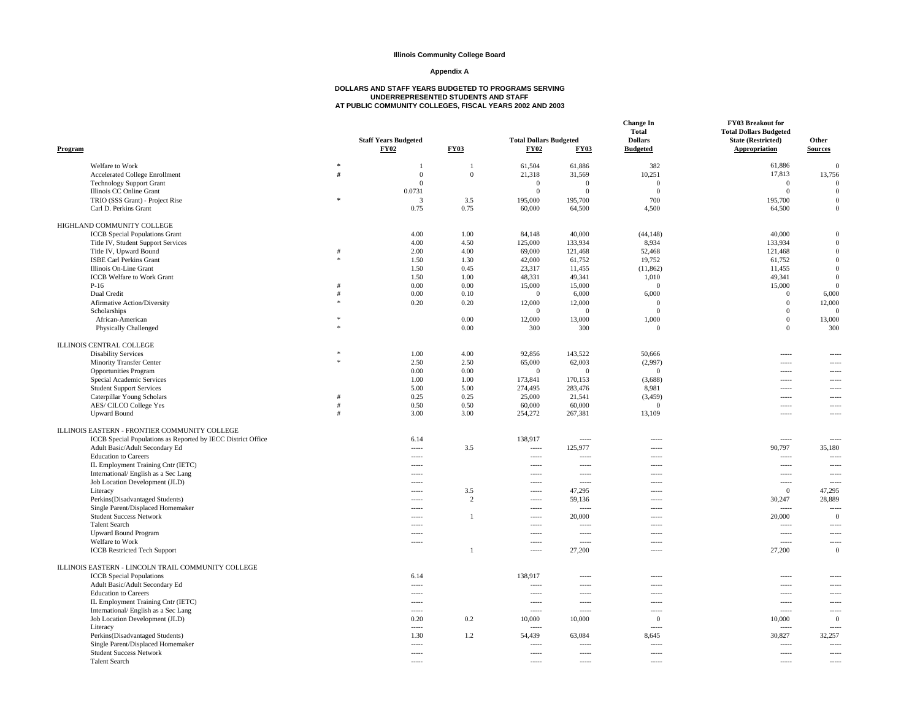**Illinois Community College Board**

**Appendix A**

**DOLLARS AND STAFF YEARS BUDGETED TO PROGRAMS SERVING UNDERREPRESENTED STUDENTS AND STAFF AT PUBLIC COMMUNITY COLLEGES, FISCAL YEARS 2002 AND 2003**

| Program | | Staff Years Budgeted FY02 | FY03 | Total Dollars Budgeted FY02 | FY03 | Change In Total Dollars Budgeted | FY03 Breakout for Total Dollars Budgeted State (Restricted) Appropriation | Other Sources |
|---|---|---|---|---|---|---|---|---|
| Welfare to Work | * | 1 | 1 | 61,504 | 61,886 | 382 | 61,886 | 0 |
| Accelerated College Enrollment | # | 0 | 0 | 21,318 | 31,569 | 10,251 | 17,813 | 13,756 |
| Technology Support Grant | | 0 | | 0 | 0 | 0 | 0 | 0 |
| Illinois CC Online Grant | | 0.0731 | | 0 | 0 | 0 | 0 | 0 |
| TRIO (SSS Grant) - Project Rise | * | 3 | 3.5 | 195,000 | 195,700 | 700 | 195,700 | 0 |
| Carl D. Perkins Grant | | 0.75 | 0.75 | 60,000 | 64,500 | 4,500 | 64,500 | 0 |
| HIGHLAND COMMUNITY COLLEGE | | | | | | | | |
| ICCB Special Populations Grant | | 4.00 | 1.00 | 84,148 | 40,000 | (44,148) | 40,000 | 0 |
| Title IV, Student Support Services | | 4.00 | 4.50 | 125,000 | 133,934 | 8,934 | 133,934 | 0 |
| Title IV, Upward Bound | # | 2.00 | 4.00 | 69,000 | 121,468 | 52,468 | 121,468 | 0 |
| ISBE Carl Perkins Grant | * | 1.50 | 1.30 | 42,000 | 61,752 | 19,752 | 61,752 | 0 |
| Illinois On-Line Grant | | 1.50 | 0.45 | 23,317 | 11,455 | (11,862) | 11,455 | 0 |
| ICCB Welfare to Work Grant | | 1.50 | 1.00 | 48,331 | 49,341 | 1,010 | 49,341 | 0 |
| P-16 | # | 0.00 | 0.00 | 15,000 | 15,000 | 0 | 15,000 | 0 |
| Dual Credit | # | 0.00 | 0.10 | 0 | 6,000 | 6,000 | 0 | 6,000 |
| Afirmative Action/Diversity | * | 0.20 | 0.20 | 12,000 | 12,000 | 0 | 0 | 12,000 |
| Scholarships | | | | 0 | 0 | 0 | 0 | 0 |
| African-American | * | | 0.00 | 12,000 | 13,000 | 1,000 | 0 | 13,000 |
| Physically Challenged | * | | 0.00 | 300 | 300 | 0 | 0 | 300 |
| ILLINOIS CENTRAL COLLEGE | | | | | | | | |
| Disability Services | * | 1.00 | 4.00 | 92,856 | 143,522 | 50,666 | ----- | ----- |
| Minority Transfer Center | * | 2.50 | 2.50 | 65,000 | 62,003 | (2,997) | ----- | ----- |
| Opportunities Program | | 0.00 | 0.00 | 0 | 0 | 0 | ----- | ----- |
| Special Academic Services | | 1.00 | 1.00 | 173,841 | 170,153 | (3,688) | ----- | ----- |
| Student Support Services | | 5.00 | 5.00 | 274,495 | 283,476 | 8,981 | ----- | ----- |
| Caterpillar Young Scholars | # | 0.25 | 0.25 | 25,000 | 21,541 | (3,459) | ----- | ----- |
| AES/ CILCO College Yes | # | 0.50 | 0.50 | 60,000 | 60,000 | 0 | ----- | ----- |
| Upward Bound | # | 3.00 | 3.00 | 254,272 | 267,381 | 13,109 | ----- | ----- |
| ILLINOIS EASTERN - FRONTIER COMMUNITY COLLEGE | | | | | | | | |
| ICCB Special Populations as Reported by IECC District Office | | 6.14 | | 138,917 | ----- | ----- | ----- | ----- |
| Adult Basic/Adult Secondary Ed | | ----- | 3.5 | ----- | 125,977 | ----- | 90,797 | 35,180 |
| Education to Careers | | ----- | | ----- | ----- | ----- | ----- | ----- |
| IL Employment Training Cntr (IETC) | | ----- | | ----- | ----- | ----- | ----- | ----- |
| International/ English as a Sec Lang | | ----- | | ----- | ----- | ----- | ----- | ----- |
| Job Location Development (JLD) | | ----- | | ----- | ----- | ----- | ----- | ----- |
| Literacy | | ----- | 3.5 | ----- | 47,295 | ----- | 0 | 47,295 |
| Perkins(Disadvantaged Students) | | ----- | 2 | ----- | 59,136 | ----- | 30,247 | 28,889 |
| Single Parent/Displaced Homemaker | | ----- | | ----- | ----- | ----- | ----- | ----- |
| Student Success Network | | ----- | 1 | ----- | 20,000 | ----- | 20,000 | 0 |
| Talent Search | | ----- | | ----- | ----- | ----- | ----- | ----- |
| Upward Bound Program | | ----- | | ----- | ----- | ----- | ----- | ----- |
| Welfare to Work | | ----- | | ----- | ----- | ----- | ----- | ----- |
| ICCB Restricted Tech Support | | | 1 | ----- | 27,200 | ----- | 27,200 | 0 |
| ILLINOIS EASTERN - LINCOLN TRAIL COMMUNITY COLLEGE | | | | | | | | |
| ICCB Special Populations | | 6.14 | | 138,917 | ----- | ----- | ----- | ----- |
| Adult Basic/Adult Secondary Ed | | ----- | | ----- | ----- | ----- | ----- | ----- |
| Education to Careers | | ----- | | ----- | ----- | ----- | ----- | ----- |
| IL Employment Training Cntr (IETC) | | ----- | | ----- | ----- | ----- | ----- | ----- |
| International/ English as a Sec Lang | | ----- | | ----- | ----- | ----- | ----- | ----- |
| Job Location Development (JLD) | | 0.20 | 0.2 | 10,000 | 10,000 | 0 | 10,000 | 0 |
| Literacy | | ----- | | ----- | ----- | ----- | ----- | ----- |
| Perkins(Disadvantaged Students) | | 1.30 | 1.2 | 54,439 | 63,084 | 8,645 | 30,827 | 32,257 |
| Single Parent/Displaced Homemaker | | ----- | | ----- | ----- | ----- | ----- | ----- |
| Student Success Network | | ----- | | ----- | ----- | ----- | ----- | ----- |
| Talent Search | | ----- | | ----- | ----- | ----- | ----- | ----- |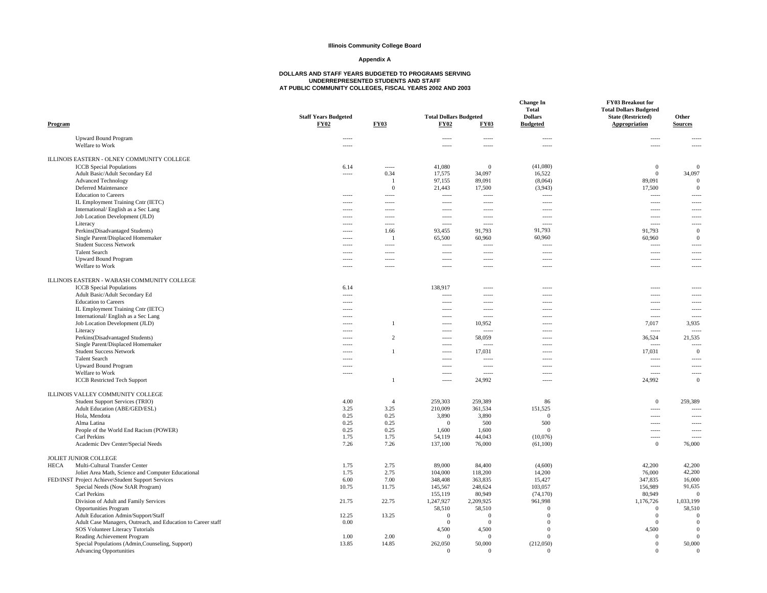**Illinois Community College Board**

**Appendix A**

**DOLLARS AND STAFF YEARS BUDGETED TO PROGRAMS SERVING UNDERREPRESENTED STUDENTS AND STAFF AT PUBLIC COMMUNITY COLLEGES, FISCAL YEARS 2002 AND 2003**

| Program | Staff Years Budgeted FY02 | Staff Years Budgeted FY03 | Total Dollars Budgeted FY02 | Total Dollars Budgeted FY03 | Change In Total Dollars Budgeted | FY03 Breakout for Total Dollars Budgeted State (Restricted) Appropriation | Other Sources |
|---|---|---|---|---|---|---|---|
| Upward Bound Program | ----- | | ----- | ----- | ----- | ----- | ----- |
| Welfare to Work | ----- | | ----- | ----- | ----- | ----- | ----- |
| **ILLINOIS EASTERN - OLNEY COMMUNITY COLLEGE** | | | | | | | |
| ICCB Special Populations | 6.14 | ----- | 41,080 | 0 | (41,080) | 0 | 0 |
| Adult Basic/Adult Secondary Ed | ----- | 0.34 | 17,575 | 34,097 | 16,522 | 0 | 34,097 |
| Advanced Technology | | 1 | 97,155 | 89,091 | (8,064) | 89,091 | 0 |
| Deferred Maintenance | | 0 | 21,443 | 17,500 | (3,943) | 17,500 | 0 |
| Education to Careers | ----- | ----- | ----- | ----- | ----- | ----- | ----- |
| IL Employment Training Cntr (IETC) | ----- | ----- | ----- | ----- | ----- | ----- | ----- |
| International/ English as a Sec Lang | ----- | ----- | ----- | ----- | ----- | ----- | ----- |
| Job Location Development (JLD) | ----- | ----- | ----- | ----- | ----- | ----- | ----- |
| Literacy | ----- | ----- | ----- | ----- | ----- | ----- | ----- |
| Perkins(Disadvantaged Students) | ----- | 1.66 | 93,455 | 91,793 | 91,793 | 91,793 | 0 |
| Single Parent/Displaced Homemaker | ----- | 1 | 65,500 | 60,960 | 60,960 | 60,960 | 0 |
| Student Success Network | ----- | ----- | ----- | ----- | ----- | ----- | ----- |
| Talent Search | ----- | ----- | ----- | ----- | ----- | ----- | ----- |
| Upward Bound Program | ----- | ----- | ----- | ----- | ----- | ----- | ----- |
| Welfare to Work | ----- | ----- | ----- | ----- | ----- | ----- | ----- |
| **ILLINOIS EASTERN - WABASH COMMUNITY COLLEGE** | | | | | | | |
| ICCB Special Populations | 6.14 | | 138,917 | ----- | ----- | ----- | ----- |
| Adult Basic/Adult Secondary Ed | ----- | | ----- | ----- | ----- | ----- | ----- |
| Education to Careers | ----- | | ----- | ----- | ----- | ----- | ----- |
| IL Employment Training Cntr (IETC) | ----- | | ----- | ----- | ----- | ----- | ----- |
| International/ English as a Sec Lang | ----- | | ----- | ----- | ----- | ----- | ----- |
| Job Location Development (JLD) | ----- | 1 | ----- | 10,952 | ----- | 7,017 | 3,935 |
| Literacy | ----- | | ----- | ----- | ----- | ----- | ----- |
| Perkins(Disadvantaged Students) | ----- | 2 | ----- | 58,059 | ----- | 36,524 | 21,535 |
| Single Parent/Displaced Homemaker | ----- | | ----- | ----- | ----- | ----- | ----- |
| Student Success Network | ----- | 1 | ----- | 17,031 | ----- | 17,031 | 0 |
| Talent Search | ----- | | ----- | ----- | ----- | ----- | ----- |
| Upward Bound Program | ----- | | ----- | ----- | ----- | ----- | ----- |
| Welfare to Work | ----- | | ----- | ----- | ----- | ----- | ----- |
| ICCB Restricted Tech Support | | 1 | ----- | 24,992 | ----- | 24,992 | 0 |
| **ILLINOIS VALLEY COMMUNITY COLLEGE** | | | | | | | |
| Student Support Services (TRIO) | 4.00 | 4 | 259,303 | 259,389 | 86 | 0 | 259,389 |
| Adult Education (ABE/GED/ESL) | 3.25 | 3.25 | 210,009 | 361,534 | 151,525 | ----- | ----- |
| Hola, Mendota | 0.25 | 0.25 | 3,890 | 3,890 | 0 | ----- | ----- |
| Alma Latina | 0.25 | 0.25 | 0 | 500 | 500 | ----- | ----- |
| People of the World End Racism (POWER) | 0.25 | 0.25 | 1,600 | 1,600 | 0 | ----- | ----- |
| Carl Perkins | 1.75 | 1.75 | 54,119 | 44,043 | (10,076) | ----- | ----- |
| Academic Dev Center/Special Needs | 7.26 | 7.26 | 137,100 | 76,000 | (61,100) | 0 | 76,000 |
| **JOLIET JUNIOR COLLEGE** | | | | | | | |
| HECA Multi-Cultural Transfer Center | 1.75 | 2.75 | 89,000 | 84,400 | (4,600) | 42,200 | 42,200 |
| Joliet Area Math, Science and Computer Educational | 1.75 | 2.75 | 104,000 | 118,200 | 14,200 | 76,000 | 42,200 |
| FED/INST Project Achieve\Student Support Services | 6.00 | 7.00 | 348,408 | 363,835 | 15,427 | 347,835 | 16,000 |
| Special Needs (Now StAR Program) | 10.75 | 11.75 | 145,567 | 248,624 | 103,057 | 156,989 | 91,635 |
| Carl Perkins | | | 155,119 | 80,949 | (74,170) | 80,949 | 0 |
| Division of Adult and Family Services | 21.75 | 22.75 | 1,247,927 | 2,209,925 | 961,998 | 1,176,726 | 1,033,199 |
| Opportunities Program | | | 58,510 | 58,510 | 0 | 0 | 58,510 |
| Adult Education Admin/Support/Staff | 12.25 | 13.25 | 0 | 0 | 0 | 0 | 0 |
| Adult Case Managers, Outreach, and Education to Career staff | 0.00 | | 0 | 0 | 0 | 0 | 0 |
| SOS Volunteer Literacy Tutorials | | | 4,500 | 4,500 | 0 | 4,500 | 0 |
| Reading Achievement Program | 1.00 | 2.00 | 0 | 0 | 0 | 0 | 0 |
| Special Populations (Admin,Counseling, Support) | 13.85 | 14.85 | 262,050 | 50,000 | (212,050) | 0 | 50,000 |
| Advancing Opportunities | | | 0 | 0 | 0 | 0 | 0 |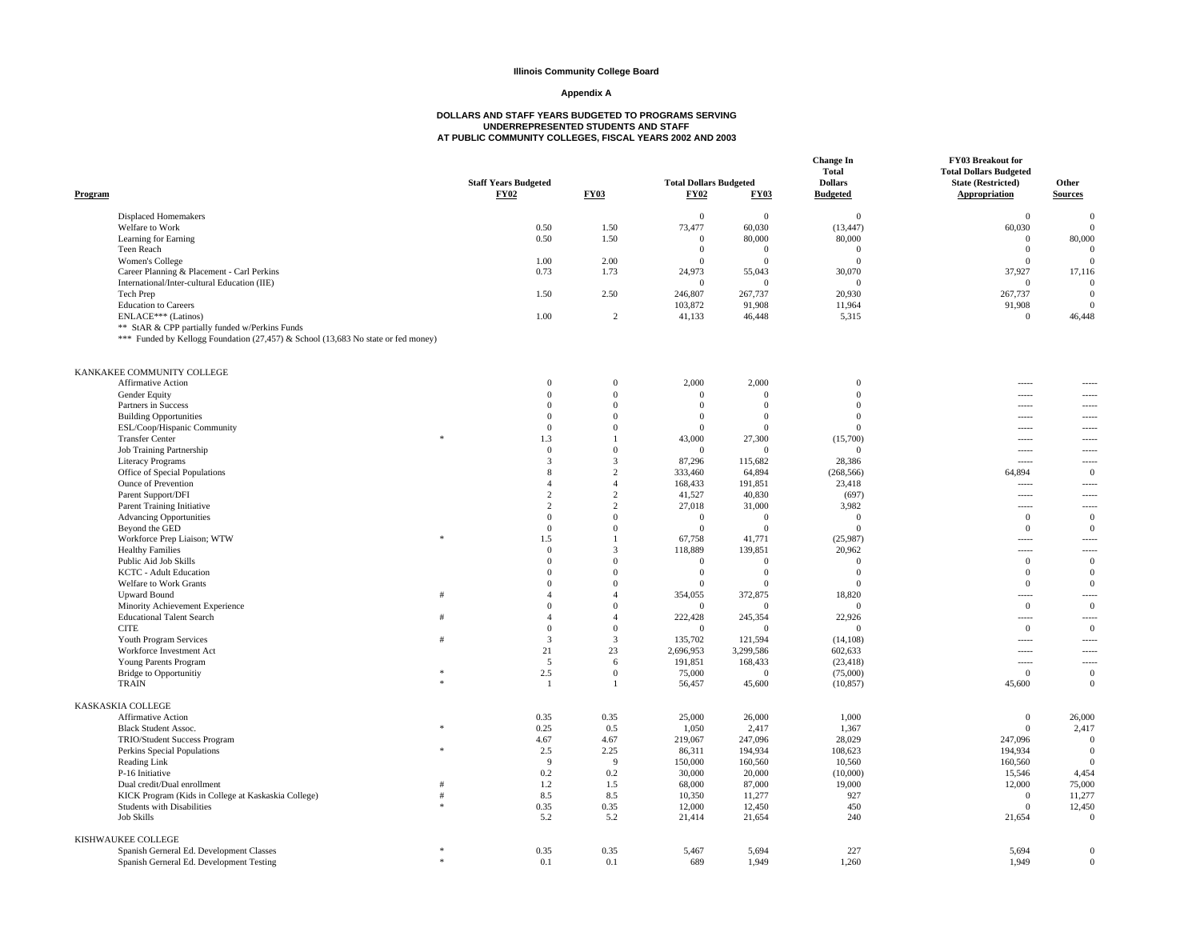**Illinois Community College Board**

**Appendix A**

**DOLLARS AND STAFF YEARS BUDGETED TO PROGRAMS SERVING UNDERREPRESENTED STUDENTS AND STAFF AT PUBLIC COMMUNITY COLLEGES, FISCAL YEARS 2002 AND 2003**

| Program | | Staff Years Budgeted FY02 | Staff Years Budgeted FY03 | Total Dollars Budgeted FY02 | Total Dollars Budgeted FY03 | Change In Total Dollars Budgeted | FY03 Breakout for Total Dollars Budgeted State (Restricted) Appropriation | Other Sources |
|---|---|---|---|---|---|---|---|---|
| Displaced Homemakers | | | | 0 | 0 | 0 | 0 | 0 |
| Welfare to Work | | 0.50 | 1.50 | 73,477 | 60,030 | (13,447) | 60,030 | 0 |
| Learning for Earning | | 0.50 | 1.50 | 0 | 80,000 | 80,000 | 0 | 80,000 |
| Teen Reach | | | | 0 | 0 | 0 | 0 | 0 |
| Women's College | | 1.00 | 2.00 | 0 | 0 | 0 | 0 | 0 |
| Career Planning & Placement - Carl Perkins | | 0.73 | 1.73 | 24,973 | 55,043 | 30,070 | 37,927 | 17,116 |
| International/Inter-cultural Education (IIE) | | | | 0 | 0 | 0 | 0 | 0 |
| Tech Prep | | 1.50 | 2.50 | 246,807 | 267,737 | 20,930 | 267,737 | 0 |
| Education to Careers | | | | 103,872 | 91,908 | 11,964 | 91,908 | 0 |
| ENLACE*** (Latinos) | | 1.00 | 2 | 41,133 | 46,448 | 5,315 | 0 | 46,448 |
| ** StAR & CPP partially funded w/Perkins Funds | | | | | | | | |
| *** Funded by Kellogg Foundation (27,457) & School (13,683 No state or fed money) | | | | | | | | |
| KANKAKEE COMMUNITY COLLEGE | | | | | | | | |
| Affirmative Action | | 0 | 0 | 2,000 | 2,000 | 0 | ----- | ----- |
| Gender Equity | | 0 | 0 | 0 | 0 | 0 | ----- | ----- |
| Partners in Success | | 0 | 0 | 0 | 0 | 0 | ----- | ----- |
| Building Opportunities | | 0 | 0 | 0 | 0 | 0 | ----- | ----- |
| ESL/Coop/Hispanic Community | | 0 | 0 | 0 | 0 | 0 | ----- | ----- |
| Transfer Center | * | 1.3 | 1 | 43,000 | 27,300 | (15,700) | ----- | ----- |
| Job Training Partnership | | 0 | 0 | 0 | 0 | 0 | ----- | ----- |
| Literacy Programs | | 3 | 3 | 87,296 | 115,682 | 28,386 | ----- | ----- |
| Office of Special Populations | | 8 | 2 | 333,460 | 64,894 | (268,566) | 64,894 | 0 |
| Ounce of Prevention | | 4 | 4 | 168,433 | 191,851 | 23,418 | ----- | ----- |
| Parent Support/DFI | | 2 | 2 | 41,527 | 40,830 | (697) | ----- | ----- |
| Parent Training Initiative | | 2 | 2 | 27,018 | 31,000 | 3,982 | ----- | ----- |
| Advancing Opportunities | | 0 | 0 | 0 | 0 | 0 | 0 | 0 |
| Beyond the GED | | 0 | 0 | 0 | 0 | 0 | 0 | 0 |
| Workforce Prep Liaison; WTW | * | 1.5 | 1 | 67,758 | 41,771 | (25,987) | ----- | ----- |
| Healthy Families | | 0 | 3 | 118,889 | 139,851 | 20,962 | ----- | ----- |
| Public Aid Job Skills | | 0 | 0 | 0 | 0 | 0 | 0 | 0 |
| KCTC - Adult Education | | 0 | 0 | 0 | 0 | 0 | 0 | 0 |
| Welfare to Work Grants | | 0 | 0 | 0 | 0 | 0 | 0 | 0 |
| Upward Bound | # | 4 | 4 | 354,055 | 372,875 | 18,820 | ----- | ----- |
| Minority Achievement Experience | | 0 | 0 | 0 | 0 | 0 | 0 | 0 |
| Educational Talent Search | # | 4 | 4 | 222,428 | 245,354 | 22,926 | ----- | ----- |
| CITE | | 0 | 0 | 0 | 0 | 0 | 0 | 0 |
| Youth Program Services | # | 3 | 3 | 135,702 | 121,594 | (14,108) | ----- | ----- |
| Workforce Investment Act | | 21 | 23 | 2,696,953 | 3,299,586 | 602,633 | ----- | ----- |
| Young Parents Program | | 5 | 6 | 191,851 | 168,433 | (23,418) | ----- | ----- |
| Bridge to Opportunitiy | * | 2.5 | 0 | 75,000 | 0 | (75,000) | 0 | 0 |
| TRAIN | * | 1 | 1 | 56,457 | 45,600 | (10,857) | 45,600 | 0 |
| KASKASKIA COLLEGE | | | | | | | | |
| Affirmative Action | | 0.35 | 0.35 | 25,000 | 26,000 | 1,000 | 0 | 26,000 |
| Black Student Assoc. | * | 0.25 | 0.5 | 1,050 | 2,417 | 1,367 | 0 | 2,417 |
| TRIO/Student Success Program | | 4.67 | 4.67 | 219,067 | 247,096 | 28,029 | 247,096 | 0 |
| Perkins Special Populations | * | 2.5 | 2.25 | 86,311 | 194,934 | 108,623 | 194,934 | 0 |
| Reading Link | | 9 | 9 | 150,000 | 160,560 | 10,560 | 160,560 | 0 |
| P-16 Initiative | | 0.2 | 0.2 | 30,000 | 20,000 | (10,000) | 15,546 | 4,454 |
| Dual credit/Dual enrollment | # | 1.2 | 1.5 | 68,000 | 87,000 | 19,000 | 12,000 | 75,000 |
| KICK Program (Kids in College at Kaskaskia College) | # | 8.5 | 8.5 | 10,350 | 11,277 | 927 | 0 | 11,277 |
| Students with Disabilities | * | 0.35 | 0.35 | 12,000 | 12,450 | 450 | 0 | 12,450 |
| Job Skills | | 5.2 | 5.2 | 21,414 | 21,654 | 240 | 21,654 | 0 |
| KISHWAUKEE COLLEGE | | | | | | | | |
| Spanish Gerneral Ed. Development Classes | * | 0.35 | 0.35 | 5,467 | 5,694 | 227 | 5,694 | 0 |
| Spanish Gerneral Ed. Development Testing | * | 0.1 | 0.1 | 689 | 1,949 | 1,260 | 1,949 | 0 |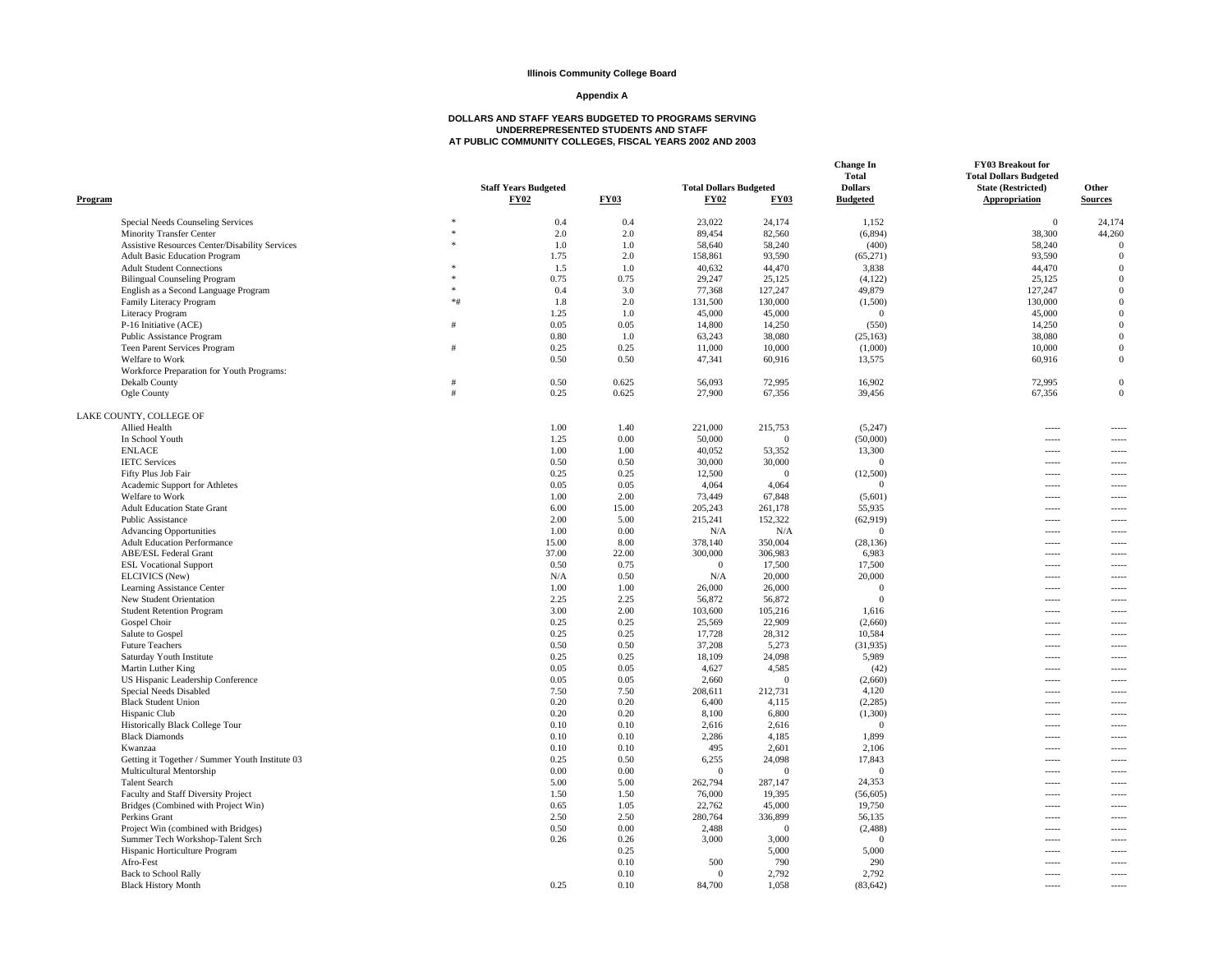**Illinois Community College Board**

**Appendix A**

**DOLLARS AND STAFF YEARS BUDGETED TO PROGRAMS SERVING UNDERREPRESENTED STUDENTS AND STAFF AT PUBLIC COMMUNITY COLLEGES, FISCAL YEARS 2002 AND 2003**

| Program | | Staff Years Budgeted FY02 | Staff Years Budgeted FY03 | Total Dollars Budgeted FY02 | Total Dollars Budgeted FY03 | Change In Total Dollars Budgeted | FY03 Breakout for Total Dollars Budgeted State (Restricted) Appropriation | Other Sources |
|---|---|---|---|---|---|---|---|---|
| Special Needs Counseling Services | * | 0.4 | 0.4 | 23,022 | 24,174 | 1,152 | 0 | 24,174 |
| Minority Transfer Center | * | 2.0 | 2.0 | 89,454 | 82,560 | (6,894) | 38,300 | 44,260 |
| Assistive Resources Center/Disability Services | * | 1.0 | 1.0 | 58,640 | 58,240 | (400) | 58,240 | 0 |
| Adult Basic Education Program | | 1.75 | 2.0 | 158,861 | 93,590 | (65,271) | 93,590 | 0 |
| Adult Student Connections | * | 1.5 | 1.0 | 40,632 | 44,470 | 3,838 | 44,470 | 0 |
| Bilingual Counseling Program | * | 0.75 | 0.75 | 29,247 | 25,125 | (4,122) | 25,125 | 0 |
| English as a Second Language Program | * | 0.4 | 3.0 | 77,368 | 127,247 | 49,879 | 127,247 | 0 |
| Family Literacy Program | *# | 1.8 | 2.0 | 131,500 | 130,000 | (1,500) | 130,000 | 0 |
| Literacy Program | | 1.25 | 1.0 | 45,000 | 45,000 | 0 | 45,000 | 0 |
| P-16 Initiative (ACE) | # | 0.05 | 0.05 | 14,800 | 14,250 | (550) | 14,250 | 0 |
| Public Assistance Program | | 0.80 | 1.0 | 63,243 | 38,080 | (25,163) | 38,080 | 0 |
| Teen Parent Services Program | # | 0.25 | 0.25 | 11,000 | 10,000 | (1,000) | 10,000 | 0 |
| Welfare to Work | | 0.50 | 0.50 | 47,341 | 60,916 | 13,575 | 60,916 | 0 |
| Workforce Preparation for Youth Programs: | | | | | | | | |
| Dekalb County | # | 0.50 | 0.625 | 56,093 | 72,995 | 16,902 | 72,995 | 0 |
| Ogle County | # | 0.25 | 0.625 | 27,900 | 67,356 | 39,456 | 67,356 | 0 |
| LAKE COUNTY, COLLEGE OF | | | | | | | | |
| Allied Health | | 1.00 | 1.40 | 221,000 | 215,753 | (5,247) | ----- | ----- |
| In School Youth | | 1.25 | 0.00 | 50,000 | 0 | (50,000) | ----- | ----- |
| ENLACE | | 1.00 | 1.00 | 40,052 | 53,352 | 13,300 | ----- | ----- |
| IETC Services | | 0.50 | 0.50 | 30,000 | 30,000 | 0 | ----- | ----- |
| Fifty Plus Job Fair | | 0.25 | 0.25 | 12,500 | 0 | (12,500) | ----- | ----- |
| Academic Support for Athletes | | 0.05 | 0.05 | 4,064 | 4,064 | 0 | ----- | ----- |
| Welfare to Work | | 1.00 | 2.00 | 73,449 | 67,848 | (5,601) | ----- | ----- |
| Adult Education State Grant | | 6.00 | 15.00 | 205,243 | 261,178 | 55,935 | ----- | ----- |
| Public Assistance | | 2.00 | 5.00 | 215,241 | 152,322 | (62,919) | ----- | ----- |
| Advancing Opportunities | | 1.00 | 0.00 | N/A | N/A | 0 | ----- | ----- |
| Adult Education Performance | | 15.00 | 8.00 | 378,140 | 350,004 | (28,136) | ----- | ----- |
| ABE/ESL Federal Grant | | 37.00 | 22.00 | 300,000 | 306,983 | 6,983 | ----- | ----- |
| ESL Vocational Support | | 0.50 | 0.75 | 0 | 17,500 | 17,500 | ----- | ----- |
| ELCIVICS (New) | | N/A | 0.50 | N/A | 20,000 | 20,000 | ----- | ----- |
| Learning Assistance Center | | 1.00 | 1.00 | 26,000 | 26,000 | 0 | ----- | ----- |
| New Student Orientation | | 2.25 | 2.25 | 56,872 | 56,872 | 0 | ----- | ----- |
| Student Retention Program | | 3.00 | 2.00 | 103,600 | 105,216 | 1,616 | ----- | ----- |
| Gospel Choir | | 0.25 | 0.25 | 25,569 | 22,909 | (2,660) | ----- | ----- |
| Salute to Gospel | | 0.25 | 0.25 | 17,728 | 28,312 | 10,584 | ----- | ----- |
| Future Teachers | | 0.50 | 0.50 | 37,208 | 5,273 | (31,935) | ----- | ----- |
| Saturday Youth Institute | | 0.25 | 0.25 | 18,109 | 24,098 | 5,989 | ----- | ----- |
| Martin Luther King | | 0.05 | 0.05 | 4,627 | 4,585 | (42) | ----- | ----- |
| US Hispanic Leadership Conference | | 0.05 | 0.05 | 2,660 | 0 | (2,660) | ----- | ----- |
| Special Needs Disabled | | 7.50 | 7.50 | 208,611 | 212,731 | 4,120 | ----- | ----- |
| Black Student Union | | 0.20 | 0.20 | 6,400 | 4,115 | (2,285) | ----- | ----- |
| Hispanic Club | | 0.20 | 0.20 | 8,100 | 6,800 | (1,300) | ----- | ----- |
| Historically Black College Tour | | 0.10 | 0.10 | 2,616 | 2,616 | 0 | ----- | ----- |
| Black Diamonds | | 0.10 | 0.10 | 2,286 | 4,185 | 1,899 | ----- | ----- |
| Kwanzaa | | 0.10 | 0.10 | 495 | 2,601 | 2,106 | ----- | ----- |
| Getting it Together / Summer Youth Institute 03 | | 0.25 | 0.50 | 6,255 | 24,098 | 17,843 | ----- | ----- |
| Multicultural Mentorship | | 0.00 | 0.00 | 0 | 0 | 0 | ----- | ----- |
| Talent Search | | 5.00 | 5.00 | 262,794 | 287,147 | 24,353 | ----- | ----- |
| Faculty and Staff Diversity Project | | 1.50 | 1.50 | 76,000 | 19,395 | (56,605) | ----- | ----- |
| Bridges (Combined with Project Win) | | 0.65 | 1.05 | 22,762 | 45,000 | 19,750 | ----- | ----- |
| Perkins Grant | | 2.50 | 2.50 | 280,764 | 336,899 | 56,135 | ----- | ----- |
| Project Win (combined with Bridges) | | 0.50 | 0.00 | 2,488 | 0 | (2,488) | ----- | ----- |
| Summer Tech Workshop-Talent Srch | | 0.26 | 0.26 | 3,000 | 3,000 | 0 | ----- | ----- |
| Hispanic Horticulture Program | | | 0.25 | | 5,000 | 5,000 | ----- | ----- |
| Afro-Fest | | | 0.10 | 500 | 790 | 290 | ----- | ----- |
| Back to School Rally | | | 0.10 | 0 | 2,792 | 2,792 | ----- | ----- |
| Black History Month | | 0.25 | 0.10 | 84,700 | 1,058 | (83,642) | ----- | ----- |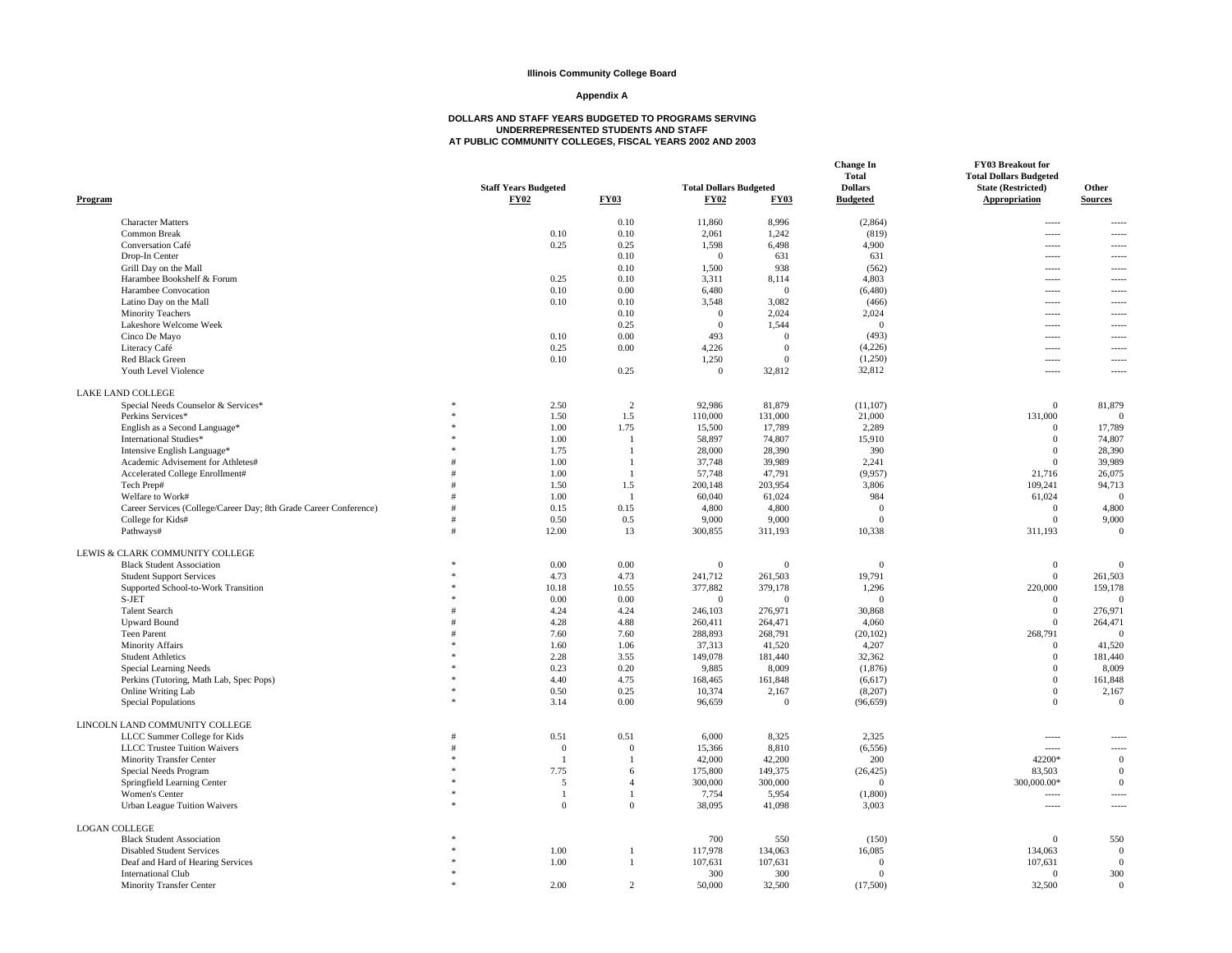**Illinois Community College Board**

**Appendix A**

**DOLLARS AND STAFF YEARS BUDGETED TO PROGRAMS SERVING UNDERREPRESENTED STUDENTS AND STAFF AT PUBLIC COMMUNITY COLLEGES, FISCAL YEARS 2002 AND 2003**

| Program | | Staff Years Budgeted FY02 | Staff Years Budgeted FY03 | Total Dollars Budgeted FY02 | Total Dollars Budgeted FY03 | Change In Total Dollars Budgeted | FY03 Breakout for Total Dollars Budgeted State (Restricted) Appropriation | Other Sources |
|---|---|---|---|---|---|---|---|---|
| Character Matters | | | 0.10 | 11,860 | 8,996 | (2,864) | ----- | ----- |
| Common Break | | 0.10 | 0.10 | 2,061 | 1,242 | (819) | ----- | ----- |
| Conversation Café | | 0.25 | 0.25 | 1,598 | 6,498 | 4,900 | ----- | ----- |
| Drop-In Center | | | 0.10 | 0 | 631 | 631 | ----- | ----- |
| Grill Day on the Mall | | | 0.10 | 1,500 | 938 | (562) | ----- | ----- |
| Harambee Bookshelf & Forum | | 0.25 | 0.10 | 3,311 | 8,114 | 4,803 | ----- | ----- |
| Harambee Convocation | | 0.10 | 0.00 | 6,480 | 0 | (6,480) | ----- | ----- |
| Latino Day on the Mall | | 0.10 | 0.10 | 3,548 | 3,082 | (466) | ----- | ----- |
| Minority Teachers | | | 0.10 | 0 | 2,024 | 2,024 | ----- | ----- |
| Lakeshore Welcome Week | | | 0.25 | 0 | 1,544 | 0 | ----- | ----- |
| Cinco De Mayo | | 0.10 | 0.00 | 493 | 0 | (493) | ----- | ----- |
| Literacy Café | | 0.25 | 0.00 | 4,226 | 0 | (4,226) | ----- | ----- |
| Red Black Green | | 0.10 | | 1,250 | 0 | (1,250) | ----- | ----- |
| Youth Level Violence | | | 0.25 | 0 | 32,812 | 32,812 | ----- | ----- |
| **LAKE LAND COLLEGE** | | | | | | | | |
| Special Needs Counselor & Services* | * | 2.50 | 2 | 92,986 | 81,879 | (11,107) | 0 | 81,879 |
| Perkins Services* | * | 1.50 | 1.5 | 110,000 | 131,000 | 21,000 | 131,000 | 0 |
| English as a Second Language* | * | 1.00 | 1.75 | 15,500 | 17,789 | 2,289 | 0 | 17,789 |
| International Studies* | * | 1.00 | 1 | 58,897 | 74,807 | 15,910 | 0 | 74,807 |
| Intensive English Language* | * | 1.75 | 1 | 28,000 | 28,390 | 390 | 0 | 28,390 |
| Academic Advisement for Athletes# | # | 1.00 | 1 | 37,748 | 39,989 | 2,241 | 0 | 39,989 |
| Accelerated College Enrollment# | # | 1.00 | 1 | 57,748 | 47,791 | (9,957) | 21,716 | 26,075 |
| Tech Prep# | # | 1.50 | 1.5 | 200,148 | 203,954 | 3,806 | 109,241 | 94,713 |
| Welfare to Work# | # | 1.00 | 1 | 60,040 | 61,024 | 984 | 61,024 | 0 |
| Career Services (College/Career Day; 8th Grade Career Conference) | # | 0.15 | 0.15 | 4,800 | 4,800 | 0 | 0 | 4,800 |
| College for Kids# | # | 0.50 | 0.5 | 9,000 | 9,000 | 0 | 0 | 9,000 |
| Pathways# | # | 12.00 | 13 | 300,855 | 311,193 | 10,338 | 311,193 | 0 |
| **LEWIS & CLARK COMMUNITY COLLEGE** | | | | | | | | |
| Black Student Association | * | 0.00 | 0.00 | 0 | 0 | 0 | 0 | 0 |
| Student Support Services | * | 4.73 | 4.73 | 241,712 | 261,503 | 19,791 | 0 | 261,503 |
| Supported School-to-Work Transition | * | 10.18 | 10.55 | 377,882 | 379,178 | 1,296 | 220,000 | 159,178 |
| S-JET | * | 0.00 | 0.00 | 0 | 0 | 0 | 0 | 0 |
| Talent Search | # | 4.24 | 4.24 | 246,103 | 276,971 | 30,868 | 0 | 276,971 |
| Upward Bound | # | 4.28 | 4.88 | 260,411 | 264,471 | 4,060 | 0 | 264,471 |
| Teen Parent | # | 7.60 | 7.60 | 288,893 | 268,791 | (20,102) | 268,791 | 0 |
| Minority Affairs | * | 1.60 | 1.06 | 37,313 | 41,520 | 4,207 | 0 | 41,520 |
| Student Athletics | * | 2.28 | 3.55 | 149,078 | 181,440 | 32,362 | 0 | 181,440 |
| Special Learning Needs | * | 0.23 | 0.20 | 9,885 | 8,009 | (1,876) | 0 | 8,009 |
| Perkins (Tutoring, Math Lab, Spec Pops) | * | 4.40 | 4.75 | 168,465 | 161,848 | (6,617) | 0 | 161,848 |
| Online Writing Lab | * | 0.50 | 0.25 | 10,374 | 2,167 | (8,207) | 0 | 2,167 |
| Special Populations | * | 3.14 | 0.00 | 96,659 | 0 | (96,659) | 0 | 0 |
| **LINCOLN LAND COMMUNITY COLLEGE** | | | | | | | | |
| LLCC Summer College for Kids | # | 0.51 | 0.51 | 6,000 | 8,325 | 2,325 | ----- | ----- |
| LLCC Trustee Tuition Waivers | # | 0 | 0 | 15,366 | 8,810 | (6,556) | ----- | ----- |
| Minority Transfer Center | * | 1 | 1 | 42,000 | 42,200 | 200 | 42200* | 0 |
| Special Needs Program | * | 7.75 | 6 | 175,800 | 149,375 | (26,425) | 83,503 | 0 |
| Springfield Learning Center | * | 5 | 4 | 300,000 | 300,000 | 0 | 300,000.00* | 0 |
| Women's Center | * | 1 | 1 | 7,754 | 5,954 | (1,800) | ----- | ----- |
| Urban League Tuition Waivers | * | 0 | 0 | 38,095 | 41,098 | 3,003 | ----- | ----- |
| **LOGAN COLLEGE** | | | | | | | | |
| Black Student Association | * | | | 700 | 550 | (150) | 0 | 550 |
| Disabled Student Services | * | 1.00 | 1 | 117,978 | 134,063 | 16,085 | 134,063 | 0 |
| Deaf and Hard of Hearing Services | * | 1.00 | 1 | 107,631 | 107,631 | 0 | 107,631 | 0 |
| International Club | * | | | 300 | 300 | 0 | 0 | 300 |
| Minority Transfer Center | * | 2.00 | 2 | 50,000 | 32,500 | (17,500) | 32,500 | 0 |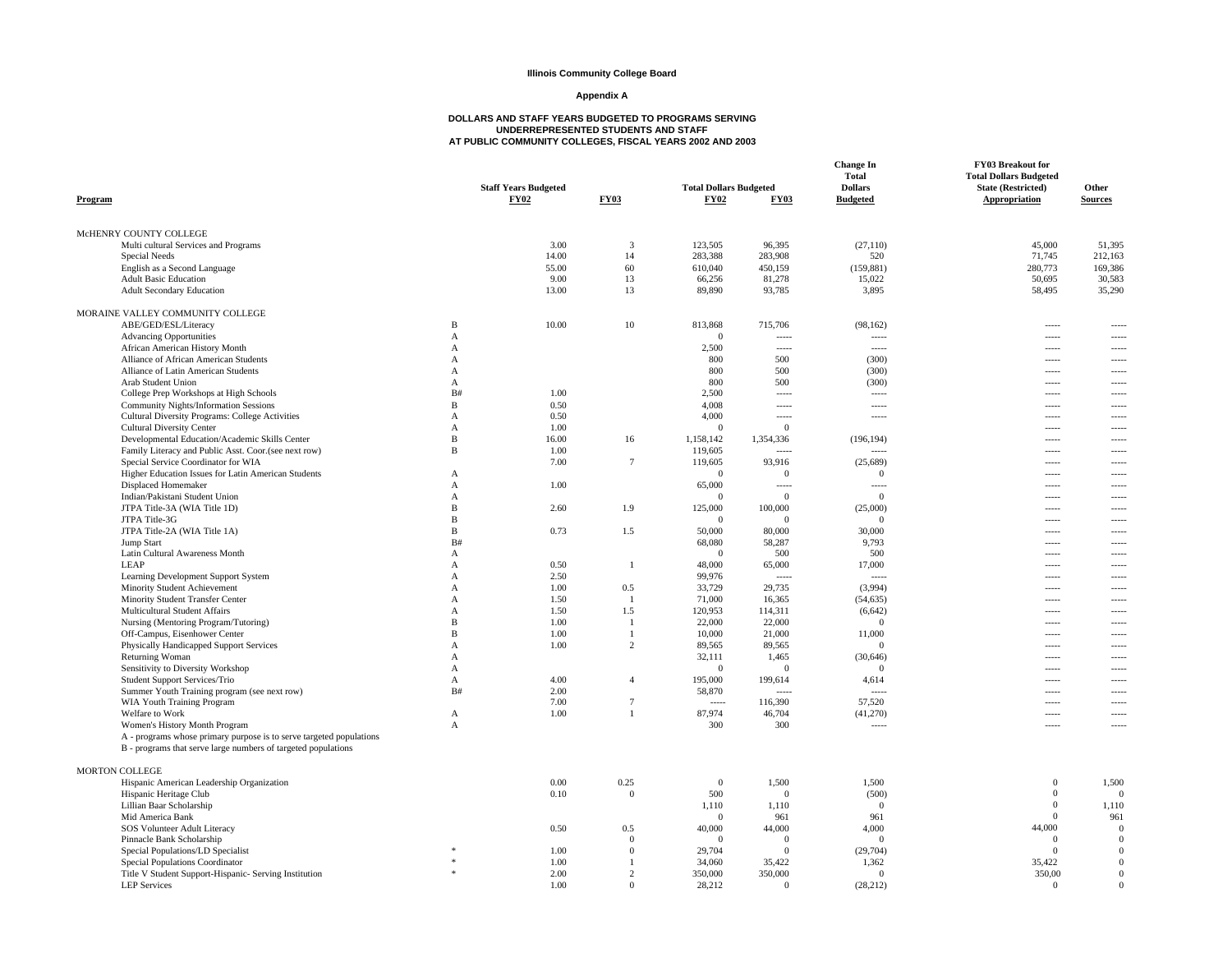**Illinois Community College Board**

**Appendix A**

**DOLLARS AND STAFF YEARS BUDGETED TO PROGRAMS SERVING UNDERREPRESENTED STUDENTS AND STAFF AT PUBLIC COMMUNITY COLLEGES, FISCAL YEARS 2002 AND 2003**

| Program | | Staff Years Budgeted FY02 | FY03 | Total Dollars Budgeted FY02 | FY03 | Change In Total Dollars Budgeted | FY03 Breakout for Total Dollars Budgeted State (Restricted) Appropriation | Other Sources |
|---|---|---|---|---|---|---|---|---|
| McHENRY COUNTY COLLEGE | | | | | | | | |
| Multi cultural Services and Programs | | 3.00 | 3 | 123,505 | 96,395 | (27,110) | 45,000 | 51,395 |
| Special Needs | | 14.00 | 14 | 283,388 | 283,908 | 520 | 71,745 | 212,163 |
| English as a Second Language | | 55.00 | 60 | 610,040 | 450,159 | (159,881) | 280,773 | 169,386 |
| Adult Basic Education | | 9.00 | 13 | 66,256 | 81,278 | 15,022 | 50,695 | 30,583 |
| Adult Secondary Education | | 13.00 | 13 | 89,890 | 93,785 | 3,895 | 58,495 | 35,290 |
| MORAINE VALLEY COMMUNITY COLLEGE | | | | | | | | |
| ABE/GED/ESL/Literacy | B | 10.00 | 10 | 813,868 | 715,706 | (98,162) | ----- | ----- |
| Advancing Opportunities | A | | | 0 | ----- | ----- | ----- | ----- |
| African American History Month | A | | | 2,500 | ----- | ----- | ----- | ----- |
| Alliance of African American Students | A | | | 800 | 500 | (300) | ----- | ----- |
| Alliance of Latin American Students | A | | | 800 | 500 | (300) | ----- | ----- |
| Arab Student Union | A | | | 800 | 500 | (300) | ----- | ----- |
| College Prep Workshops at High Schools | B# | 1.00 | | 2,500 | ----- | ----- | ----- | ----- |
| Community Nights/Information Sessions | B | 0.50 | | 4,008 | ----- | ----- | ----- | ----- |
| Cultural Diversity Programs: College Activities | A | 0.50 | | 4,000 | ----- | ----- | ----- | ----- |
| Cultural Diversity Center | A | 1.00 | | 0 | 0 | | ----- | ----- |
| Developmental Education/Academic Skills Center | B | 16.00 | 16 | 1,158,142 | 1,354,336 | (196,194) | ----- | ----- |
| Family Literacy and Public Asst. Coor.(see next row) | B | 1.00 | | 119,605 | ----- | ----- | ----- | ----- |
| Special Service Coordinator for WIA | | 7.00 | 7 | 119,605 | 93,916 | (25,689) | ----- | ----- |
| Higher Education Issues for Latin American Students | A | | | 0 | 0 | 0 | ----- | ----- |
| Displaced Homemaker | A | 1.00 | | 65,000 | ----- | ----- | ----- | ----- |
| Indian/Pakistani Student Union | A | | | 0 | 0 | 0 | ----- | ----- |
| JTPA Title-3A (WIA Title 1D) | B | 2.60 | 1.9 | 125,000 | 100,000 | (25,000) | ----- | ----- |
| JTPA Title-3G | B | | | 0 | 0 | 0 | ----- | ----- |
| JTPA Title-2A (WIA Title 1A) | B | 0.73 | 1.5 | 50,000 | 80,000 | 30,000 | ----- | ----- |
| Jump Start | B# | | | 68,080 | 58,287 | 9,793 | ----- | ----- |
| Latin Cultural Awareness Month | A | | | 0 | 500 | 500 | ----- | ----- |
| LEAP | A | 0.50 | 1 | 48,000 | 65,000 | 17,000 | ----- | ----- |
| Learning Development Support System | A | 2.50 | | 99,976 | ----- | ----- | ----- | ----- |
| Minority Student Achievement | A | 1.00 | 0.5 | 33,729 | 29,735 | (3,994) | ----- | ----- |
| Minority Student Transfer Center | A | 1.50 | 1 | 71,000 | 16,365 | (54,635) | ----- | ----- |
| Multicultural Student Affairs | A | 1.50 | 1.5 | 120,953 | 114,311 | (6,642) | ----- | ----- |
| Nursing (Mentoring Program/Tutoring) | B | 1.00 | 1 | 22,000 | 22,000 | 0 | ----- | ----- |
| Off-Campus, Eisenhower Center | B | 1.00 | 1 | 10,000 | 21,000 | 11,000 | ----- | ----- |
| Physically Handicapped Support Services | A | 1.00 | 2 | 89,565 | 89,565 | 0 | ----- | ----- |
| Returning Woman | A | | | 32,111 | 1,465 | (30,646) | ----- | ----- |
| Sensitivity to Diversity Workshop | A | | | 0 | 0 | 0 | ----- | ----- |
| Student Support Services/Trio | A | 4.00 | 4 | 195,000 | 199,614 | 4,614 | ----- | ----- |
| Summer Youth Training program (see next row) | B# | 2.00 | | 58,870 | ----- | ----- | ----- | ----- |
| WIA Youth Training Program | | 7.00 | 7 | ----- | 116,390 | 57,520 | ----- | ----- |
| Welfare to Work | A | 1.00 | 1 | 87,974 | 46,704 | (41,270) | ----- | ----- |
| Women's History Month Program | A | | | 300 | 300 | ----- | ----- | ----- |
| A - programs whose primary purpose is to serve targeted populations | | | | | | | | |
| B - programs that serve large numbers of targeted populations | | | | | | | | |
| MORTON COLLEGE | | | | | | | | |
| Hispanic American Leadership Organization | | 0.00 | 0.25 | 0 | 1,500 | 1,500 | 0 | 1,500 |
| Hispanic Heritage Club | | 0.10 | 0 | 500 | 0 | (500) | 0 | 0 |
| Lillian Baar Scholarship | | | | 1,110 | 1,110 | 0 | 0 | 1,110 |
| Mid America Bank | | | | 0 | 961 | 961 | 0 | 961 |
| SOS Volunteer Adult Literacy | | 0.50 | 0.5 | 40,000 | 44,000 | 4,000 | 44,000 | 0 |
| Pinnacle Bank Scholarship | | | 0 | 0 | 0 | 0 | 0 | 0 |
| Special Populations/LD Specialist | * | 1.00 | 0 | 29,704 | 0 | (29,704) | 0 | 0 |
| Special Populations Coordinator | * | 1.00 | 1 | 34,060 | 35,422 | 1,362 | 35,422 | 0 |
| Title V Student Support-Hispanic- Serving Institution | * | 2.00 | 2 | 350,000 | 350,000 | 0 | 350,00 | 0 |
| LEP Services | | 1.00 | 0 | 28,212 | 0 | (28,212) | 0 | 0 |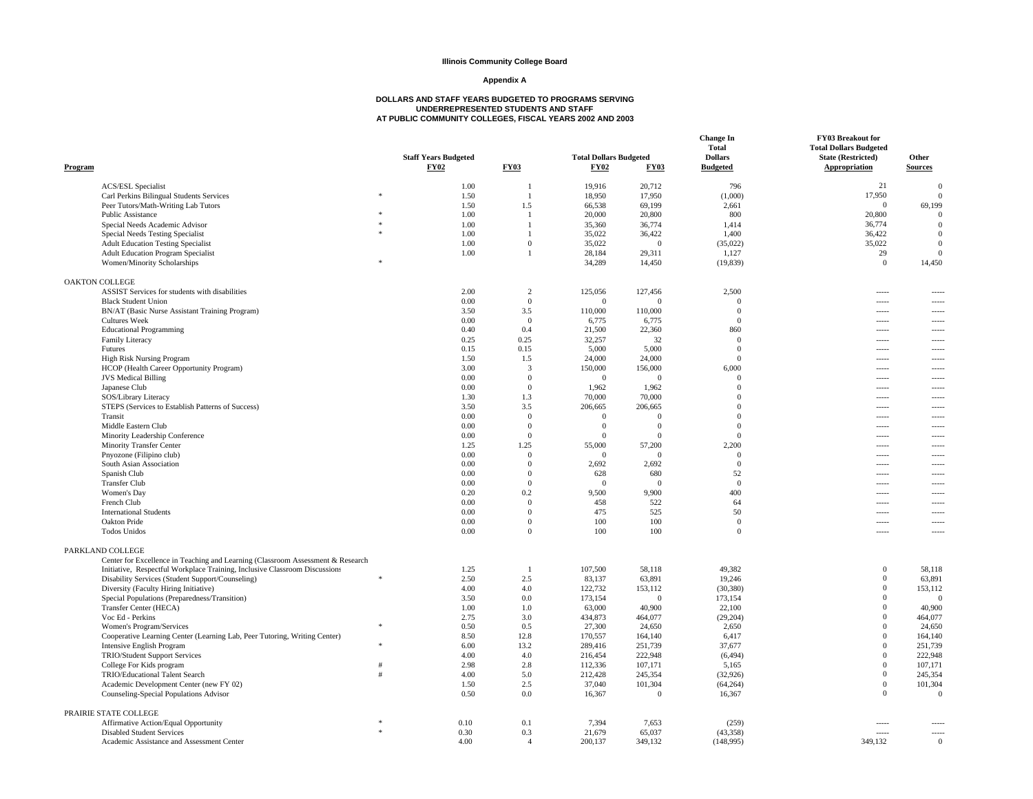**Illinois Community College Board**

**Appendix A**

**DOLLARS AND STAFF YEARS BUDGETED TO PROGRAMS SERVING UNDERREPRESENTED STUDENTS AND STAFF AT PUBLIC COMMUNITY COLLEGES, FISCAL YEARS 2002 AND 2003**

| Program | | Staff Years Budgeted FY02 | FY03 | Total Dollars Budgeted FY02 | FY03 | Change In Total Dollars Budgeted | FY03 Breakout for Total Dollars Budgeted State (Restricted) Appropriation | Other Sources |
|---|---|---|---|---|---|---|---|---|
| ACS/ESL Specialist | | 1.00 | 1 | 19,916 | 20,712 | 796 | 21 | 0 |
| Carl Perkins Bilingual Students Services | * | 1.50 | 1 | 18,950 | 17,950 | (1,000) | 17,950 | 0 |
| Peer Tutors/Math-Writing Lab Tutors | | 1.50 | 1.5 | 66,538 | 69,199 | 2,661 | 0 | 69,199 |
| Public Assistance | * | 1.00 | 1 | 20,000 | 20,800 | 800 | 20,800 | 0 |
| Special Needs Academic Advisor | * | 1.00 | 1 | 35,360 | 36,774 | 1,414 | 36,774 | 0 |
| Special Needs Testing Specialist | * | 1.00 | 1 | 35,022 | 36,422 | 1,400 | 36,422 | 0 |
| Adult Education Testing Specialist | | 1.00 | 0 | 35,022 | 0 | (35,022) | 35,022 | 0 |
| Adult Education Program Specialist | | 1.00 | 1 | 28,184 | 29,311 | 1,127 | 29 | 0 |
| Women/Minority Scholarships | * | | | 34,289 | 14,450 | (19,839) | 0 | 14,450 |
| OAKTON COLLEGE | | | | | | | | |
| ASSIST Services for students with disabilities | | 2.00 | 2 | 125,056 | 127,456 | 2,500 | ----- | ----- |
| Black Student Union | | 0.00 | 0 | 0 | 0 | 0 | ----- | ----- |
| BN/AT (Basic Nurse Assistant Training Program) | | 3.50 | 3.5 | 110,000 | 110,000 | 0 | ----- | ----- |
| Cultures Week | | 0.00 | 0 | 6,775 | 6,775 | 0 | ----- | ----- |
| Educational Programming | | 0.40 | 0.4 | 21,500 | 22,360 | 860 | ----- | ----- |
| Family Literacy | | 0.25 | 0.25 | 32,257 | 32 | 0 | ----- | ----- |
| Futures | | 0.15 | 0.15 | 5,000 | 5,000 | 0 | ----- | ----- |
| High Risk Nursing Program | | 1.50 | 1.5 | 24,000 | 24,000 | 0 | ----- | ----- |
| HCOP (Health Career Opportunity Program) | | 3.00 | 3 | 150,000 | 156,000 | 6,000 | ----- | ----- |
| JVS Medical Billing | | 0.00 | 0 | 0 | 0 | 0 | ----- | ----- |
| Japanese Club | | 0.00 | 0 | 1,962 | 1,962 | 0 | ----- | ----- |
| SOS/Library Literacy | | 1.30 | 1.3 | 70,000 | 70,000 | 0 | ----- | ----- |
| STEPS (Services to Establish Patterns of Success) | | 3.50 | 3.5 | 206,665 | 206,665 | 0 | ----- | ----- |
| Transit | | 0.00 | 0 | 0 | 0 | 0 | ----- | ----- |
| Middle Eastern Club | | 0.00 | 0 | 0 | 0 | 0 | ----- | ----- |
| Minority Leadership Conference | | 0.00 | 0 | 0 | 0 | 0 | ----- | ----- |
| Minority Transfer Center | | 1.25 | 1.25 | 55,000 | 57,200 | 2,200 | ----- | ----- |
| Pnyozone (Filipino club) | | 0.00 | 0 | 0 | 0 | 0 | ----- | ----- |
| South Asian Association | | 0.00 | 0 | 2,692 | 2,692 | 0 | ----- | ----- |
| Spanish Club | | 0.00 | 0 | 628 | 680 | 52 | ----- | ----- |
| Transfer Club | | 0.00 | 0 | 0 | 0 | 0 | ----- | ----- |
| Women's Day | | 0.20 | 0.2 | 9,500 | 9,900 | 400 | ----- | ----- |
| French Club | | 0.00 | 0 | 458 | 522 | 64 | ----- | ----- |
| International Students | | 0.00 | 0 | 475 | 525 | 50 | ----- | ----- |
| Oakton Pride | | 0.00 | 0 | 100 | 100 | 0 | ----- | ----- |
| Todos Unidos | | 0.00 | 0 | 100 | 100 | 0 | ----- | ----- |
| PARKLAND COLLEGE | | | | | | | | |
| Center for Excellence in Teaching and Learning (Classroom Assessment & Research Initiative, Respectful Workplace Training, Inclusive Classroom Discussions | | 1.25 | 1 | 107,500 | 58,118 | 49,382 | 0 | 58,118 |
| Disability Services (Student Support/Counseling) | * | 2.50 | 2.5 | 83,137 | 63,891 | 19,246 | 0 | 63,891 |
| Diversity (Faculty Hiring Initiative) | | 4.00 | 4.0 | 122,732 | 153,112 | (30,380) | 0 | 153,112 |
| Special Populations (Preparedness/Transition) | | 3.50 | 0.0 | 173,154 | 0 | 173,154 | 0 | 0 |
| Transfer Center (HECA) | | 1.00 | 1.0 | 63,000 | 40,900 | 22,100 | 0 | 40,900 |
| Voc Ed - Perkins | | 2.75 | 3.0 | 434,873 | 464,077 | (29,204) | 0 | 464,077 |
| Women's Program/Services | * | 0.50 | 0.5 | 27,300 | 24,650 | 2,650 | 0 | 24,650 |
| Cooperative Learning Center (Learning Lab, Peer Tutoring, Writing Center) | | 8.50 | 12.8 | 170,557 | 164,140 | 6,417 | 0 | 164,140 |
| Intensive English Program | * | 6.00 | 13.2 | 289,416 | 251,739 | 37,677 | 0 | 251,739 |
| TRIO/Student Support Services | | 4.00 | 4.0 | 216,454 | 222,948 | (6,494) | 0 | 222,948 |
| College For Kids program | # | 2.98 | 2.8 | 112,336 | 107,171 | 5,165 | 0 | 107,171 |
| TRIO/Educational Talent Search | # | 4.00 | 5.0 | 212,428 | 245,354 | (32,926) | 0 | 245,354 |
| Academic Development Center (new FY 02) | | 1.50 | 2.5 | 37,040 | 101,304 | (64,264) | 0 | 101,304 |
| Counseling-Special Populations Advisor | | 0.50 | 0.0 | 16,367 | 0 | 16,367 | 0 | 0 |
| PRAIRIE STATE COLLEGE | | | | | | | | |
| Affirmative Action/Equal Opportunity | * | 0.10 | 0.1 | 7,394 | 7,653 | (259) | ----- | ----- |
| Disabled Student Services | * | 0.30 | 0.3 | 21,679 | 65,037 | (43,358) | ----- | ----- |
| Academic Assistance and Assessment Center | | 4.00 | 4 | 200,137 | 349,132 | (148,995) | 349,132 | 0 |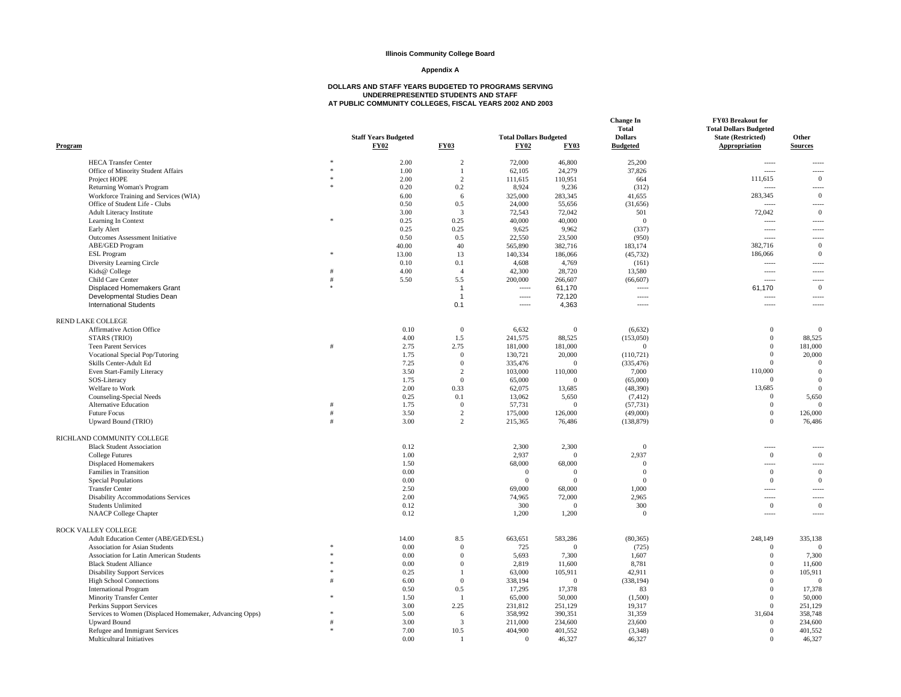**Illinois Community College Board**

**Appendix A**

**DOLLARS AND STAFF YEARS BUDGETED TO PROGRAMS SERVING UNDERREPRESENTED STUDENTS AND STAFF AT PUBLIC COMMUNITY COLLEGES, FISCAL YEARS 2002 AND 2003**

| Program | | Staff Years Budgeted FY02 | FY03 | Total Dollars Budgeted FY02 | FY03 | Change In Total Dollars Budgeted | FY03 Breakout for Total Dollars Budgeted State (Restricted) Appropriation | Other Sources |
|---|---|---|---|---|---|---|---|---|
| HECA Transfer Center | * | 2.00 | 2 | 72,000 | 46,800 | 25,200 | ----- | ----- |
| Office of Minority Student Affairs | * | 1.00 | 1 | 62,105 | 24,279 | 37,826 | ----- | ----- |
| Project HOPE | * | 2.00 | 2 | 111,615 | 110,951 | 664 | 111,615 | 0 |
| Returning Woman's Program | * | 0.20 | 0.2 | 8,924 | 9,236 | (312) | ----- | ----- |
| Workforce Training and Services (WIA) | | 6.00 | 6 | 325,000 | 283,345 | 41,655 | 283,345 | 0 |
| Office of Student Life - Clubs | | 0.50 | 0.5 | 24,000 | 55,656 | (31,656) | ----- | ----- |
| Adult Literacy Institute | | 3.00 | 3 | 72,543 | 72,042 | 501 | 72,042 | 0 |
| Learning In Context | * | 0.25 | 0.25 | 40,000 | 40,000 | 0 | ----- | ----- |
| Early Alert | | 0.25 | 0.25 | 9,625 | 9,962 | (337) | ----- | ----- |
| Outcomes Assessment Initiative | | 0.50 | 0.5 | 22,550 | 23,500 | (950) | ----- | ----- |
| ABE/GED Program | | 40.00 | 40 | 565,890 | 382,716 | 183,174 | 382,716 | 0 |
| ESL Program | * | 13.00 | 13 | 140,334 | 186,066 | (45,732) | 186,066 | 0 |
| Diversity Learning Circle | | 0.10 | 0.1 | 4,608 | 4,769 | (161) | ----- | ----- |
| Kids@ College | # | 4.00 | 4 | 42,300 | 28,720 | 13,580 | ----- | ----- |
| Child Care Center | # | 5.50 | 5.5 | 200,000 | 266,607 | (66,607) | ----- | ----- |
| Displaced Homemakers Grant | * | | 1 | ----- | 61,170 | ----- | 61,170 | 0 |
| Developmental Studies Dean | | | 1 | ----- | 72,120 | ----- | ----- | ----- |
| International Students | | | 0.1 | ----- | 4,363 | ----- | ----- | ----- |
| REND LAKE COLLEGE | | | | | | | | |
| Affirmative Action Office | | 0.10 | 0 | 6,632 | 0 | (6,632) | 0 | 0 |
| STARS (TRIO) | | 4.00 | 1.5 | 241,575 | 88,525 | (153,050) | 0 | 88,525 |
| Teen Parent Services | # | 2.75 | 2.75 | 181,000 | 181,000 | 0 | 0 | 181,000 |
| Vocational Special Pop/Tutoring | | 1.75 | 0 | 130,721 | 20,000 | (110,721) | 0 | 20,000 |
| Skills Center-Adult Ed | | 7.25 | 0 | 335,476 | 0 | (335,476) | 0 | 0 |
| Even Start-Family Literacy | | 3.50 | 2 | 103,000 | 110,000 | 7,000 | 110,000 | 0 |
| SOS-Literacy | | 1.75 | 0 | 65,000 | 0 | (65,000) | 0 | 0 |
| Welfare to Work | | 2.00 | 0.33 | 62,075 | 13,685 | (48,390) | 13,685 | 0 |
| Counseling-Special Needs | | 0.25 | 0.1 | 13,062 | 5,650 | (7,412) | 0 | 5,650 |
| Alternative Education | # | 1.75 | 0 | 57,731 | 0 | (57,731) | 0 | 0 |
| Future Focus | # | 3.50 | 2 | 175,000 | 126,000 | (49,000) | 0 | 126,000 |
| Upward Bound (TRIO) | # | 3.00 | 2 | 215,365 | 76,486 | (138,879) | 0 | 76,486 |
| RICHLAND COMMUNITY COLLEGE | | | | | | | | |
| Black Student Association | | 0.12 | | 2,300 | 2,300 | 0 | ----- | ----- |
| College Futures | | 1.00 | | 2,937 | 0 | 2,937 | 0 | 0 |
| Displaced Homemakers | | 1.50 | | 68,000 | 68,000 | 0 | ----- | ----- |
| Families in Transition | | 0.00 | | 0 | 0 | 0 | 0 | 0 |
| Special Populations | | 0.00 | | 0 | 0 | 0 | 0 | 0 |
| Transfer Center | | 2.50 | | 69,000 | 68,000 | 1,000 | ----- | ----- |
| Disability Accommodations Services | | 2.00 | | 74,965 | 72,000 | 2,965 | ----- | ----- |
| Students Unlimited | | 0.12 | | 300 | 0 | 300 | 0 | 0 |
| NAACP College Chapter | | 0.12 | | 1,200 | 1,200 | 0 | ----- | ----- |
| ROCK VALLEY COLLEGE | | | | | | | | |
| Adult Education Center (ABE/GED/ESL) | | 14.00 | 8.5 | 663,651 | 583,286 | (80,365) | 248,149 | 335,138 |
| Association for Asian Students | * | 0.00 | 0 | 725 | 0 | (725) | 0 | 0 |
| Association for Latin American Students | * | 0.00 | 0 | 5,693 | 7,300 | 1,607 | 0 | 7,300 |
| Black Student Alliance | * | 0.00 | 0 | 2,819 | 11,600 | 8,781 | 0 | 11,600 |
| Disability Support Services | * | 0.25 | 1 | 63,000 | 105,911 | 42,911 | 0 | 105,911 |
| High School Connections | # | 6.00 | 0 | 338,194 | 0 | (338,194) | 0 | 0 |
| International Program | | 0.50 | 0.5 | 17,295 | 17,378 | 83 | 0 | 17,378 |
| Minority Transfer Center | * | 1.50 | 1 | 65,000 | 50,000 | (1,500) | 0 | 50,000 |
| Perkins Support Services | | 3.00 | 2.25 | 231,812 | 251,129 | 19,317 | 0 | 251,129 |
| Services to Women (Displaced Homemaker, Advancing Opps) | * | 5.00 | 6 | 358,992 | 390,351 | 31,359 | 31,604 | 358,748 |
| Upward Bound | # | 3.00 | 3 | 211,000 | 234,600 | 23,600 | 0 | 234,600 |
| Refugee and Immigrant Services | * | 7.00 | 10.5 | 404,900 | 401,552 | (3,348) | 0 | 401,552 |
| Multicultural Initiatives | | 0.00 | 1 | 0 | 46,327 | 46,327 | 0 | 46,327 |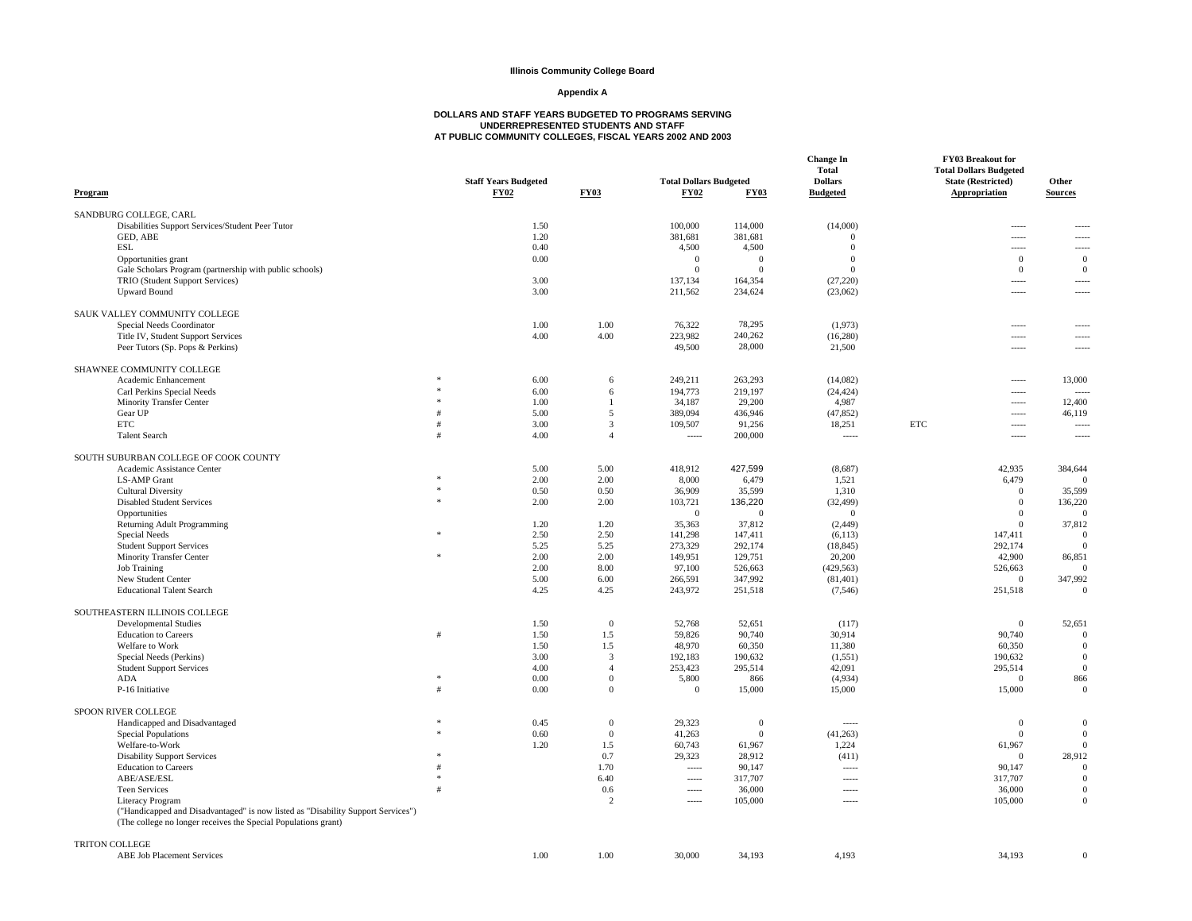**Illinois Community College Board**

**Appendix A**

**DOLLARS AND STAFF YEARS BUDGETED TO PROGRAMS SERVING UNDERREPRESENTED STUDENTS AND STAFF AT PUBLIC COMMUNITY COLLEGES, FISCAL YEARS 2002 AND 2003**

| Program | | Staff Years Budgeted FY02 | Staff Years Budgeted FY03 | Total Dollars Budgeted FY02 | Total Dollars Budgeted FY03 | Change In Total Dollars Budgeted | | FY03 Breakout for Total Dollars Budgeted State (Restricted) Appropriation | Other Sources |
|---|---|---|---|---|---|---|---|---|---|
| SANDBURG COLLEGE, CARL | | | | | | | | | |
| Disabilities Support Services/Student Peer Tutor | | 1.50 | | 100,000 | 114,000 | (14,000) | | ----- | ----- |
| GED, ABE | | 1.20 | | 381,681 | 381,681 | 0 | | ----- | ----- |
| ESL | | 0.40 | | 4,500 | 4,500 | 0 | | ----- | ----- |
| Opportunities grant | | 0.00 | | 0 | 0 | 0 | | 0 | 0 |
| Gale Scholars Program (partnership with public schools) | | | | 0 | 0 | 0 | | 0 | 0 |
| TRIO (Student Support Services) | | 3.00 | | 137,134 | 164,354 | (27,220) | | ----- | ----- |
| Upward Bound | | 3.00 | | 211,562 | 234,624 | (23,062) | | ----- | ----- |
| SAUK VALLEY COMMUNITY COLLEGE | | | | | | | | | |
| Special Needs Coordinator | | 1.00 | 1.00 | 76,322 | 78,295 | (1,973) | | ----- | ----- |
| Title IV, Student Support Services | | 4.00 | 4.00 | 223,982 | 240,262 | (16,280) | | ----- | ----- |
| Peer Tutors (Sp. Pops & Perkins) | | | | 49,500 | 28,000 | 21,500 | | ----- | ----- |
| SHAWNEE COMMUNITY COLLEGE | | | | | | | | | |
| Academic Enhancement | * | 6.00 | 6 | 249,211 | 263,293 | (14,082) | | ----- | 13,000 |
| Carl Perkins Special Needs | * | 6.00 | 6 | 194,773 | 219,197 | (24,424) | | ----- | ----- |
| Minority Transfer Center | * | 1.00 | 1 | 34,187 | 29,200 | 4,987 | | ----- | 12,400 |
| Gear UP | # | 5.00 | 5 | 389,094 | 436,946 | (47,852) | | ----- | 46,119 |
| ETC | # | 3.00 | 3 | 109,507 | 91,256 | 18,251 | ETC | ----- | ----- |
| Talent Search | # | 4.00 | 4 | ----- | 200,000 | ----- | | ----- | ----- |
| SOUTH SUBURBAN COLLEGE OF COOK COUNTY | | | | | | | | | |
| Academic Assistance Center | | 5.00 | 5.00 | 418,912 | 427,599 | (8,687) | | 42,935 | 384,644 |
| LS-AMP Grant | * | 2.00 | 2.00 | 8,000 | 6,479 | 1,521 | | 6,479 | 0 |
| Cultural Diversity | * | 0.50 | 0.50 | 36,909 | 35,599 | 1,310 | | 0 | 35,599 |
| Disabled Student Services | * | 2.00 | 2.00 | 103,721 | 136,220 | (32,499) | | 0 | 136,220 |
| Opportunities | | | | 0 | 0 | 0 | | 0 | 0 |
| Returning Adult Programming | | 1.20 | 1.20 | 35,363 | 37,812 | (2,449) | | 0 | 37,812 |
| Special Needs | * | 2.50 | 2.50 | 141,298 | 147,411 | (6,113) | | 147,411 | 0 |
| Student Support Services | | 5.25 | 5.25 | 273,329 | 292,174 | (18,845) | | 292,174 | 0 |
| Minority Transfer Center | * | 2.00 | 2.00 | 149,951 | 129,751 | 20,200 | | 42,900 | 86,851 |
| Job Training | | 2.00 | 8.00 | 97,100 | 526,663 | (429,563) | | 526,663 | 0 |
| New Student Center | | 5.00 | 6.00 | 266,591 | 347,992 | (81,401) | | 0 | 347,992 |
| Educational Talent Search | | 4.25 | 4.25 | 243,972 | 251,518 | (7,546) | | 251,518 | 0 |
| SOUTHEASTERN ILLINOIS COLLEGE | | | | | | | | | |
| Developmental Studies | | 1.50 | 0 | 52,768 | 52,651 | (117) | | 0 | 52,651 |
| Education to Careers | # | 1.50 | 1.5 | 59,826 | 90,740 | 30,914 | | 90,740 | 0 |
| Welfare to Work | | 1.50 | 1.5 | 48,970 | 60,350 | 11,380 | | 60,350 | 0 |
| Special Needs (Perkins) | | 3.00 | 3 | 192,183 | 190,632 | (1,551) | | 190,632 | 0 |
| Student Support Services | | 4.00 | 4 | 253,423 | 295,514 | 42,091 | | 295,514 | 0 |
| ADA | * | 0.00 | 0 | 5,800 | 866 | (4,934) | | 0 | 866 |
| P-16 Initiative | # | 0.00 | 0 | 0 | 15,000 | 15,000 | | 15,000 | 0 |
| SPOON RIVER COLLEGE | | | | | | | | | |
| Handicapped and Disadvantaged | * | 0.45 | 0 | 29,323 | 0 | ----- | | 0 | 0 |
| Special Populations | * | 0.60 | 0 | 41,263 | 0 | (41,263) | | 0 | 0 |
| Welfare-to-Work | | 1.20 | 1.5 | 60,743 | 61,967 | 1,224 | | 61,967 | 0 |
| Disability Support Services | * | | 0.7 | 29,323 | 28,912 | (411) | | 0 | 28,912 |
| Education to Careers | # | | 1.70 | ----- | 90,147 | ----- | | 90,147 | 0 |
| ABE/ASE/ESL | * | | 6.40 | ----- | 317,707 | ----- | | 317,707 | 0 |
| Teen Services | # | | 0.6 | ----- | 36,000 | ----- | | 36,000 | 0 |
| Literacy Program | | | 2 | ----- | 105,000 | ----- | | 105,000 | 0 |
| ("Handicapped and Disadvantaged" is now listed as "Disability Support Services") | | | | | | | | | |
| (The college no longer receives the Special Populations grant) | | | | | | | | | |
| TRITON COLLEGE | | | | | | | | | |
| ABE Job Placement Services | | 1.00 | 1.00 | 30,000 | 34,193 | 4,193 | | 34,193 | 0 |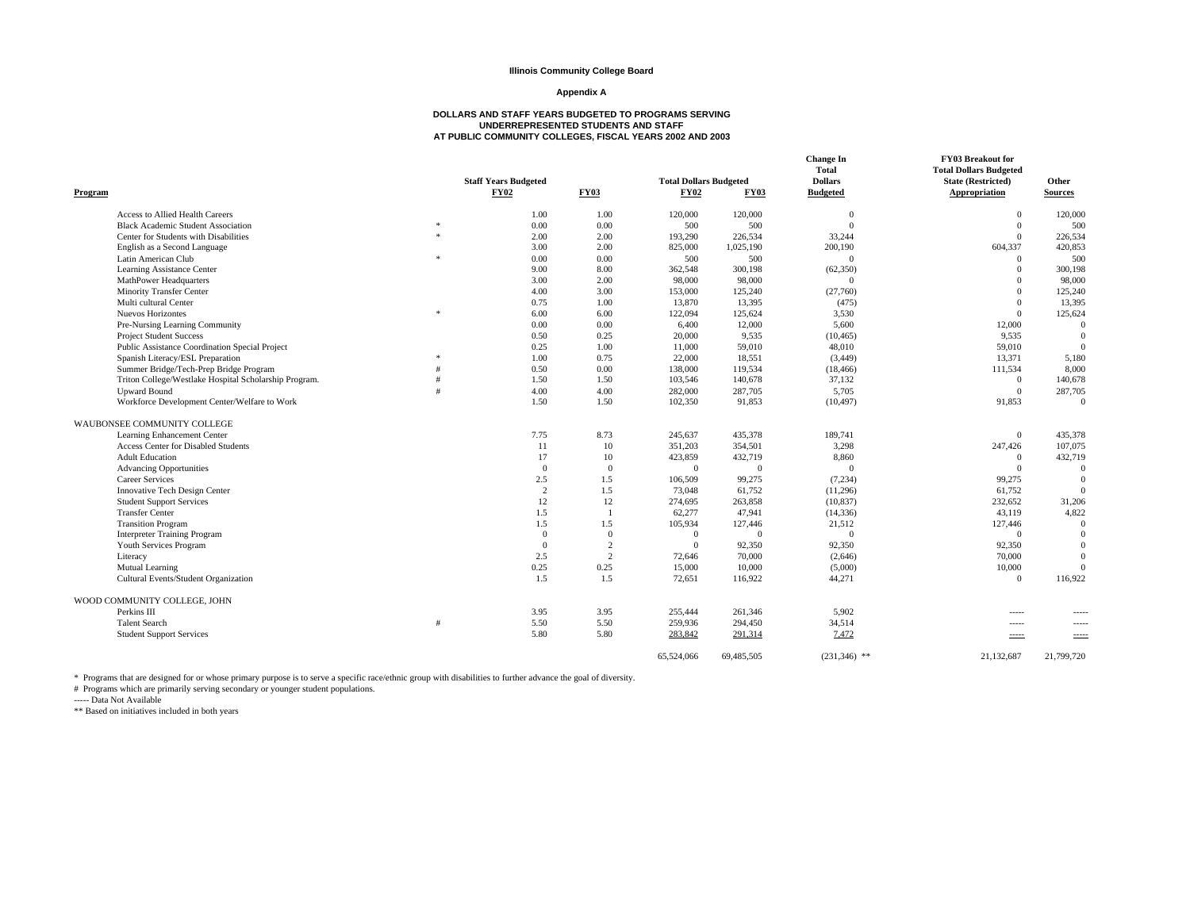**Illinois Community College Board**

**Appendix A**

**DOLLARS AND STAFF YEARS BUDGETED TO PROGRAMS SERVING UNDERREPRESENTED STUDENTS AND STAFF AT PUBLIC COMMUNITY COLLEGES, FISCAL YEARS 2002 AND 2003**

| Program | | Staff Years Budgeted FY02 | FY03 | Total Dollars Budgeted FY02 | FY03 | Change In Total Dollars Budgeted | FY03 Breakout for Total Dollars Budgeted State (Restricted) Appropriation | Other Sources |
|---|---|---|---|---|---|---|---|---|
| Access to Allied Health Careers | | 1.00 | 1.00 | 120,000 | 120,000 | 0 | 0 | 120,000 |
| Black Academic Student Association | * | 0.00 | 0.00 | 500 | 500 | 0 | 0 | 500 |
| Center for Students with Disabilities | * | 2.00 | 2.00 | 193,290 | 226,534 | 33,244 | 0 | 226,534 |
| English as a Second Language | | 3.00 | 2.00 | 825,000 | 1,025,190 | 200,190 | 604,337 | 420,853 |
| Latin American Club | * | 0.00 | 0.00 | 500 | 500 | 0 | 0 | 500 |
| Learning Assistance Center | | 9.00 | 8.00 | 362,548 | 300,198 | (62,350) | 0 | 300,198 |
| MathPower Headquarters | | 3.00 | 2.00 | 98,000 | 98,000 | 0 | 0 | 98,000 |
| Minority Transfer Center | | 4.00 | 3.00 | 153,000 | 125,240 | (27,760) | 0 | 125,240 |
| Multi cultural Center | | 0.75 | 1.00 | 13,870 | 13,395 | (475) | 0 | 13,395 |
| Nuevos Horizontes | * | 6.00 | 6.00 | 122,094 | 125,624 | 3,530 | 0 | 125,624 |
| Pre-Nursing Learning Community | | 0.00 | 0.00 | 6,400 | 12,000 | 5,600 | 12,000 | 0 |
| Project Student Success | | 0.50 | 0.25 | 20,000 | 9,535 | (10,465) | 9,535 | 0 |
| Public Assistance Coordination Special Project | | 0.25 | 1.00 | 11,000 | 59,010 | 48,010 | 59,010 | 0 |
| Spanish Literacy/ESL Preparation | * | 1.00 | 0.75 | 22,000 | 18,551 | (3,449) | 13,371 | 5,180 |
| Summer Bridge/Tech-Prep Bridge Program | # | 0.50 | 0.00 | 138,000 | 119,534 | (18,466) | 111,534 | 8,000 |
| Triton College/Westlake Hospital Scholarship Program. | # | 1.50 | 1.50 | 103,546 | 140,678 | 37,132 | 0 | 140,678 |
| Upward Bound | # | 4.00 | 4.00 | 282,000 | 287,705 | 5,705 | 0 | 287,705 |
| Workforce Development Center/Welfare to Work | | 1.50 | 1.50 | 102,350 | 91,853 | (10,497) | 91,853 | 0 |
| WAUBONSEE COMMUNITY COLLEGE | | | | | | | | |
| Learning Enhancement Center | | 7.75 | 8.73 | 245,637 | 435,378 | 189,741 | 0 | 435,378 |
| Access Center for Disabled Students | | 11 | 10 | 351,203 | 354,501 | 3,298 | 247,426 | 107,075 |
| Adult Education | | 17 | 10 | 423,859 | 432,719 | 8,860 | 0 | 432,719 |
| Advancing Opportunities | | 0 | 0 | 0 | 0 | 0 | 0 | 0 |
| Career Services | | 2.5 | 1.5 | 106,509 | 99,275 | (7,234) | 99,275 | 0 |
| Innovative Tech Design Center | | 2 | 1.5 | 73,048 | 61,752 | (11,296) | 61,752 | 0 |
| Student Support Services | | 12 | 12 | 274,695 | 263,858 | (10,837) | 232,652 | 31,206 |
| Transfer Center | | 1.5 | 1 | 62,277 | 47,941 | (14,336) | 43,119 | 4,822 |
| Transition Program | | 1.5 | 1.5 | 105,934 | 127,446 | 21,512 | 127,446 | 0 |
| Interpreter Training Program | | 0 | 0 | 0 | 0 | 0 | 0 | 0 |
| Youth Services Program | | 0 | 2 | 0 | 92,350 | 92,350 | 92,350 | 0 |
| Literacy | | 2.5 | 2 | 72,646 | 70,000 | (2,646) | 70,000 | 0 |
| Mutual Learning | | 0.25 | 0.25 | 15,000 | 10,000 | (5,000) | 10,000 | 0 |
| Cultural Events/Student Organization | | 1.5 | 1.5 | 72,651 | 116,922 | 44,271 | 0 | 116,922 |
| WOOD COMMUNITY COLLEGE, JOHN | | | | | | | | |
| Perkins III | | 3.95 | 3.95 | 255,444 | 261,346 | 5,902 | ----- | ----- |
| Talent Search | # | 5.50 | 5.50 | 259,936 | 294,450 | 34,514 | ----- | ----- |
| Student Support Services | | 5.80 | 5.80 | 283,842 | 291,314 | 7,472 | ----- | ----- |
| | | | | 65,524,066 | 69,485,505 | (231,346) ** | 21,132,687 | 21,799,720 |

\* Programs that are designed for or whose primary purpose is to serve a specific race/ethnic group with disabilities to further advance the goal of diversity.

\# Programs which are primarily serving secondary or younger student populations.

----- Data Not Available

\*\* Based on initiatives included in both years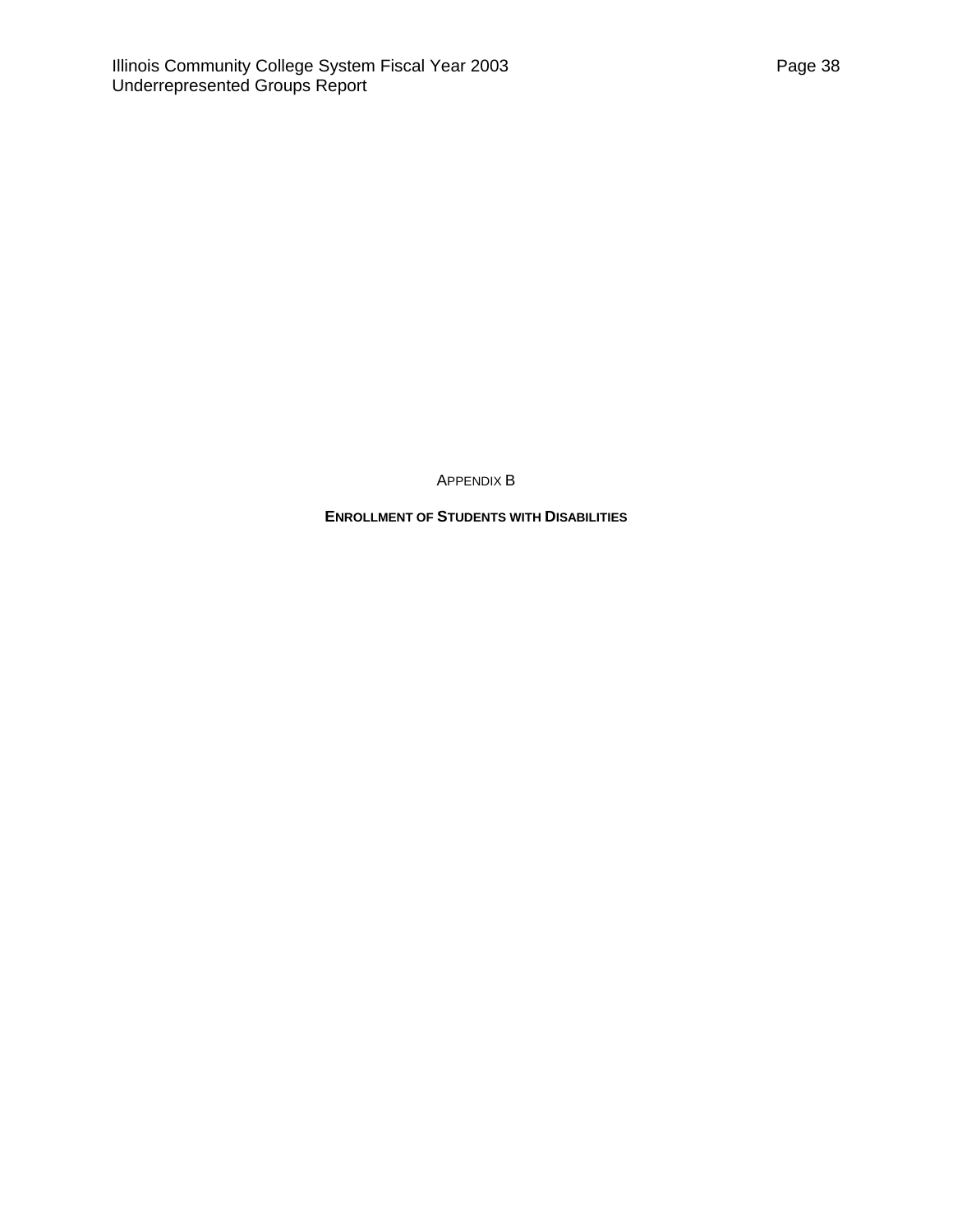# APPENDIX B

## ENROLLMENT OF STUDENTS WITH DISABILITIES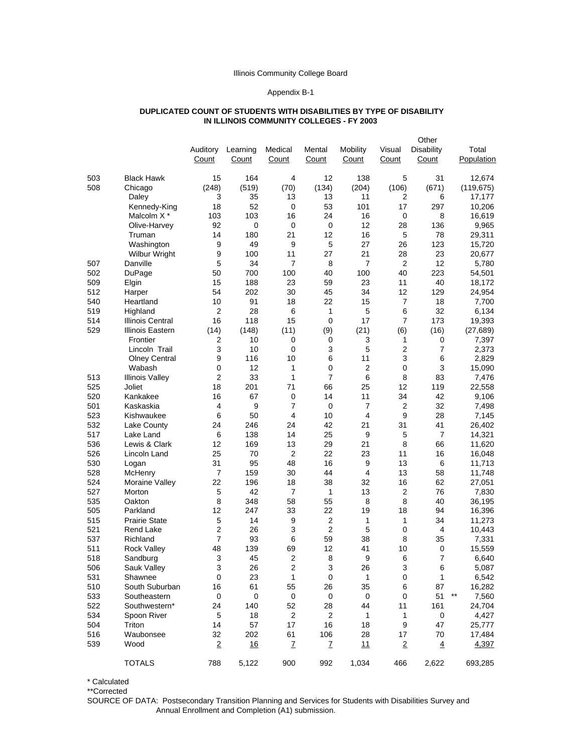Illinois Community College Board

Appendix B-1

**DUPLICATED COUNT OF STUDENTS WITH DISABILITIES BY TYPE OF DISABILITY IN ILLINOIS COMMUNITY COLLEGES - FY 2003**

| | | Auditory Count | Learning Count | Medical Count | Mental Count | Mobility Count | Visual Count | Other Disability Count | Total Population |
|---|---|---|---|---|---|---|---|---|---|
| 503 | Black Hawk | 15 | 164 | 4 | 12 | 138 | 5 | 31 | 12,674 |
| 508 | Chicago | (248) | (519) | (70) | (134) | (204) | (106) | (671) | (119,675) |
| | Daley | 3 | 35 | 13 | 13 | 11 | 2 | 6 | 17,177 |
| | Kennedy-King | 18 | 52 | 0 | 53 | 101 | 17 | 297 | 10,206 |
| | Malcolm X * | 103 | 103 | 16 | 24 | 16 | 0 | 8 | 16,619 |
| | Olive-Harvey | 92 | 0 | 0 | 0 | 12 | 28 | 136 | 9,965 |
| | Truman | 14 | 180 | 21 | 12 | 16 | 5 | 78 | 29,311 |
| | Washington | 9 | 49 | 9 | 5 | 27 | 26 | 123 | 15,720 |
| | Wilbur Wright | 9 | 100 | 11 | 27 | 21 | 28 | 23 | 20,677 |
| 507 | Danville | 5 | 34 | 7 | 8 | 7 | 2 | 12 | 5,780 |
| 502 | DuPage | 50 | 700 | 100 | 40 | 100 | 40 | 223 | 54,501 |
| 509 | Elgin | 15 | 188 | 23 | 59 | 23 | 11 | 40 | 18,172 |
| 512 | Harper | 54 | 202 | 30 | 45 | 34 | 12 | 129 | 24,954 |
| 540 | Heartland | 10 | 91 | 18 | 22 | 15 | 7 | 18 | 7,700 |
| 519 | Highland | 2 | 28 | 6 | 1 | 5 | 6 | 32 | 6,134 |
| 514 | Illinois Central | 16 | 118 | 15 | 0 | 17 | 7 | 173 | 19,393 |
| 529 | Illinois Eastern | (14) | (148) | (11) | (9) | (21) | (6) | (16) | (27,689) |
| | Frontier | 2 | 10 | 0 | 0 | 3 | 1 | 0 | 7,397 |
| | Lincoln Trail | 3 | 10 | 0 | 3 | 5 | 2 | 7 | 2,373 |
| | Olney Central | 9 | 116 | 10 | 6 | 11 | 3 | 6 | 2,829 |
| | Wabash | 0 | 12 | 1 | 0 | 2 | 0 | 3 | 15,090 |
| 513 | Illinois Valley | 2 | 33 | 1 | 7 | 6 | 8 | 83 | 7,476 |
| 525 | Joliet | 18 | 201 | 71 | 66 | 25 | 12 | 119 | 22,558 |
| 520 | Kankakee | 16 | 67 | 0 | 14 | 11 | 34 | 42 | 9,106 |
| 501 | Kaskaskia | 4 | 9 | 7 | 0 | 7 | 2 | 32 | 7,498 |
| 523 | Kishwaukee | 6 | 50 | 4 | 10 | 4 | 9 | 28 | 7,145 |
| 532 | Lake County | 24 | 246 | 24 | 42 | 21 | 31 | 41 | 26,402 |
| 517 | Lake Land | 6 | 138 | 14 | 25 | 9 | 5 | 7 | 14,321 |
| 536 | Lewis & Clark | 12 | 169 | 13 | 29 | 21 | 8 | 66 | 11,620 |
| 526 | Lincoln Land | 25 | 70 | 2 | 22 | 23 | 11 | 16 | 16,048 |
| 530 | Logan | 31 | 95 | 48 | 16 | 9 | 13 | 6 | 11,713 |
| 528 | McHenry | 7 | 159 | 30 | 44 | 4 | 13 | 58 | 11,748 |
| 524 | Moraine Valley | 22 | 196 | 18 | 38 | 32 | 16 | 62 | 27,051 |
| 527 | Morton | 5 | 42 | 7 | 1 | 13 | 2 | 76 | 7,830 |
| 535 | Oakton | 8 | 348 | 58 | 55 | 8 | 8 | 40 | 36,195 |
| 505 | Parkland | 12 | 247 | 33 | 22 | 19 | 18 | 94 | 16,396 |
| 515 | Prairie State | 5 | 14 | 9 | 2 | 1 | 1 | 34 | 11,273 |
| 521 | Rend Lake | 2 | 26 | 3 | 2 | 5 | 0 | 4 | 10,443 |
| 537 | Richland | 7 | 93 | 6 | 59 | 38 | 8 | 35 | 7,331 |
| 511 | Rock Valley | 48 | 139 | 69 | 12 | 41 | 10 | 0 | 15,559 |
| 518 | Sandburg | 3 | 45 | 2 | 8 | 9 | 6 | 7 | 6,640 |
| 506 | Sauk Valley | 3 | 26 | 2 | 3 | 26 | 3 | 6 | 5,087 |
| 531 | Shawnee | 0 | 23 | 1 | 0 | 1 | 0 | 1 | 6,542 |
| 510 | South Suburban | 16 | 61 | 55 | 26 | 35 | 6 | 87 | 16,282 |
| 533 | Southeastern | 0 | 0 | 0 | 0 | 0 | 0 | 51 ** | 7,560 |
| 522 | Southwestern* | 24 | 140 | 52 | 28 | 44 | 11 | 161 | 24,704 |
| 534 | Spoon River | 5 | 18 | 2 | 2 | 1 | 1 | 0 | 4,427 |
| 504 | Triton | 14 | 57 | 17 | 16 | 18 | 9 | 47 | 25,777 |
| 516 | Waubonsee | 32 | 202 | 61 | 106 | 28 | 17 | 70 | 17,484 |
| 539 | Wood | 2 | 16 | 7 | 7 | 11 | 2 | 4 | 4,397 |
| | TOTALS | 788 | 5,122 | 900 | 992 | 1,034 | 466 | 2,622 | 693,285 |

\* Calculated
\*\*Corrected

SOURCE OF DATA: Postsecondary Transition Planning and Services for Students with Disabilities Survey and Annual Enrollment and Completion (A1) submission.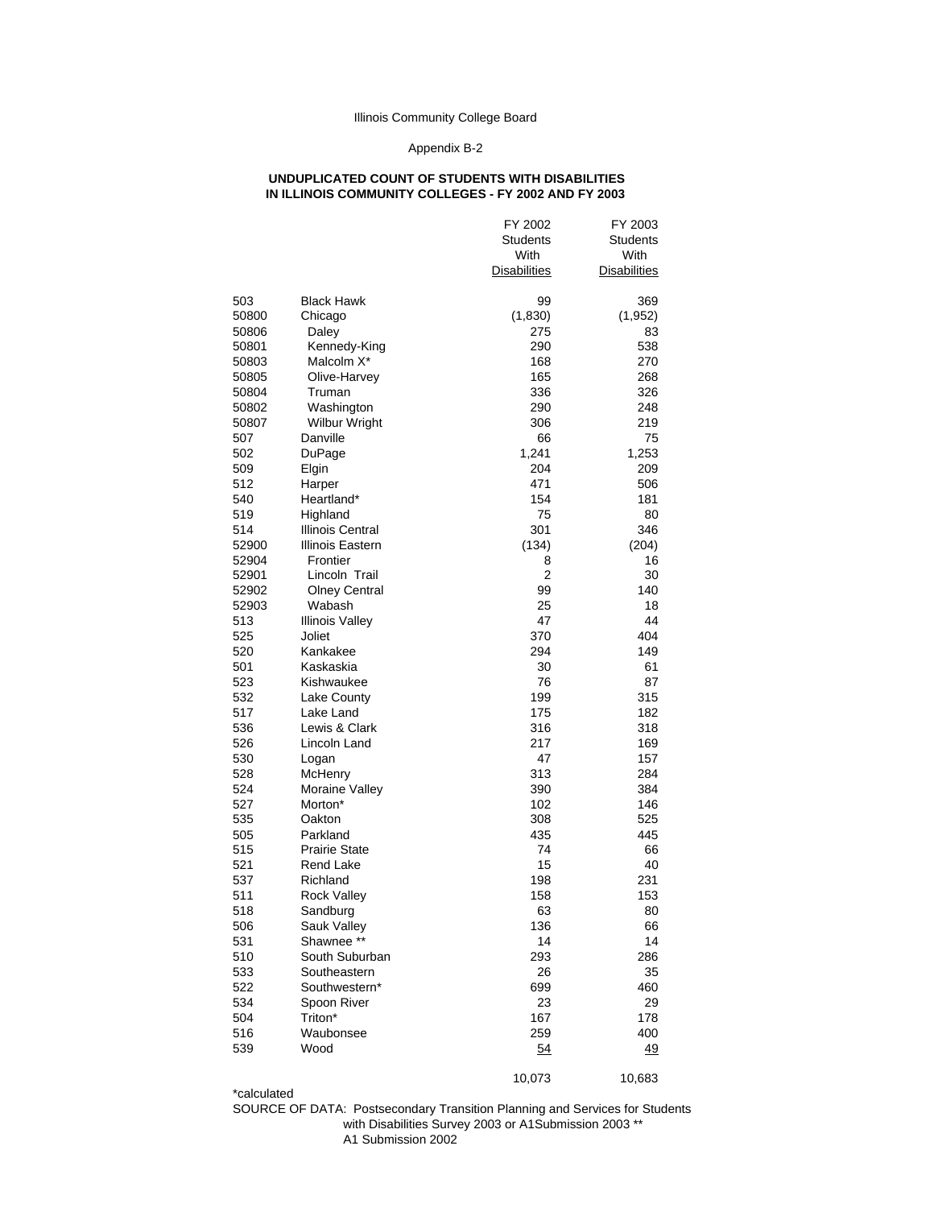Illinois Community College Board

Appendix B-2

**UNDUPLICATED COUNT OF STUDENTS WITH DISABILITIES IN ILLINOIS COMMUNITY COLLEGES - FY 2002 AND FY 2003**

| | | FY 2002 Students With Disabilities | FY 2003 Students With Disabilities |
|---|---|---|---|
| 503 | Black Hawk | 99 | 369 |
| 50800 | Chicago | (1,830) | (1,952) |
| 50806 | Daley | 275 | 83 |
| 50801 | Kennedy-King | 290 | 538 |
| 50803 | Malcolm X* | 168 | 270 |
| 50805 | Olive-Harvey | 165 | 268 |
| 50804 | Truman | 336 | 326 |
| 50802 | Washington | 290 | 248 |
| 50807 | Wilbur Wright | 306 | 219 |
| 507 | Danville | 66 | 75 |
| 502 | DuPage | 1,241 | 1,253 |
| 509 | Elgin | 204 | 209 |
| 512 | Harper | 471 | 506 |
| 540 | Heartland* | 154 | 181 |
| 519 | Highland | 75 | 80 |
| 514 | Illinois Central | 301 | 346 |
| 52900 | Illinois Eastern | (134) | (204) |
| 52904 | Frontier | 8 | 16 |
| 52901 | Lincoln Trail | 2 | 30 |
| 52902 | Olney Central | 99 | 140 |
| 52903 | Wabash | 25 | 18 |
| 513 | Illinois Valley | 47 | 44 |
| 525 | Joliet | 370 | 404 |
| 520 | Kankakee | 294 | 149 |
| 501 | Kaskaskia | 30 | 61 |
| 523 | Kishwaukee | 76 | 87 |
| 532 | Lake County | 199 | 315 |
| 517 | Lake Land | 175 | 182 |
| 536 | Lewis & Clark | 316 | 318 |
| 526 | Lincoln Land | 217 | 169 |
| 530 | Logan | 47 | 157 |
| 528 | McHenry | 313 | 284 |
| 524 | Moraine Valley | 390 | 384 |
| 527 | Morton* | 102 | 146 |
| 535 | Oakton | 308 | 525 |
| 505 | Parkland | 435 | 445 |
| 515 | Prairie State | 74 | 66 |
| 521 | Rend Lake | 15 | 40 |
| 537 | Richland | 198 | 231 |
| 511 | Rock Valley | 158 | 153 |
| 518 | Sandburg | 63 | 80 |
| 506 | Sauk Valley | 136 | 66 |
| 531 | Shawnee ** | 14 | 14 |
| 510 | South Suburban | 293 | 286 |
| 533 | Southeastern | 26 | 35 |
| 522 | Southwestern* | 699 | 460 |
| 534 | Spoon River | 23 | 29 |
| 504 | Triton* | 167 | 178 |
| 516 | Waubonsee | 259 | 400 |
| 539 | Wood | 54 | 49 |
| | | 10,073 | 10,683 |

*calculated

SOURCE OF DATA: Postsecondary Transition Planning and Services for Students with Disabilities Survey 2003 or A1Submission 2003 ** A1 Submission 2002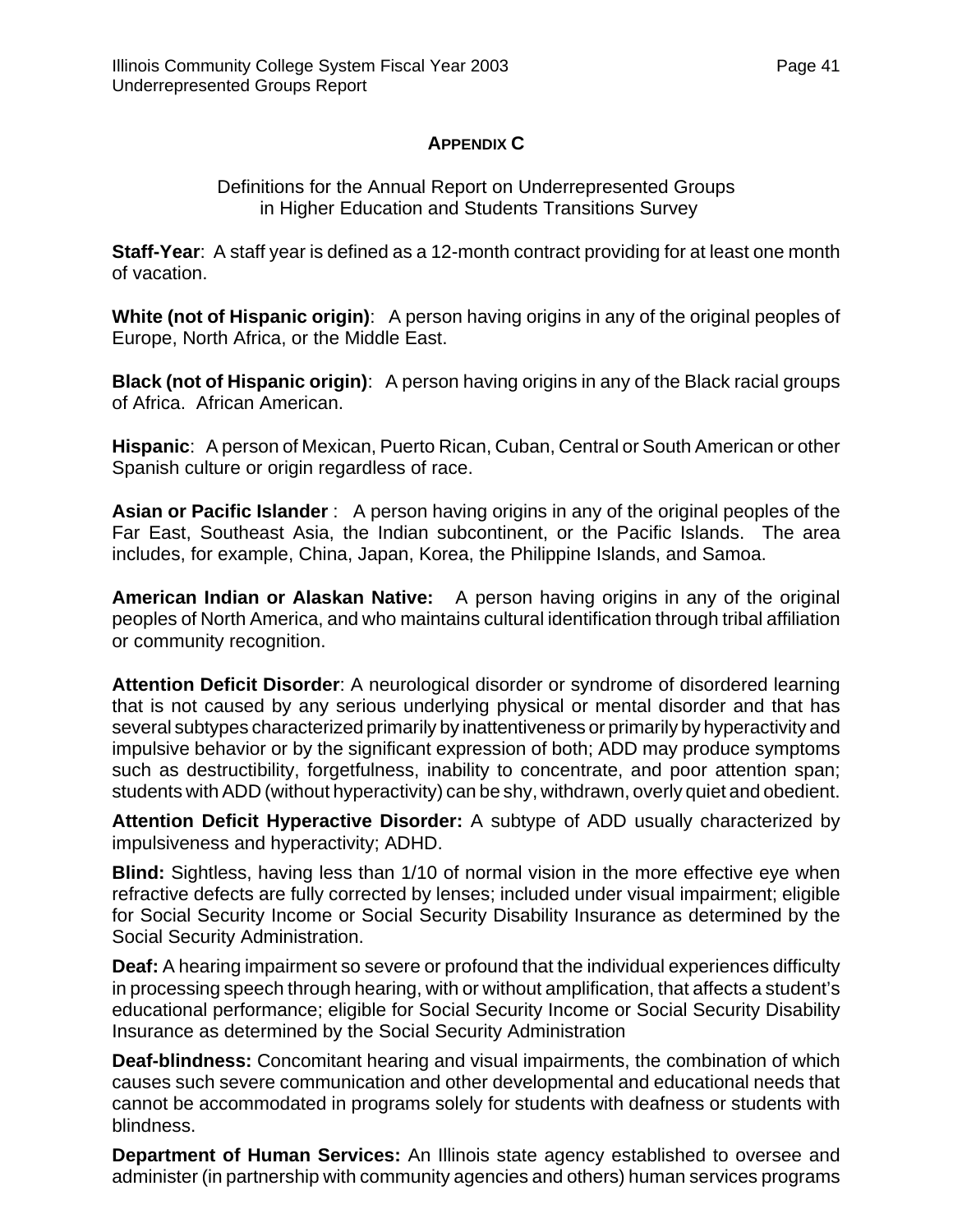## APPENDIX C

Definitions for the Annual Report on Underrepresented Groups in Higher Education and Students Transitions Survey

**Staff-Year**: A staff year is defined as a 12-month contract providing for at least one month of vacation.

**White (not of Hispanic origin)**: A person having origins in any of the original peoples of Europe, North Africa, or the Middle East.

**Black (not of Hispanic origin)**: A person having origins in any of the Black racial groups of Africa. African American.

**Hispanic**: A person of Mexican, Puerto Rican, Cuban, Central or South American or other Spanish culture or origin regardless of race.

**Asian or Pacific Islander** : A person having origins in any of the original peoples of the Far East, Southeast Asia, the Indian subcontinent, or the Pacific Islands. The area includes, for example, China, Japan, Korea, the Philippine Islands, and Samoa.

**American Indian or Alaskan Native:** A person having origins in any of the original peoples of North America, and who maintains cultural identification through tribal affiliation or community recognition.

**Attention Deficit Disorder**: A neurological disorder or syndrome of disordered learning that is not caused by any serious underlying physical or mental disorder and that has several subtypes characterized primarily by inattentiveness or primarily by hyperactivity and impulsive behavior or by the significant expression of both; ADD may produce symptoms such as destructibility, forgetfulness, inability to concentrate, and poor attention span; students with ADD (without hyperactivity) can be shy, withdrawn, overly quiet and obedient.

**Attention Deficit Hyperactive Disorder:** A subtype of ADD usually characterized by impulsiveness and hyperactivity; ADHD.

**Blind:** Sightless, having less than 1/10 of normal vision in the more effective eye when refractive defects are fully corrected by lenses; included under visual impairment; eligible for Social Security Income or Social Security Disability Insurance as determined by the Social Security Administration.

**Deaf:** A hearing impairment so severe or profound that the individual experiences difficulty in processing speech through hearing, with or without amplification, that affects a student's educational performance; eligible for Social Security Income or Social Security Disability Insurance as determined by the Social Security Administration

**Deaf-blindness:** Concomitant hearing and visual impairments, the combination of which causes such severe communication and other developmental and educational needs that cannot be accommodated in programs solely for students with deafness or students with blindness.

**Department of Human Services:** An Illinois state agency established to oversee and administer (in partnership with community agencies and others) human services programs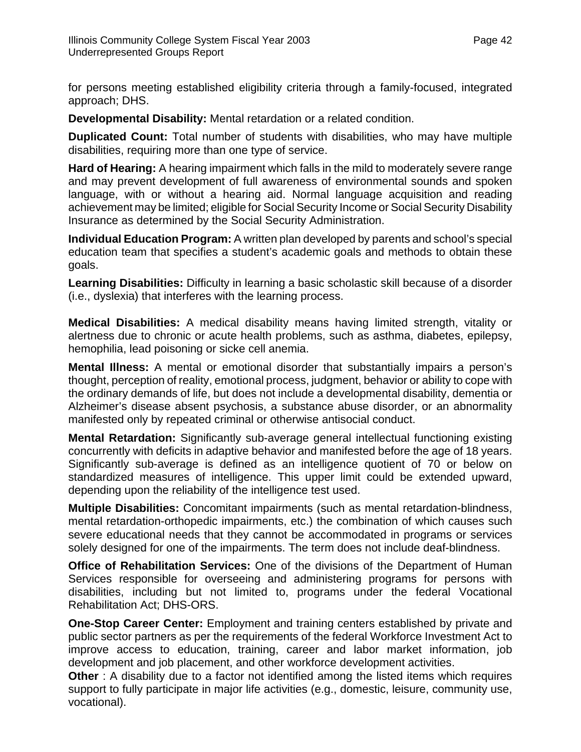for persons meeting established eligibility criteria through a family-focused, integrated approach; DHS.

**Developmental Disability:** Mental retardation or a related condition.

**Duplicated Count:** Total number of students with disabilities, who may have multiple disabilities, requiring more than one type of service.

**Hard of Hearing:** A hearing impairment which falls in the mild to moderately severe range and may prevent development of full awareness of environmental sounds and spoken language, with or without a hearing aid. Normal language acquisition and reading achievement may be limited; eligible for Social Security Income or Social Security Disability Insurance as determined by the Social Security Administration.

**Individual Education Program:** A written plan developed by parents and school's special education team that specifies a student's academic goals and methods to obtain these goals.

**Learning Disabilities:** Difficulty in learning a basic scholastic skill because of a disorder (i.e., dyslexia) that interferes with the learning process.

**Medical Disabilities:** A medical disability means having limited strength, vitality or alertness due to chronic or acute health problems, such as asthma, diabetes, epilepsy, hemophilia, lead poisoning or sicke cell anemia.

**Mental Illness:** A mental or emotional disorder that substantially impairs a person's thought, perception of reality, emotional process, judgment, behavior or ability to cope with the ordinary demands of life, but does not include a developmental disability, dementia or Alzheimer's disease absent psychosis, a substance abuse disorder, or an abnormality manifested only by repeated criminal or otherwise antisocial conduct.

**Mental Retardation:** Significantly sub-average general intellectual functioning existing concurrently with deficits in adaptive behavior and manifested before the age of 18 years. Significantly sub-average is defined as an intelligence quotient of 70 or below on standardized measures of intelligence. This upper limit could be extended upward, depending upon the reliability of the intelligence test used.

**Multiple Disabilities:** Concomitant impairments (such as mental retardation-blindness, mental retardation-orthopedic impairments, etc.) the combination of which causes such severe educational needs that they cannot be accommodated in programs or services solely designed for one of the impairments. The term does not include deaf-blindness.

**Office of Rehabilitation Services:** One of the divisions of the Department of Human Services responsible for overseeing and administering programs for persons with disabilities, including but not limited to, programs under the federal Vocational Rehabilitation Act; DHS-ORS.

**One-Stop Career Center:** Employment and training centers established by private and public sector partners as per the requirements of the federal Workforce Investment Act to improve access to education, training, career and labor market information, job development and job placement, and other workforce development activities.

**Other** : A disability due to a factor not identified among the listed items which requires support to fully participate in major life activities (e.g., domestic, leisure, community use, vocational).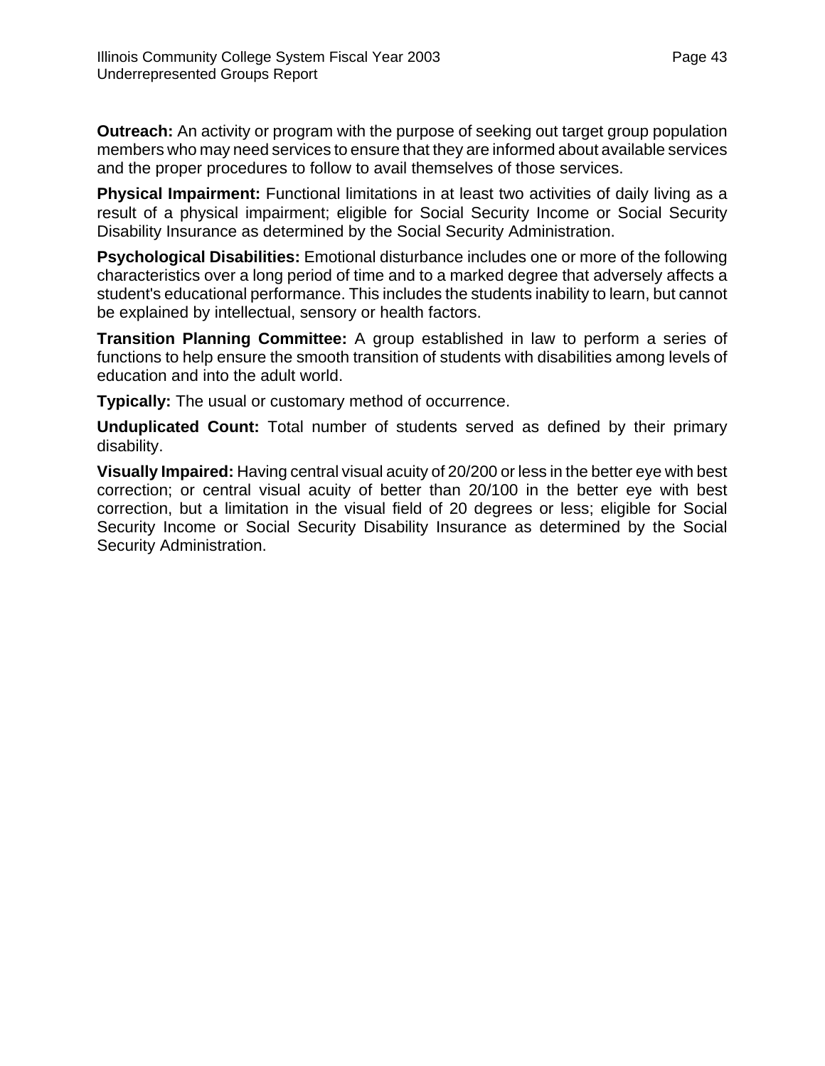**Outreach:** An activity or program with the purpose of seeking out target group population members who may need services to ensure that they are informed about available services and the proper procedures to follow to avail themselves of those services.

**Physical Impairment:** Functional limitations in at least two activities of daily living as a result of a physical impairment; eligible for Social Security Income or Social Security Disability Insurance as determined by the Social Security Administration.

**Psychological Disabilities:** Emotional disturbance includes one or more of the following characteristics over a long period of time and to a marked degree that adversely affects a student's educational performance. This includes the students inability to learn, but cannot be explained by intellectual, sensory or health factors.

**Transition Planning Committee:** A group established in law to perform a series of functions to help ensure the smooth transition of students with disabilities among levels of education and into the adult world.

**Typically:** The usual or customary method of occurrence.

**Unduplicated Count:** Total number of students served as defined by their primary disability.

**Visually Impaired:** Having central visual acuity of 20/200 or less in the better eye with best correction; or central visual acuity of better than 20/100 in the better eye with best correction, but a limitation in the visual field of 20 degrees or less; eligible for Social Security Income or Social Security Disability Insurance as determined by the Social Security Administration.